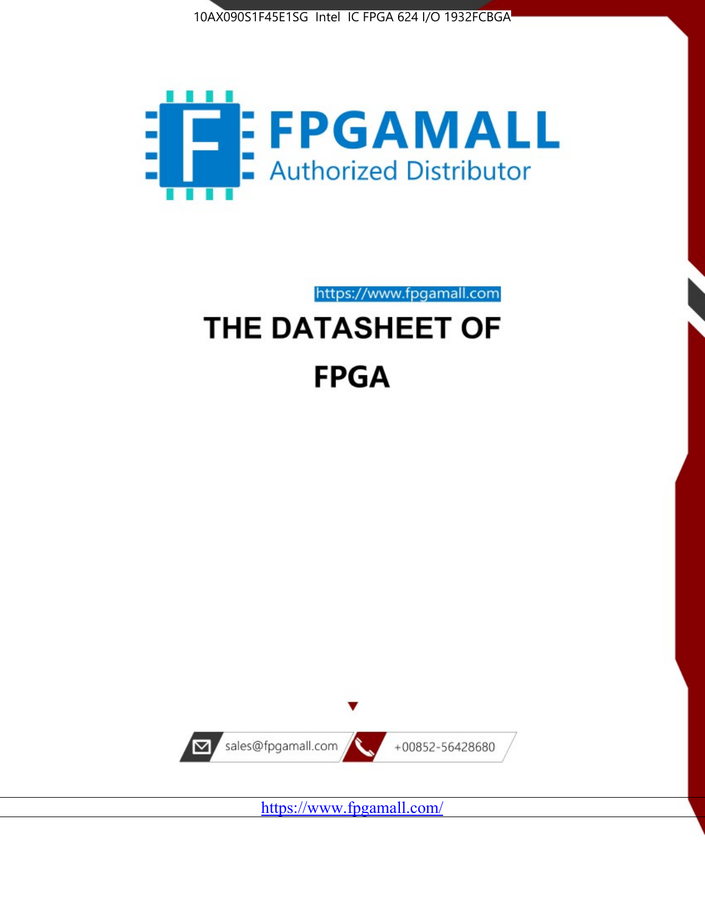10AX090S1F45E1SG Intel IC FPGA 624 I/O 1932FCBGA

FPGAMALL

Authorized Distributor

https://www.fpgamall.com

# THE DATASHEET OF

# FPGA

sales@fpgamall.com

+00852-56428680

https://www.fpgamall.com/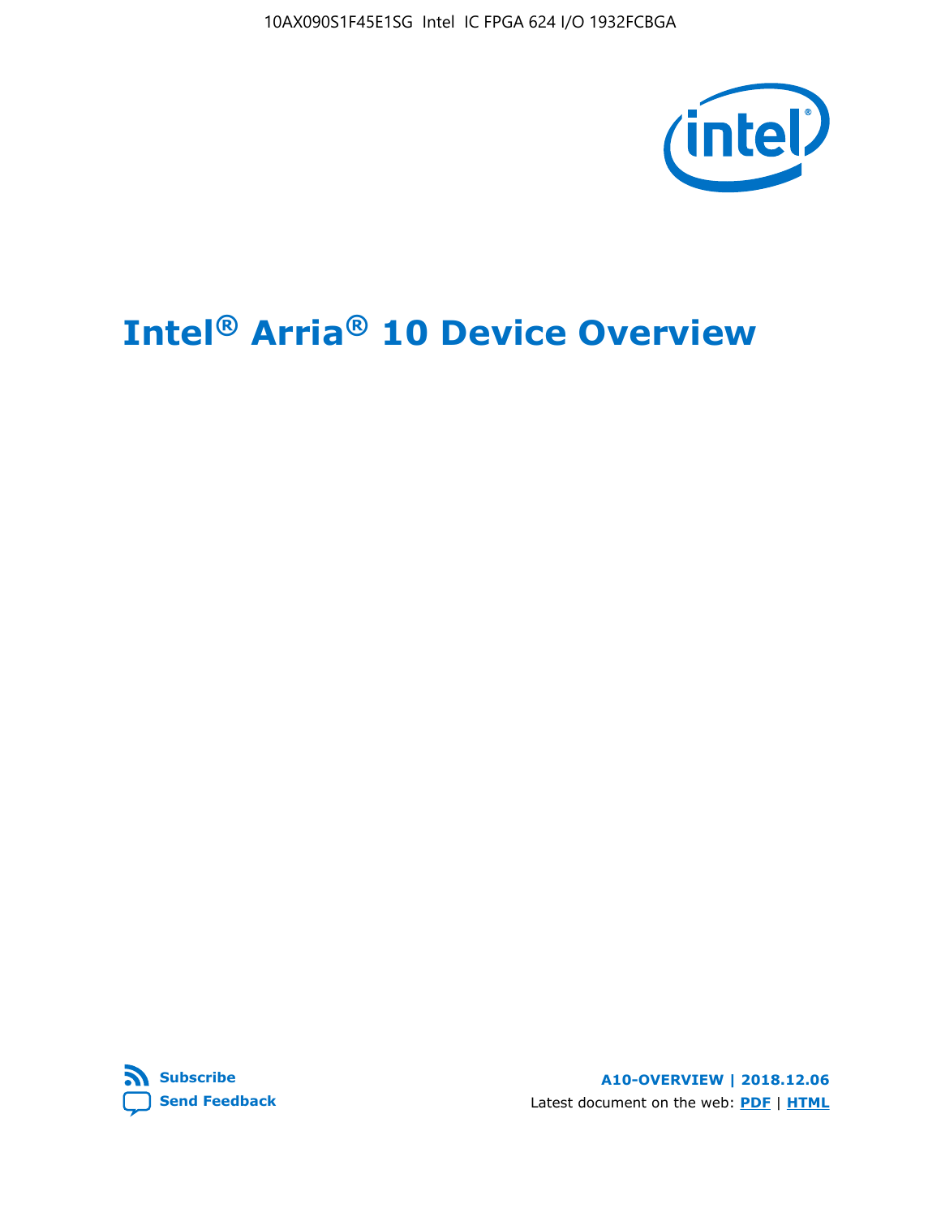# Intel® Arria® 10 Device Overview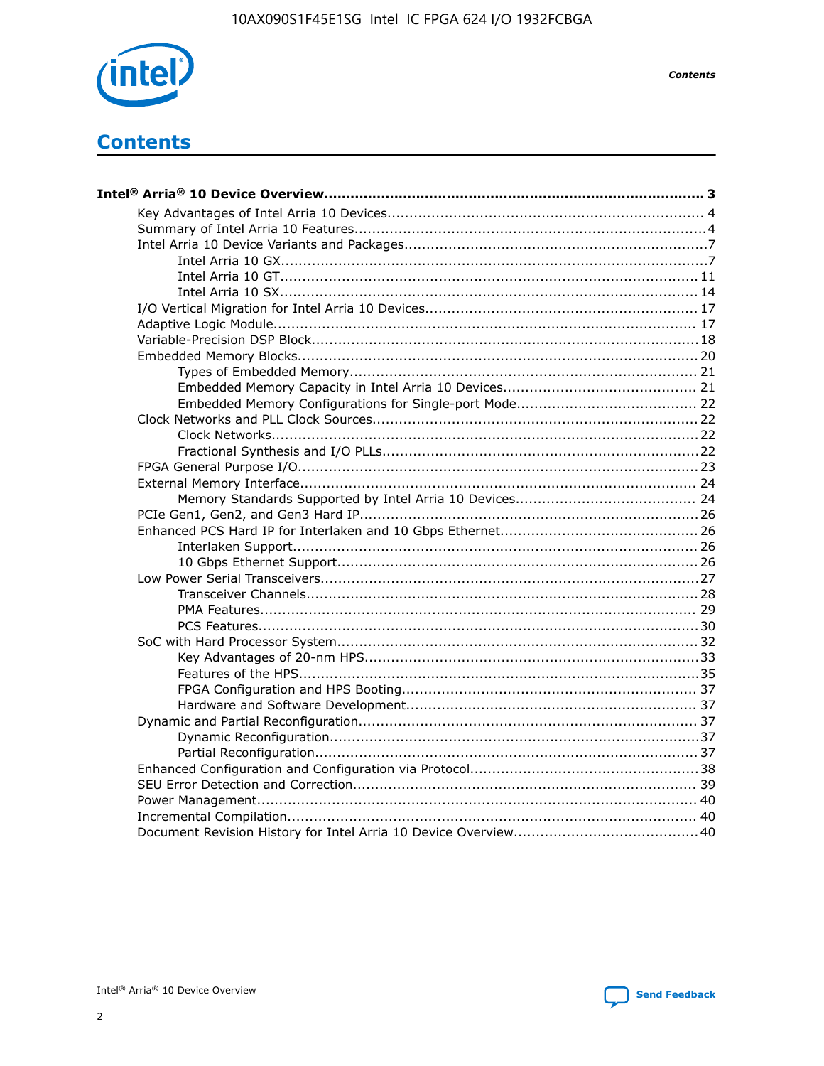# Contents

**Intel® Arria® 10 Device Overview....................................................................................... 3**

- Key Advantages of Intel Arria 10 Devices........................................................................ 4
- Summary of Intel Arria 10 Features................................................................................4
- Intel Arria 10 Device Variants and Packages.....................................................................7
    - Intel Arria 10 GX.................................................................................................7
    - Intel Arria 10 GT............................................................................................... 11
    - Intel Arria 10 SX............................................................................................... 14
- I/O Vertical Migration for Intel Arria 10 Devices............................................................. 17
- Adaptive Logic Module................................................................................................ 17
- Variable-Precision DSP Block.......................................................................................18
- Embedded Memory Blocks..........................................................................................20
    - Types of Embedded Memory............................................................................... 21
    - Embedded Memory Capacity in Intel Arria 10 Devices............................................ 21
    - Embedded Memory Configurations for Single-port Mode......................................... 22
- Clock Networks and PLL Clock Sources.........................................................................22
    - Clock Networks.................................................................................................22
    - Fractional Synthesis and I/O PLLs.......................................................................22
- FPGA General Purpose I/O..........................................................................................23
- External Memory Interface.......................................................................................... 24
    - Memory Standards Supported by Intel Arria 10 Devices......................................... 24
- PCIe Gen1, Gen2, and Gen3 Hard IP.............................................................................26
- Enhanced PCS Hard IP for Interlaken and 10 Gbps Ethernet.............................................26
    - Interlaken Support............................................................................................ 26
    - 10 Gbps Ethernet Support.................................................................................. 26
- Low Power Serial Transceivers.....................................................................................27
    - Transceiver Channels.........................................................................................28
    - PMA Features................................................................................................... 29
    - PCS Features....................................................................................................30
- SoC with Hard Processor System..................................................................................32
    - Key Advantages of 20-nm HPS............................................................................33
    - Features of the HPS...........................................................................................35
    - FPGA Configuration and HPS Booting................................................................... 37
    - Hardware and Software Development.................................................................. 37
- Dynamic and Partial Reconfiguration.............................................................................37
    - Dynamic Reconfiguration....................................................................................37
    - Partial Reconfiguration.......................................................................................37
- Enhanced Configuration and Configuration via Protocol....................................................38
- SEU Error Detection and Correction.............................................................................. 39
- Power Management.................................................................................................... 40
- Incremental Compilation............................................................................................. 40
- Document Revision History for Intel Arria 10 Device Overview.......................................... 40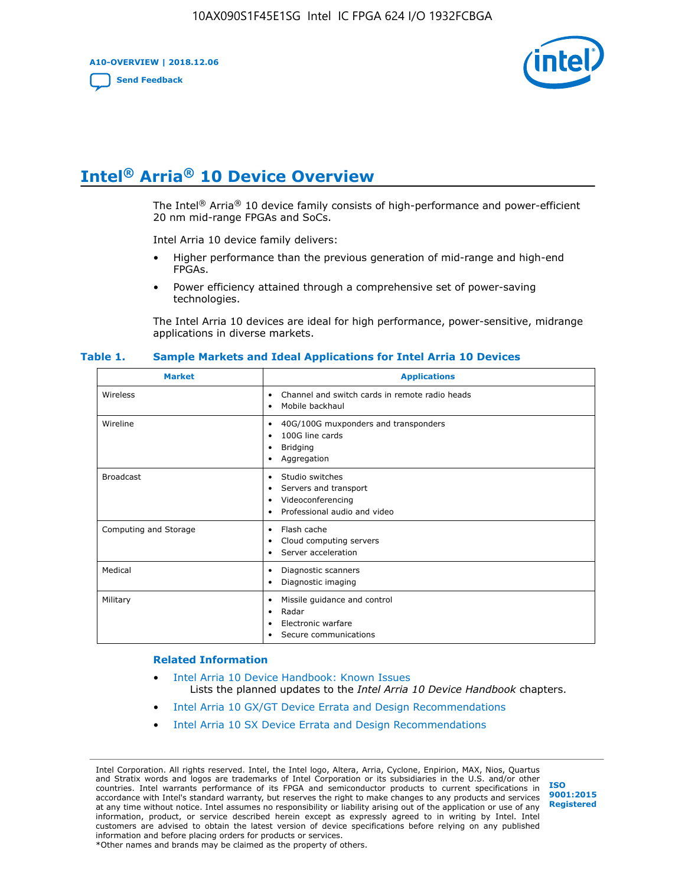# Intel® Arria® 10 Device Overview

The Intel® Arria® 10 device family consists of high-performance and power-efficient 20 nm mid-range FPGAs and SoCs.

Intel Arria 10 device family delivers:

- Higher performance than the previous generation of mid-range and high-end FPGAs.
- Power efficiency attained through a comprehensive set of power-saving technologies.

The Intel Arria 10 devices are ideal for high performance, power-sensitive, midrange applications in diverse markets.

**Table 1. Sample Markets and Ideal Applications for Intel Arria 10 Devices**

| Market | Applications |
| --- | --- |
| Wireless | • Channel and switch cards in remote radio heads<br>• Mobile backhaul |
| Wireline | • 40G/100G muxponders and transponders<br>• 100G line cards<br>• Bridging<br>• Aggregation |
| Broadcast | • Studio switches<br>• Servers and transport<br>• Videoconferencing<br>• Professional audio and video |
| Computing and Storage | • Flash cache<br>• Cloud computing servers<br>• Server acceleration |
| Medical | • Diagnostic scanners<br>• Diagnostic imaging |
| Military | • Missile guidance and control<br>• Radar<br>• Electronic warfare<br>• Secure communications |

### Related Information

- Intel Arria 10 Device Handbook: Known Issues
  Lists the planned updates to the *Intel Arria 10 Device Handbook* chapters.
- Intel Arria 10 GX/GT Device Errata and Design Recommendations
- Intel Arria 10 SX Device Errata and Design Recommendations

Intel Corporation. All rights reserved. Intel, the Intel logo, Altera, Arria, Cyclone, Enpirion, MAX, Nios, Quartus and Stratix words and logos are trademarks of Intel Corporation or its subsidiaries in the U.S. and/or other countries. Intel warrants performance of its FPGA and semiconductor products to current specifications in accordance with Intel's standard warranty, but reserves the right to make changes to any products and services at any time without notice. Intel assumes no responsibility or liability arising out of the application or use of any information, product, or service described herein except as expressly agreed to in writing by Intel. Intel customers are advised to obtain the latest version of device specifications before relying on any published information and before placing orders for products or services.
*Other names and brands may be claimed as the property of others.

ISO 9001:2015 Registered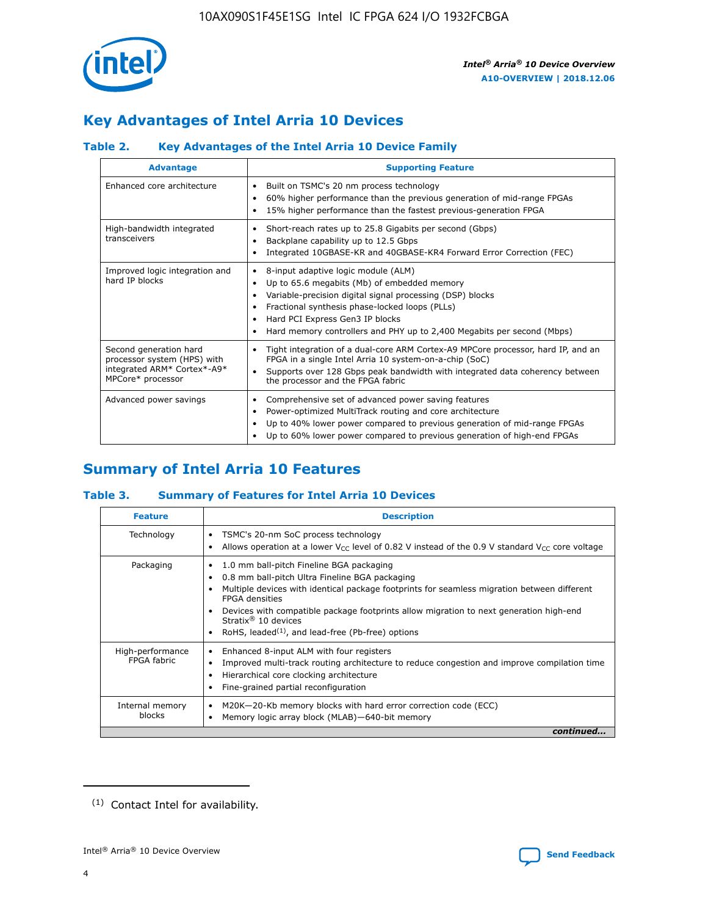## Key Advantages of Intel Arria 10 Devices

### Table 2. Key Advantages of the Intel Arria 10 Device Family

| Advantage | Supporting Feature |
|---|---|
| Enhanced core architecture | • Built on TSMC's 20 nm process technology<br>• 60% higher performance than the previous generation of mid-range FPGAs<br>• 15% higher performance than the fastest previous-generation FPGA |
| High-bandwidth integrated transceivers | • Short-reach rates up to 25.8 Gigabits per second (Gbps)<br>• Backplane capability up to 12.5 Gbps<br>• Integrated 10GBASE-KR and 40GBASE-KR4 Forward Error Correction (FEC) |
| Improved logic integration and hard IP blocks | • 8-input adaptive logic module (ALM)<br>• Up to 65.6 megabits (Mb) of embedded memory<br>• Variable-precision digital signal processing (DSP) blocks<br>• Fractional synthesis phase-locked loops (PLLs)<br>• Hard PCI Express Gen3 IP blocks<br>• Hard memory controllers and PHY up to 2,400 Megabits per second (Mbps) |
| Second generation hard processor system (HPS) with integrated ARM* Cortex*-A9* MPCore* processor | • Tight integration of a dual-core ARM Cortex-A9 MPCore processor, hard IP, and an FPGA in a single Intel Arria 10 system-on-a-chip (SoC)<br>• Supports over 128 Gbps peak bandwidth with integrated data coherency between the processor and the FPGA fabric |
| Advanced power savings | • Comprehensive set of advanced power saving features<br>• Power-optimized MultiTrack routing and core architecture<br>• Up to 40% lower power compared to previous generation of mid-range FPGAs<br>• Up to 60% lower power compared to previous generation of high-end FPGAs |

## Summary of Intel Arria 10 Features

### Table 3. Summary of Features for Intel Arria 10 Devices

| Feature | Description |
|---|---|
| Technology | • TSMC's 20-nm SoC process technology<br>• Allows operation at a lower $V_{CC}$ level of 0.82 V instead of the 0.9 V standard $V_{CC}$ core voltage |
| Packaging | • 1.0 mm ball-pitch Fineline BGA packaging<br>• 0.8 mm ball-pitch Ultra Fineline BGA packaging<br>• Multiple devices with identical package footprints for seamless migration between different FPGA densities<br>• Devices with compatible package footprints allow migration to next generation high-end Stratix® 10 devices<br>• RoHS, leaded[(1)], and lead-free (Pb-free) options |
| High-performance FPGA fabric | • Enhanced 8-input ALM with four registers<br>• Improved multi-track routing architecture to reduce congestion and improve compilation time<br>• Hierarchical core clocking architecture<br>• Fine-grained partial reconfiguration |
| Internal memory blocks | • M20K—20-Kb memory blocks with hard error correction code (ECC)<br>• Memory logic array block (MLAB)—640-bit memory |

*continued...*

(1) Contact Intel for availability.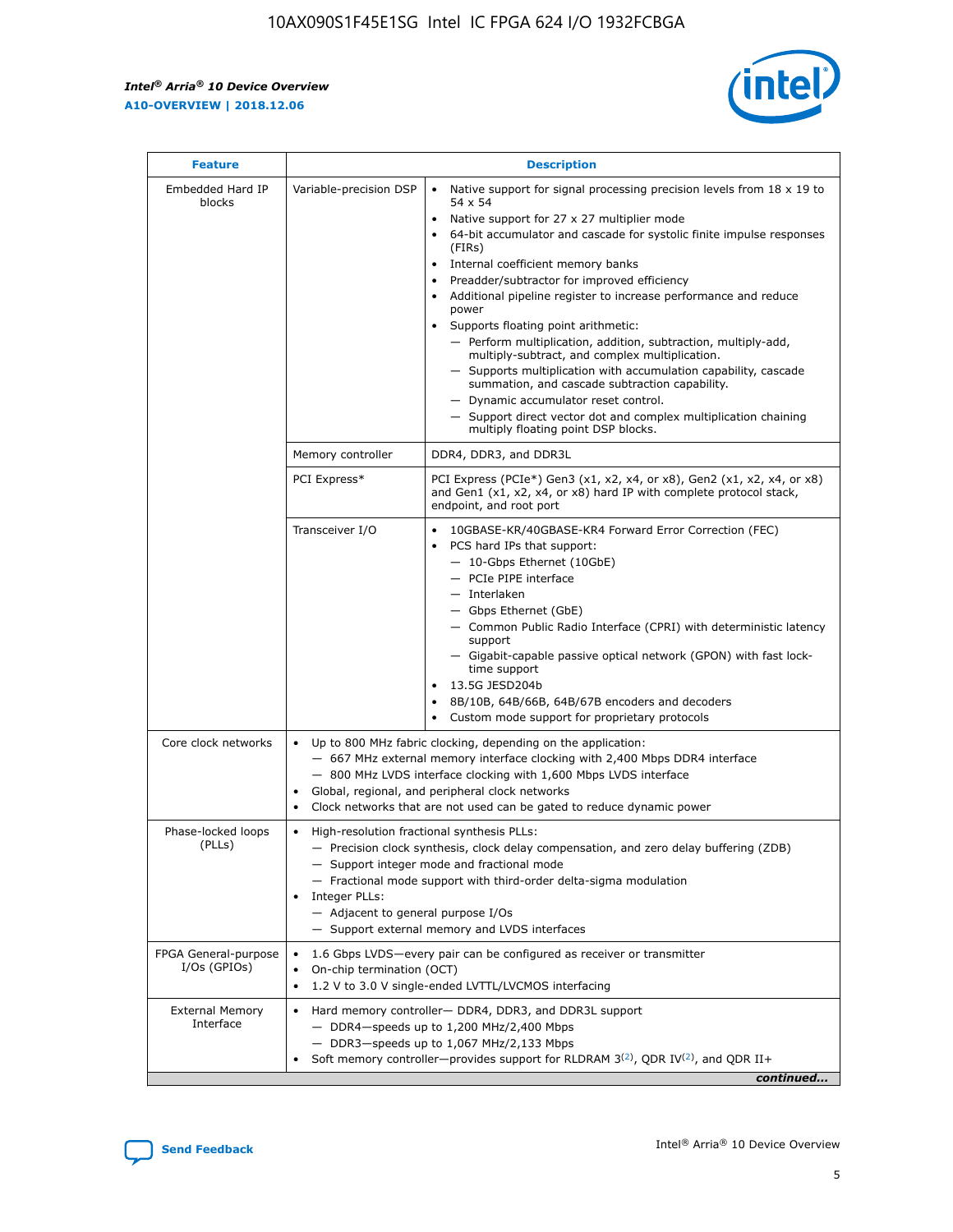| Feature | Description | |
|---|---|---|
| Embedded Hard IP blocks | Variable-precision DSP | • Native support for signal processing precision levels from 18 x 19 to 54 x 54<br>• Native support for 27 x 27 multiplier mode<br>• 64-bit accumulator and cascade for systolic finite impulse responses (FIRs)<br>• Internal coefficient memory banks<br>• Preadder/subtractor for improved efficiency<br>• Additional pipeline register to increase performance and reduce power<br>• Supports floating point arithmetic:<br>— Perform multiplication, addition, subtraction, multiply-add, multiply-subtract, and complex multiplication.<br>— Supports multiplication with accumulation capability, cascade summation, and cascade subtraction capability.<br>— Dynamic accumulator reset control.<br>— Support direct vector dot and complex multiplication chaining multiply floating point DSP blocks. |
| | Memory controller | DDR4, DDR3, and DDR3L |
| | PCI Express* | PCI Express (PCIe*) Gen3 (x1, x2, x4, or x8), Gen2 (x1, x2, x4, or x8) and Gen1 (x1, x2, x4, or x8) hard IP with complete protocol stack, endpoint, and root port |
| | Transceiver I/O | • 10GBASE-KR/40GBASE-KR4 Forward Error Correction (FEC)<br>• PCS hard IPs that support:<br>— 10-Gbps Ethernet (10GbE)<br>— PCIe PIPE interface<br>— Interlaken<br>— Gbps Ethernet (GbE)<br>— Common Public Radio Interface (CPRI) with deterministic latency support<br>— Gigabit-capable passive optical network (GPON) with fast lock-time support<br>• 13.5G JESD204b<br>• 8B/10B, 64B/66B, 64B/67B encoders and decoders<br>• Custom mode support for proprietary protocols |
| Core clock networks | • Up to 800 MHz fabric clocking, depending on the application:<br>— 667 MHz external memory interface clocking with 2,400 Mbps DDR4 interface<br>— 800 MHz LVDS interface clocking with 1,600 Mbps LVDS interface<br>• Global, regional, and peripheral clock networks<br>• Clock networks that are not used can be gated to reduce dynamic power | |
| Phase-locked loops (PLLs) | • High-resolution fractional synthesis PLLs:<br>— Precision clock synthesis, clock delay compensation, and zero delay buffering (ZDB)<br>— Support integer mode and fractional mode<br>— Fractional mode support with third-order delta-sigma modulation<br>• Integer PLLs:<br>— Adjacent to general purpose I/Os<br>— Support external memory and LVDS interfaces | |
| FPGA General-purpose I/Os (GPIOs) | • 1.6 Gbps LVDS—every pair can be configured as receiver or transmitter<br>• On-chip termination (OCT)<br>• 1.2 V to 3.0 V single-ended LVTTL/LVCMOS interfacing | |
| External Memory Interface | • Hard memory controller— DDR4, DDR3, and DDR3L support<br>— DDR4—speeds up to 1,200 MHz/2,400 Mbps<br>— DDR3—speeds up to 1,067 MHz/2,133 Mbps<br>• Soft memory controller—provides support for RLDRAM 3[(2)], QDR IV[(2)], and QDR II+ | |

*continued...*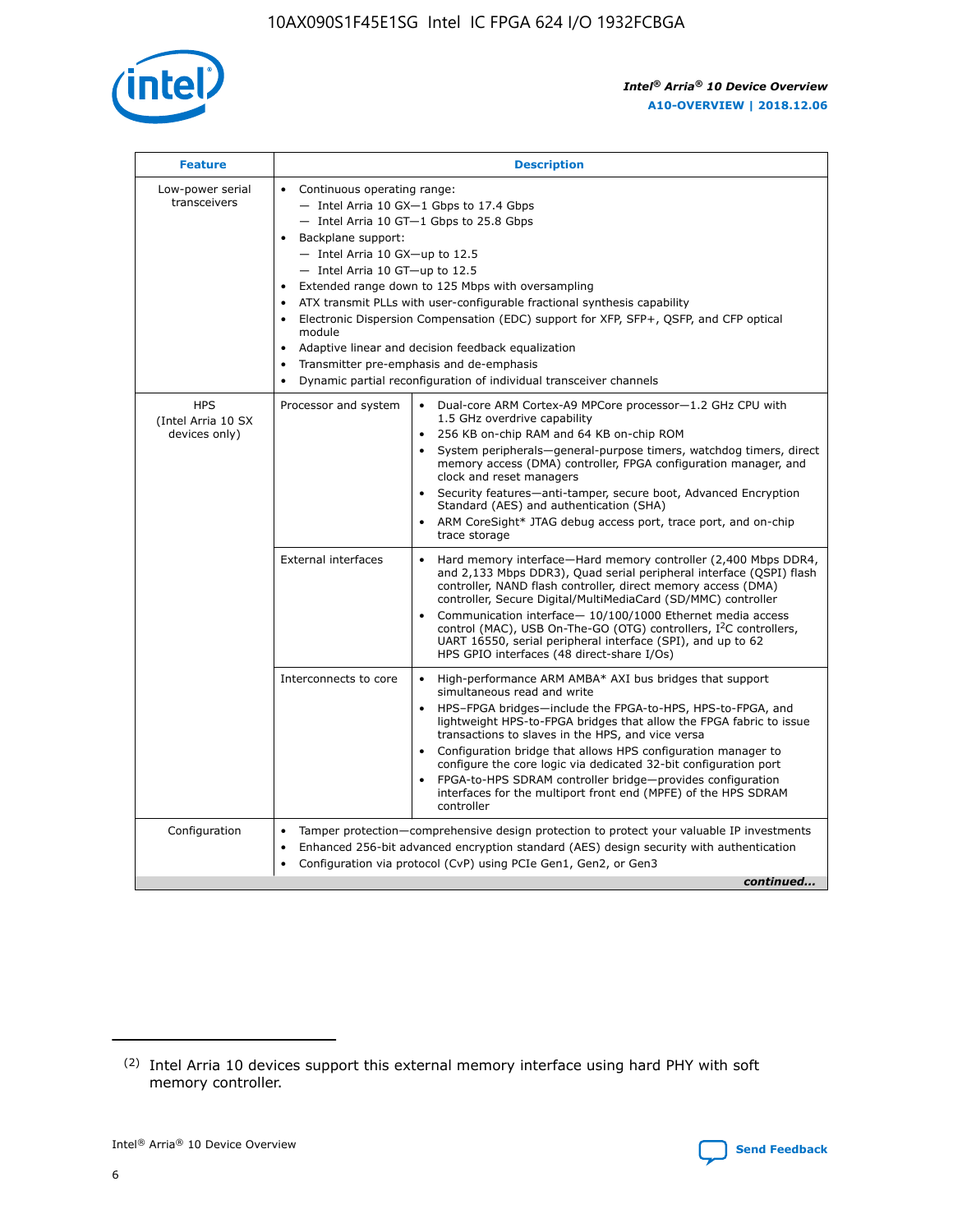| Feature | Description | |
|---|---|---|
| Low-power serial transceivers | • Continuous operating range:<br>— Intel Arria 10 GX—1 Gbps to 17.4 Gbps<br>— Intel Arria 10 GT—1 Gbps to 25.8 Gbps<br>• Backplane support:<br>— Intel Arria 10 GX—up to 12.5<br>— Intel Arria 10 GT—up to 12.5<br>• Extended range down to 125 Mbps with oversampling<br>• ATX transmit PLLs with user-configurable fractional synthesis capability<br>• Electronic Dispersion Compensation (EDC) support for XFP, SFP+, QSFP, and CFP optical module<br>• Adaptive linear and decision feedback equalization<br>• Transmitter pre-emphasis and de-emphasis<br>• Dynamic partial reconfiguration of individual transceiver channels | |
| HPS (Intel Arria 10 SX devices only) | Processor and system | • Dual-core ARM Cortex-A9 MPCore processor—1.2 GHz CPU with 1.5 GHz overdrive capability<br>• 256 KB on-chip RAM and 64 KB on-chip ROM<br>• System peripherals—general-purpose timers, watchdog timers, direct memory access (DMA) controller, FPGA configuration manager, and clock and reset managers<br>• Security features—anti-tamper, secure boot, Advanced Encryption Standard (AES) and authentication (SHA)<br>• ARM CoreSight* JTAG debug access port, trace port, and on-chip trace storage |
| | External interfaces | • Hard memory interface—Hard memory controller (2,400 Mbps DDR4, and 2,133 Mbps DDR3), Quad serial peripheral interface (QSPI) flash controller, NAND flash controller, direct memory access (DMA) controller, Secure Digital/MultiMediaCard (SD/MMC) controller<br>• Communication interface— 10/100/1000 Ethernet media access control (MAC), USB On-The-GO (OTG) controllers, I²C controllers, UART 16550, serial peripheral interface (SPI), and up to 62 HPS GPIO interfaces (48 direct-share I/Os) |
| | Interconnects to core | • High-performance ARM AMBA* AXI bus bridges that support simultaneous read and write<br>• HPS–FPGA bridges—include the FPGA-to-HPS, HPS-to-FPGA, and lightweight HPS-to-FPGA bridges that allow the FPGA fabric to issue transactions to slaves in the HPS, and vice versa<br>• Configuration bridge that allows HPS configuration manager to configure the core logic via dedicated 32-bit configuration port<br>• FPGA-to-HPS SDRAM controller bridge—provides configuration interfaces for the multiport front end (MPFE) of the HPS SDRAM controller |
| Configuration | • Tamper protection—comprehensive design protection to protect your valuable IP investments<br>• Enhanced 256-bit advanced encryption standard (AES) design security with authentication<br>• Configuration via protocol (CvP) using PCIe Gen1, Gen2, or Gen3 | |

*continued...*

(2) Intel Arria 10 devices support this external memory interface using hard PHY with soft memory controller.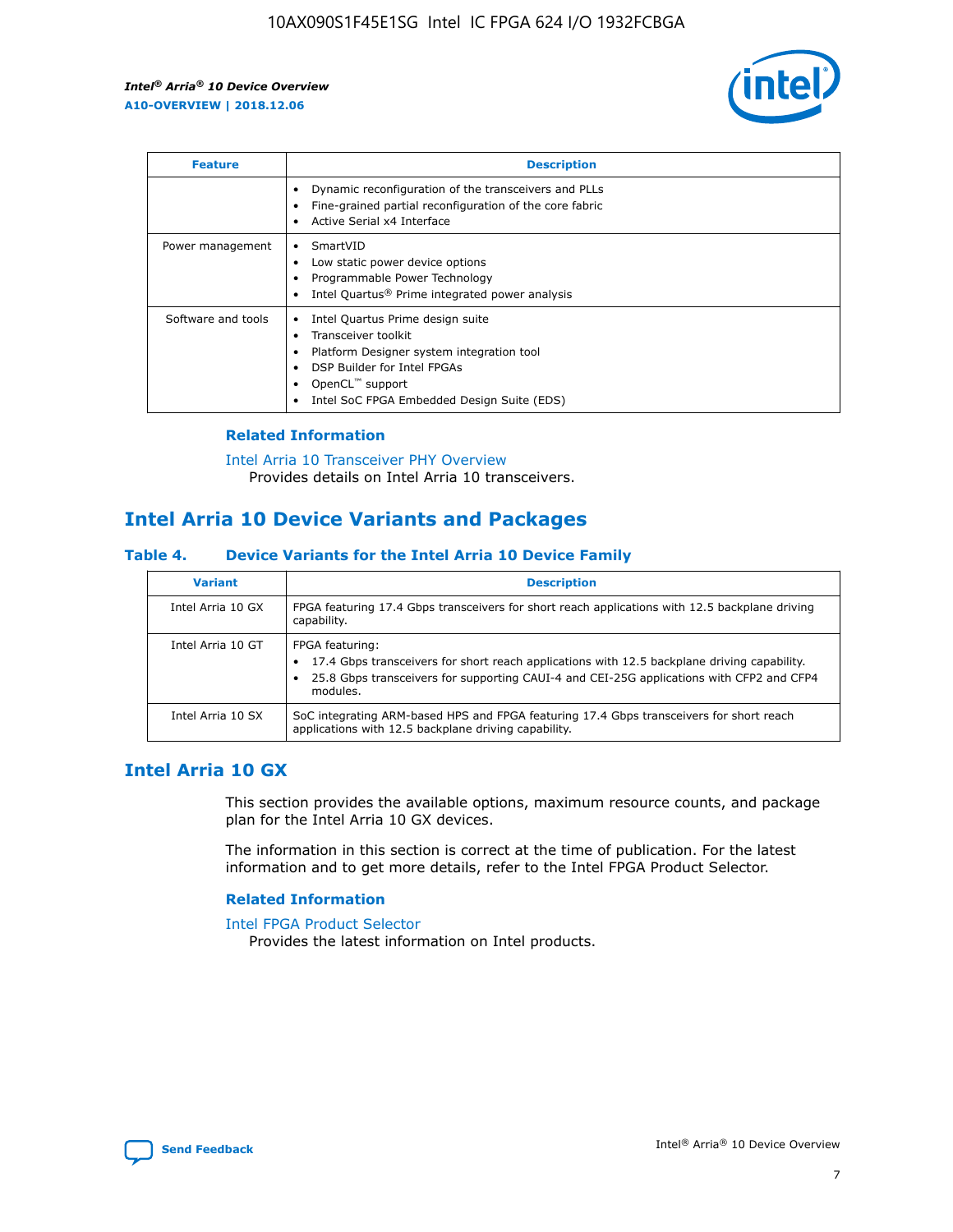| Feature | Description |
| --- | --- |
| | • Dynamic reconfiguration of the transceivers and PLLs<br>• Fine-grained partial reconfiguration of the core fabric<br>• Active Serial x4 Interface |
| Power management | • SmartVID<br>• Low static power device options<br>• Programmable Power Technology<br>• Intel Quartus® Prime integrated power analysis |
| Software and tools | • Intel Quartus Prime design suite<br>• Transceiver toolkit<br>• Platform Designer system integration tool<br>• DSP Builder for Intel FPGAs<br>• OpenCL™ support<br>• Intel SoC FPGA Embedded Design Suite (EDS) |

### Related Information

Intel Arria 10 Transceiver PHY Overview
Provides details on Intel Arria 10 transceivers.

## Intel Arria 10 Device Variants and Packages

#### Table 4. Device Variants for the Intel Arria 10 Device Family

| Variant | Description |
| --- | --- |
| Intel Arria 10 GX | FPGA featuring 17.4 Gbps transceivers for short reach applications with 12.5 backplane driving capability. |
| Intel Arria 10 GT | FPGA featuring:<br>• 17.4 Gbps transceivers for short reach applications with 12.5 backplane driving capability.<br>• 25.8 Gbps transceivers for supporting CAUI-4 and CEI-25G applications with CFP2 and CFP4 modules. |
| Intel Arria 10 SX | SoC integrating ARM-based HPS and FPGA featuring 17.4 Gbps transceivers for short reach applications with 12.5 backplane driving capability. |

## Intel Arria 10 GX

This section provides the available options, maximum resource counts, and package plan for the Intel Arria 10 GX devices.

The information in this section is correct at the time of publication. For the latest information and to get more details, refer to the Intel FPGA Product Selector.

### Related Information

Intel FPGA Product Selector
Provides the latest information on Intel products.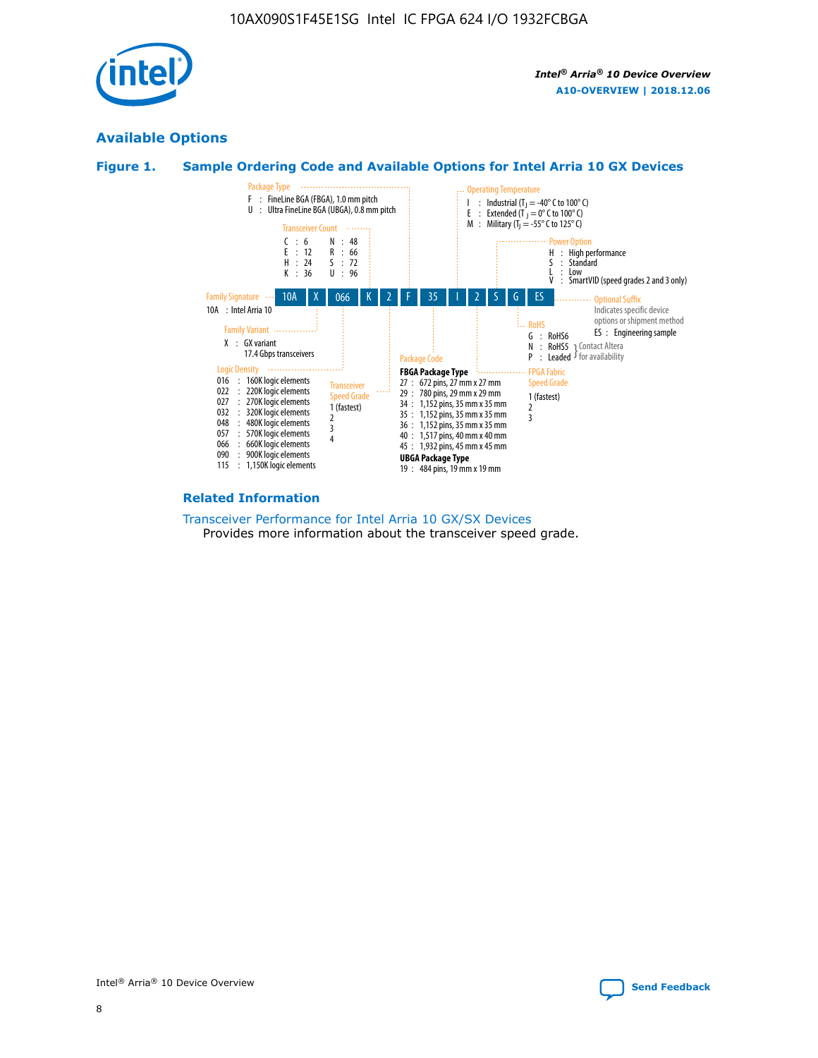## Available Options

### Figure 1. Sample Ordering Code and Available Options for Intel Arria 10 GX Devices

| 10A | X | 066 | K | 2 | F | 35 | I | 2 | S | G | ES |
|---|---|---|---|---|---|---|---|---|---|---|---|

**Family Signature**
- 10A : Intel Arria 10

**Family Variant**
- X : GX variant 17.4 Gbps transceivers

**Logic Density**
- 016 : 160K logic elements
- 022 : 220K logic elements
- 027 : 270K logic elements
- 032 : 320K logic elements
- 048 : 480K logic elements
- 057 : 570K logic elements
- 066 : 660K logic elements
- 090 : 900K logic elements
- 115 : 1,150K logic elements

**Transceiver Count**
- C : 6
- E : 12
- H : 24
- K : 36
- N : 48
- R : 66
- S : 72
- U : 96

**Transceiver Speed Grade**
- 1 (fastest)
- 2
- 3
- 4

**Package Type**
- F : FineLine BGA (FBGA), 1.0 mm pitch
- U : Ultra FineLine BGA (UBGA), 0.8 mm pitch

**Package Code**

**FBGA Package Type**
- 27 : 672 pins, 27 mm x 27 mm
- 29 : 780 pins, 29 mm x 29 mm
- 34 : 1,152 pins, 35 mm x 35 mm
- 35 : 1,152 pins, 35 mm x 35 mm
- 36 : 1,152 pins, 35 mm x 35 mm
- 40 : 1,517 pins, 40 mm x 40 mm
- 45 : 1,932 pins, 45 mm x 45 mm

**UBGA Package Type**
- 19 : 484 pins, 19 mm x 19 mm

**Operating Temperature**
- I : Industrial ($T_J$ = -40° C to 100° C)
- E : Extended ($T_J$ = 0° C to 100° C)
- M : Military ($T_J$ = -55° C to 125° C)

**FPGA Fabric Speed Grade**
- 1 (fastest)
- 2
- 3

**Power Option**
- H : High performance
- S : Standard
- L : Low
- V : SmartVID (speed grades 2 and 3 only)

**RoHS**
- G : RoHS6
- N : RoHS5 (Contact Altera for availability)
- P : Leaded (Contact Altera for availability)

**Optional Suffix**

Indicates specific device options or shipment method
- ES : Engineering sample

### Related Information

Transceiver Performance for Intel Arria 10 GX/SX Devices
Provides more information about the transceiver speed grade.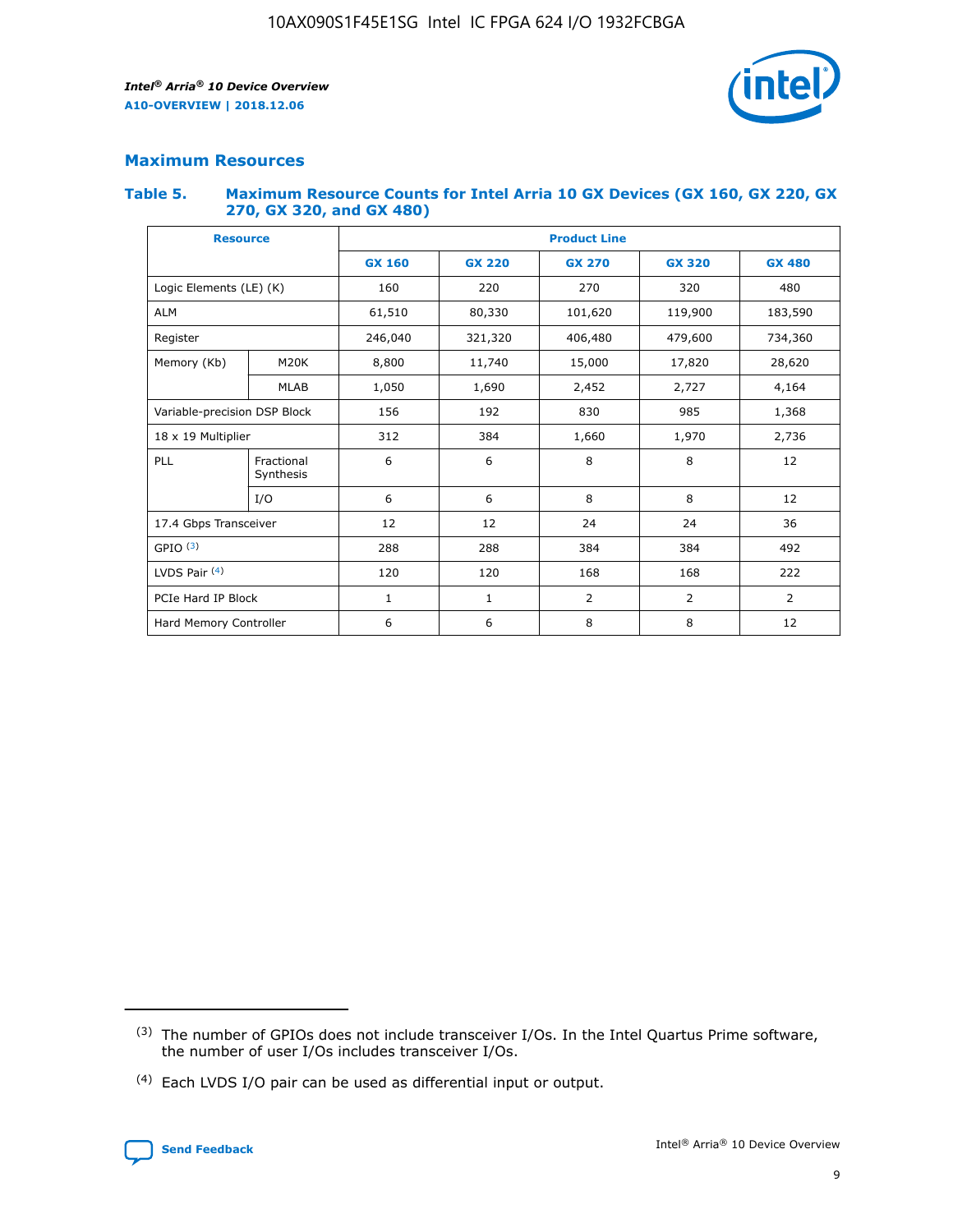## Maximum Resources

### Table 5. Maximum Resource Counts for Intel Arria 10 GX Devices (GX 160, GX 220, GX 270, GX 320, and GX 480)

| Resource | | Product Line | | | | |
|---|---|---|---|---|---|---|
| | | GX 160 | GX 220 | GX 270 | GX 320 | GX 480 |
| Logic Elements (LE) (K) | | 160 | 220 | 270 | 320 | 480 |
| ALM | | 61,510 | 80,330 | 101,620 | 119,900 | 183,590 |
| Register | | 246,040 | 321,320 | 406,480 | 479,600 | 734,360 |
| Memory (Kb) | M20K | 8,800 | 11,740 | 15,000 | 17,820 | 28,620 |
| | MLAB | 1,050 | 1,690 | 2,452 | 2,727 | 4,164 |
| Variable-precision DSP Block | | 156 | 192 | 830 | 985 | 1,368 |
| 18 x 19 Multiplier | | 312 | 384 | 1,660 | 1,970 | 2,736 |
| PLL | Fractional Synthesis | 6 | 6 | 8 | 8 | 12 |
| | I/O | 6 | 6 | 8 | 8 | 12 |
| 17.4 Gbps Transceiver | | 12 | 12 | 24 | 24 | 36 |
| GPIO [(3)] | | 288 | 288 | 384 | 384 | 492 |
| LVDS Pair [(4)] | | 120 | 120 | 168 | 168 | 222 |
| PCIe Hard IP Block | | 1 | 1 | 2 | 2 | 2 |
| Hard Memory Controller | | 6 | 6 | 8 | 8 | 12 |

(3) The number of GPIOs does not include transceiver I/Os. In the Intel Quartus Prime software, the number of user I/Os includes transceiver I/Os.

(4) Each LVDS I/O pair can be used as differential input or output.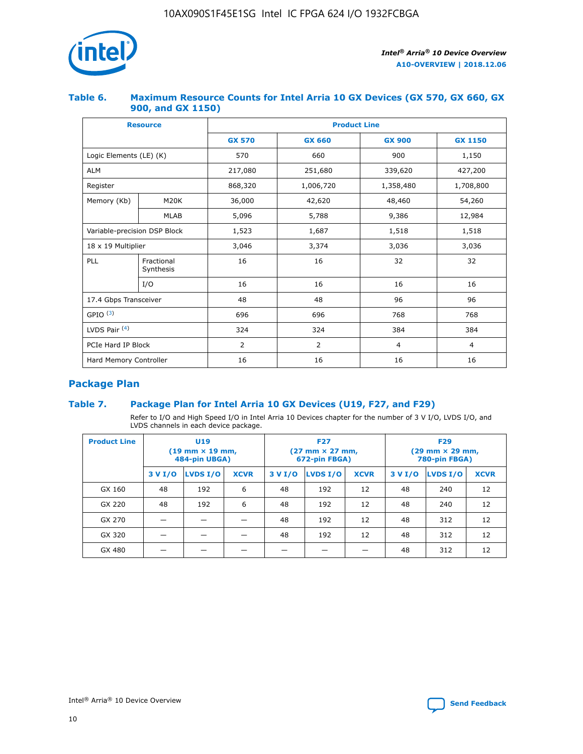### Table 6. Maximum Resource Counts for Intel Arria 10 GX Devices (GX 570, GX 660, GX 900, and GX 1150)

| Resource | | Product Line | | | |
|---|---|---|---|---|---|
| | | GX 570 | GX 660 | GX 900 | GX 1150 |
| Logic Elements (LE) (K) | | 570 | 660 | 900 | 1,150 |
| ALM | | 217,080 | 251,680 | 339,620 | 427,200 |
| Register | | 868,320 | 1,006,720 | 1,358,480 | 1,708,800 |
| Memory (Kb) | M20K | 36,000 | 42,620 | 48,460 | 54,260 |
| | MLAB | 5,096 | 5,788 | 9,386 | 12,984 |
| Variable-precision DSP Block | | 1,523 | 1,687 | 1,518 | 1,518 |
| 18 x 19 Multiplier | | 3,046 | 3,374 | 3,036 | 3,036 |
| PLL | Fractional Synthesis | 16 | 16 | 32 | 32 |
| | I/O | 16 | 16 | 16 | 16 |
| 17.4 Gbps Transceiver | | 48 | 48 | 96 | 96 |
| GPIO [(3)] | | 696 | 696 | 768 | 768 |
| LVDS Pair [(4)] | | 324 | 324 | 384 | 384 |
| PCIe Hard IP Block | | 2 | 2 | 4 | 4 |
| Hard Memory Controller | | 16 | 16 | 16 | 16 |

## Package Plan

### Table 7. Package Plan for Intel Arria 10 GX Devices (U19, F27, and F29)

Refer to I/O and High Speed I/O in Intel Arria 10 Devices chapter for the number of 3 V I/O, LVDS I/O, and LVDS channels in each device package.

| Product Line | U19 (19 mm × 19 mm, 484-pin UBGA) | | | F27 (27 mm × 27 mm, 672-pin FBGA) | | | F29 (29 mm × 29 mm, 780-pin FBGA) | | |
|---|---|---|---|---|---|---|---|---|---|
| | 3 V I/O | LVDS I/O | XCVR | 3 V I/O | LVDS I/O | XCVR | 3 V I/O | LVDS I/O | XCVR |
| GX 160 | 48 | 192 | 6 | 48 | 192 | 12 | 48 | 240 | 12 |
| GX 220 | 48 | 192 | 6 | 48 | 192 | 12 | 48 | 240 | 12 |
| GX 270 | — | — | — | 48 | 192 | 12 | 48 | 312 | 12 |
| GX 320 | — | — | — | 48 | 192 | 12 | 48 | 312 | 12 |
| GX 480 | — | — | — | — | — | — | 48 | 312 | 12 |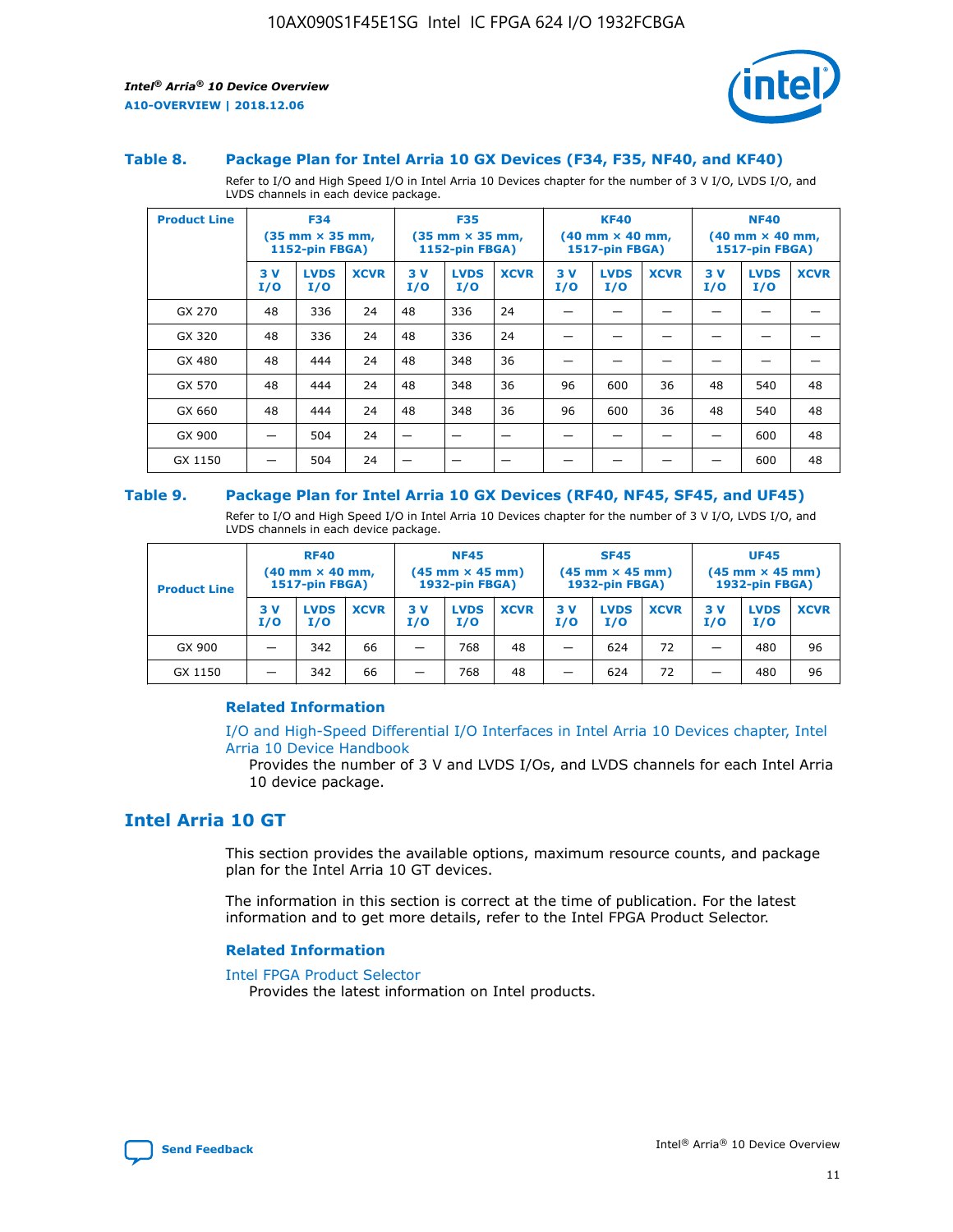### Table 8. Package Plan for Intel Arria 10 GX Devices (F34, F35, NF40, and KF40)

Refer to I/O and High Speed I/O in Intel Arria 10 Devices chapter for the number of 3 V I/O, LVDS I/O, and LVDS channels in each device package.

| Product Line | F34 (35 mm × 35 mm, 1152-pin FBGA) | | | F35 (35 mm × 35 mm, 1152-pin FBGA) | | | KF40 (40 mm × 40 mm, 1517-pin FBGA) | | | NF40 (40 mm × 40 mm, 1517-pin FBGA) | | |
|---|---|---|---|---|---|---|---|---|---|---|---|---|
| | 3 V I/O | LVDS I/O | XCVR | 3 V I/O | LVDS I/O | XCVR | 3 V I/O | LVDS I/O | XCVR | 3 V I/O | LVDS I/O | XCVR |
| GX 270 | 48 | 336 | 24 | 48 | 336 | 24 | — | — | — | — | — | — |
| GX 320 | 48 | 336 | 24 | 48 | 336 | 24 | — | — | — | — | — | — |
| GX 480 | 48 | 444 | 24 | 48 | 348 | 36 | — | — | — | — | — | — |
| GX 570 | 48 | 444 | 24 | 48 | 348 | 36 | 96 | 600 | 36 | 48 | 540 | 48 |
| GX 660 | 48 | 444 | 24 | 48 | 348 | 36 | 96 | 600 | 36 | 48 | 540 | 48 |
| GX 900 | — | 504 | 24 | — | — | — | — | — | — | — | 600 | 48 |
| GX 1150 | — | 504 | 24 | — | — | — | — | — | — | — | 600 | 48 |

### Table 9. Package Plan for Intel Arria 10 GX Devices (RF40, NF45, SF45, and UF45)

Refer to I/O and High Speed I/O in Intel Arria 10 Devices chapter for the number of 3 V I/O, LVDS I/O, and LVDS channels in each device package.

| Product Line | RF40 (40 mm × 40 mm, 1517-pin FBGA) | | | NF45 (45 mm × 45 mm) 1932-pin FBGA) | | | SF45 (45 mm × 45 mm) 1932-pin FBGA) | | | UF45 (45 mm × 45 mm) 1932-pin FBGA) | | |
|---|---|---|---|---|---|---|---|---|---|---|---|---|
| | 3 V I/O | LVDS I/O | XCVR | 3 V I/O | LVDS I/O | XCVR | 3 V I/O | LVDS I/O | XCVR | 3 V I/O | LVDS I/O | XCVR |
| GX 900 | — | 342 | 66 | — | 768 | 48 | — | 624 | 72 | — | 480 | 96 |
| GX 1150 | — | 342 | 66 | — | 768 | 48 | — | 624 | 72 | — | 480 | 96 |

#### Related Information

I/O and High-Speed Differential I/O Interfaces in Intel Arria 10 Devices chapter, Intel Arria 10 Device Handbook

Provides the number of 3 V and LVDS I/Os, and LVDS channels for each Intel Arria 10 device package.

## Intel Arria 10 GT

This section provides the available options, maximum resource counts, and package plan for the Intel Arria 10 GT devices.

The information in this section is correct at the time of publication. For the latest information and to get more details, refer to the Intel FPGA Product Selector.

#### Related Information

Intel FPGA Product Selector

Provides the latest information on Intel products.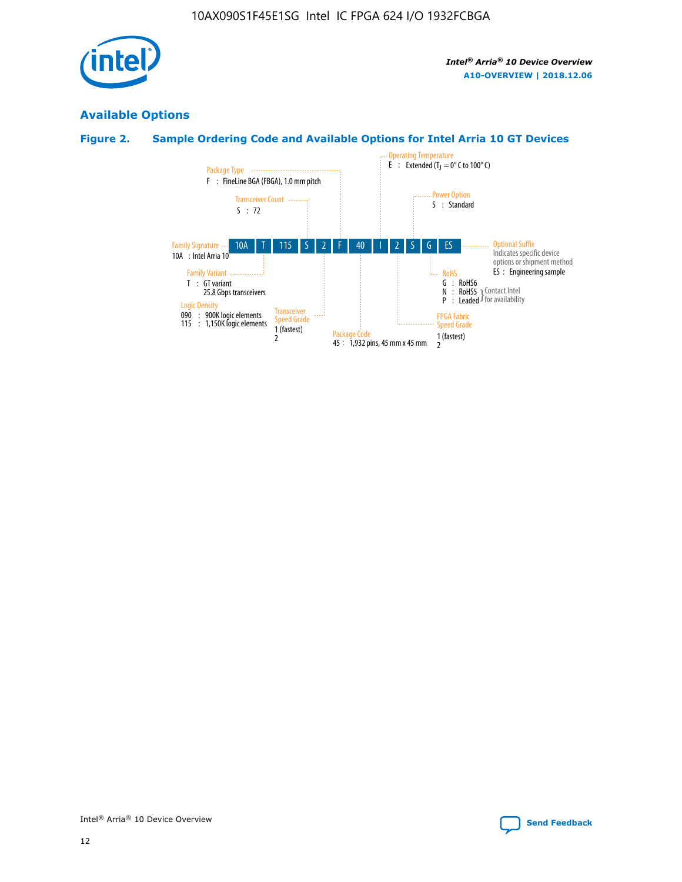## Available Options

### Figure 2. Sample Ordering Code and Available Options for Intel Arria 10 GT Devices

| 10A | T | 115 | S | 2 | F | 40 | I | 2 | S | G | ES |
|---|---|---|---|---|---|---|---|---|---|---|---|

**Family Signature**
10A : Intel Arria 10

**Family Variant**
T : GT variant
25.8 Gbps transceivers

**Logic Density**
090 : 900K logic elements
115 : 1,150K logic elements

**Transceiver Count**
S : 72

**Transceiver Speed Grade**
1 (fastest)
2

**Package Type**
F : FineLine BGA (FBGA), 1.0 mm pitch

**Package Code**
45 : 1,932 pins, 45 mm x 45 mm

**Operating Temperature**
E : Extended ($T_J$ = 0° C to 100° C)

**FPGA Fabric Speed Grade**
1 (fastest)
2

**Power Option**
S : Standard

**RoHS**
G : RoHS6
N : RoHS5 } Contact Intel for availability
P : Leaded } Contact Intel for availability

**Optional Suffix**
Indicates specific device options or shipment method
ES : Engineering sample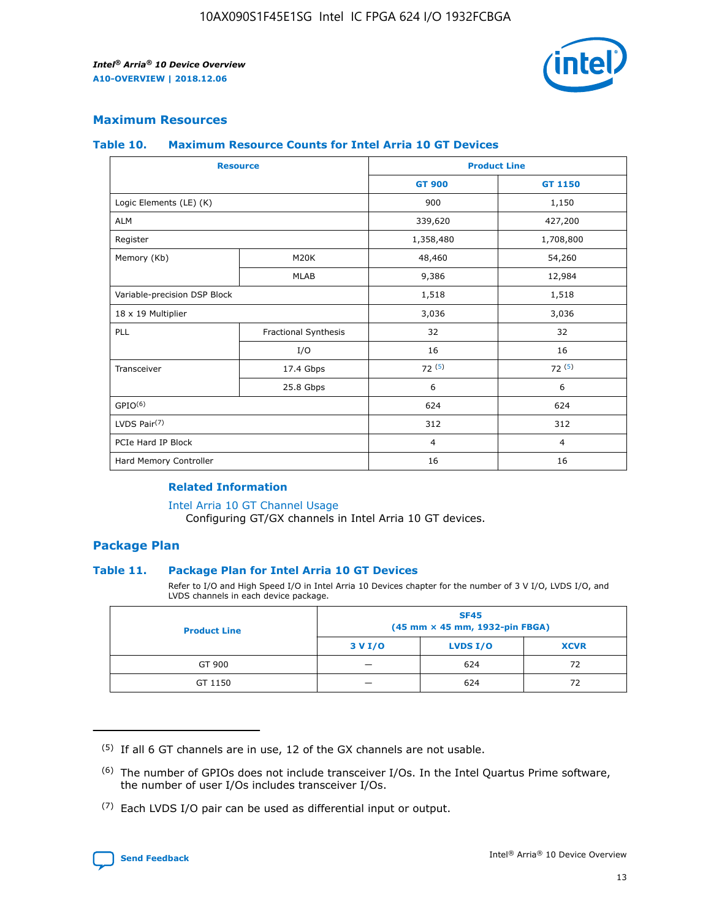## Maximum Resources

### Table 10. Maximum Resource Counts for Intel Arria 10 GT Devices

| Resource | | Product Line | |
|---|---|---|---|
| | | GT 900 | GT 1150 |
| Logic Elements (LE) (K) | | 900 | 1,150 |
| ALM | | 339,620 | 427,200 |
| Register | | 1,358,480 | 1,708,800 |
| Memory (Kb) | M20K | 48,460 | 54,260 |
| | MLAB | 9,386 | 12,984 |
| Variable-precision DSP Block | | 1,518 | 1,518 |
| 18 x 19 Multiplier | | 3,036 | 3,036 |
| PLL | Fractional Synthesis | 32 | 32 |
| | I/O | 16 | 16 |
| Transceiver | 17.4 Gbps | 72 (5) | 72 (5) |
| | 25.8 Gbps | 6 | 6 |
| GPIO(6) | | 624 | 624 |
| LVDS Pair(7) | | 312 | 312 |
| PCIe Hard IP Block | | 4 | 4 |
| Hard Memory Controller | | 16 | 16 |

**Related Information**

Intel Arria 10 GT Channel Usage
Configuring GT/GX channels in Intel Arria 10 GT devices.

## Package Plan

### Table 11. Package Plan for Intel Arria 10 GT Devices

Refer to I/O and High Speed I/O in Intel Arria 10 Devices chapter for the number of 3 V I/O, LVDS I/O, and LVDS channels in each device package.

| Product Line | SF45 (45 mm × 45 mm, 1932-pin FBGA) | | |
|---|---|---|---|
| | 3 V I/O | LVDS I/O | XCVR |
| GT 900 | — | 624 | 72 |
| GT 1150 | — | 624 | 72 |

(5) If all 6 GT channels are in use, 12 of the GX channels are not usable.

(6) The number of GPIOs does not include transceiver I/Os. In the Intel Quartus Prime software, the number of user I/Os includes transceiver I/Os.

(7) Each LVDS I/O pair can be used as differential input or output.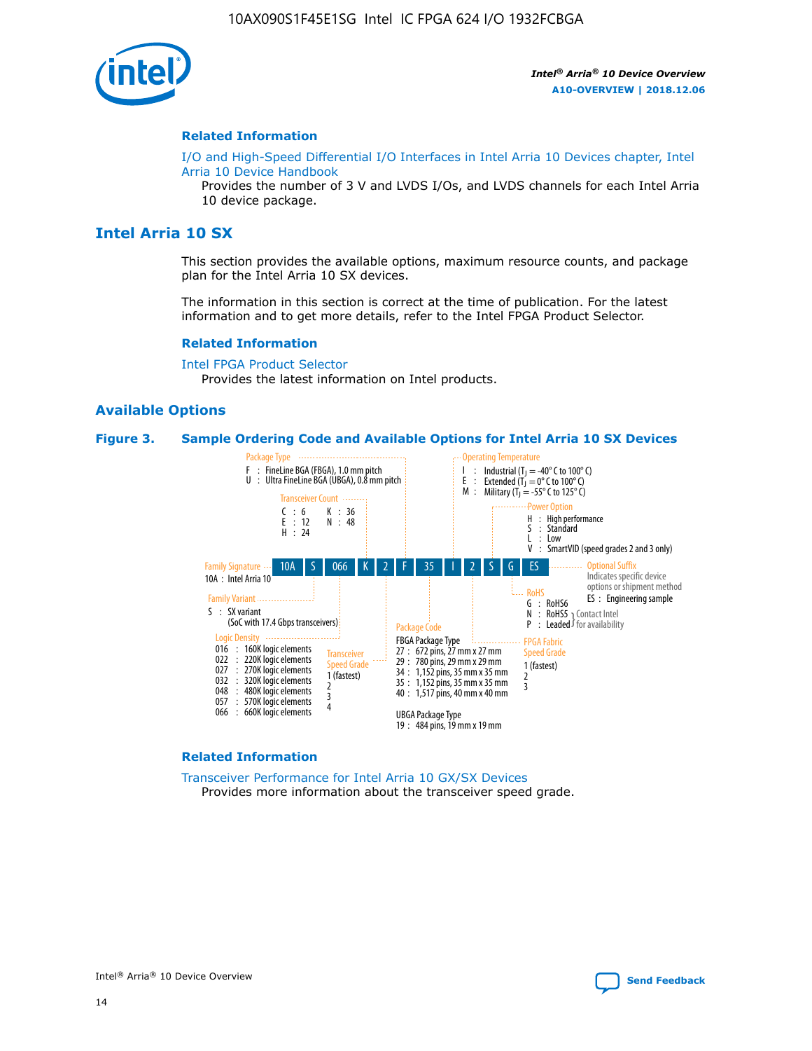## Related Information

I/O and High-Speed Differential I/O Interfaces in Intel Arria 10 Devices chapter, Intel Arria 10 Device Handbook

Provides the number of 3 V and LVDS I/Os, and LVDS channels for each Intel Arria 10 device package.

# Intel Arria 10 SX

This section provides the available options, maximum resource counts, and package plan for the Intel Arria 10 SX devices.

The information in this section is correct at the time of publication. For the latest information and to get more details, refer to the Intel FPGA Product Selector.

## Related Information

Intel FPGA Product Selector

Provides the latest information on Intel products.

## Available Options

**Figure 3. Sample Ordering Code and Available Options for Intel Arria 10 SX Devices**

Sample ordering code: 10A S 066 K 2 F 35 I 2 S G ES

- **Family Signature**
  - 10A : Intel Arria 10
- **Family Variant**
  - S : SX variant (SoC with 17.4 Gbps transceivers)
- **Logic Density**
  - 016 : 160K logic elements
  - 022 : 220K logic elements
  - 027 : 270K logic elements
  - 032 : 320K logic elements
  - 048 : 480K logic elements
  - 057 : 570K logic elements
  - 066 : 660K logic elements
- **Transceiver Count**
  - C : 6
  - E : 12
  - H : 24
  - K : 36
  - N : 48
- **Transceiver Speed Grade**
  - 1 (fastest)
  - 2
  - 3
  - 4
- **Package Type**
  - F : FineLine BGA (FBGA), 1.0 mm pitch
  - U : Ultra FineLine BGA (UBGA), 0.8 mm pitch
- **Package Code**
  - FBGA Package Type
    - 27 : 672 pins, 27 mm x 27 mm
    - 29 : 780 pins, 29 mm x 29 mm
    - 34 : 1,152 pins, 35 mm x 35 mm
    - 35 : 1,152 pins, 35 mm x 35 mm
    - 40 : 1,517 pins, 40 mm x 40 mm
  - UBGA Package Type
    - 19 : 484 pins, 19 mm x 19 mm
- **Operating Temperature**
  - I : Industrial ($T_J$ = -40° C to 100° C)
  - E : Extended ($T_J$ = 0° C to 100° C)
  - M : Military ($T_J$ = -55° C to 125° C)
- **FPGA Fabric Speed Grade**
  - 1 (fastest)
  - 2
  - 3
- **Power Option**
  - H : High performance
  - S : Standard
  - L : Low
  - V : SmartVID (speed grades 2 and 3 only)
- **RoHS**
  - G : RoHS6
  - N : RoHS5 (Contact Intel for availability)
  - P : Leaded (Contact Intel for availability)
- **Optional Suffix**
  - Indicates specific device options or shipment method
  - ES : Engineering sample

## Related Information

Transceiver Performance for Intel Arria 10 GX/SX Devices

Provides more information about the transceiver speed grade.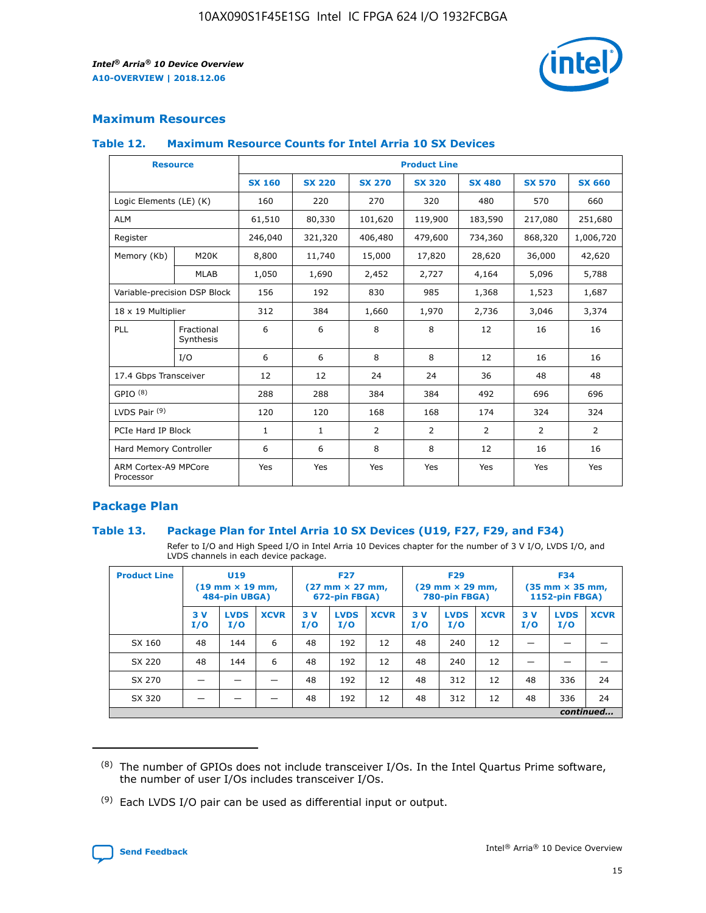## Maximum Resources

### Table 12. Maximum Resource Counts for Intel Arria 10 SX Devices

| Resource | | Product Line | | | | | | |
|---|---|---|---|---|---|---|---|---|
| | | SX 160 | SX 220 | SX 270 | SX 320 | SX 480 | SX 570 | SX 660 |
| Logic Elements (LE) (K) | | 160 | 220 | 270 | 320 | 480 | 570 | 660 |
| ALM | | 61,510 | 80,330 | 101,620 | 119,900 | 183,590 | 217,080 | 251,680 |
| Register | | 246,040 | 321,320 | 406,480 | 479,600 | 734,360 | 868,320 | 1,006,720 |
| Memory (Kb) | M20K | 8,800 | 11,740 | 15,000 | 17,820 | 28,620 | 36,000 | 42,620 |
| | MLAB | 1,050 | 1,690 | 2,452 | 2,727 | 4,164 | 5,096 | 5,788 |
| Variable-precision DSP Block | | 156 | 192 | 830 | 985 | 1,368 | 1,523 | 1,687 |
| 18 x 19 Multiplier | | 312 | 384 | 1,660 | 1,970 | 2,736 | 3,046 | 3,374 |
| PLL | Fractional Synthesis | 6 | 6 | 8 | 8 | 12 | 16 | 16 |
| | I/O | 6 | 6 | 8 | 8 | 12 | 16 | 16 |
| 17.4 Gbps Transceiver | | 12 | 12 | 24 | 24 | 36 | 48 | 48 |
| GPIO [8] | | 288 | 288 | 384 | 384 | 492 | 696 | 696 |
| LVDS Pair [9] | | 120 | 120 | 168 | 168 | 174 | 324 | 324 |
| PCIe Hard IP Block | | 1 | 1 | 2 | 2 | 2 | 2 | 2 |
| Hard Memory Controller | | 6 | 6 | 8 | 8 | 12 | 16 | 16 |
| ARM Cortex-A9 MPCore Processor | | Yes | Yes | Yes | Yes | Yes | Yes | Yes |

## Package Plan

### Table 13. Package Plan for Intel Arria 10 SX Devices (U19, F27, F29, and F34)

Refer to I/O and High Speed I/O in Intel Arria 10 Devices chapter for the number of 3 V I/O, LVDS I/O, and LVDS channels in each device package.

| Product Line | U19 (19 mm × 19 mm, 484-pin UBGA) | | | F27 (27 mm × 27 mm, 672-pin FBGA) | | | F29 (29 mm × 29 mm, 780-pin FBGA) | | | F34 (35 mm × 35 mm, 1152-pin FBGA) | | |
|---|---|---|---|---|---|---|---|---|---|---|---|---|
| | 3 V I/O | LVDS I/O | XCVR | 3 V I/O | LVDS I/O | XCVR | 3 V I/O | LVDS I/O | XCVR | 3 V I/O | LVDS I/O | XCVR |
| SX 160 | 48 | 144 | 6 | 48 | 192 | 12 | 48 | 240 | 12 | — | — | — |
| SX 220 | 48 | 144 | 6 | 48 | 192 | 12 | 48 | 240 | 12 | — | — | — |
| SX 270 | — | — | — | 48 | 192 | 12 | 48 | 312 | 12 | 48 | 336 | 24 |
| SX 320 | — | — | — | 48 | 192 | 12 | 48 | 312 | 12 | 48 | 336 | 24 |

*continued...*

(8) The number of GPIOs does not include transceiver I/Os. In the Intel Quartus Prime software, the number of user I/Os includes transceiver I/Os.

(9) Each LVDS I/O pair can be used as differential input or output.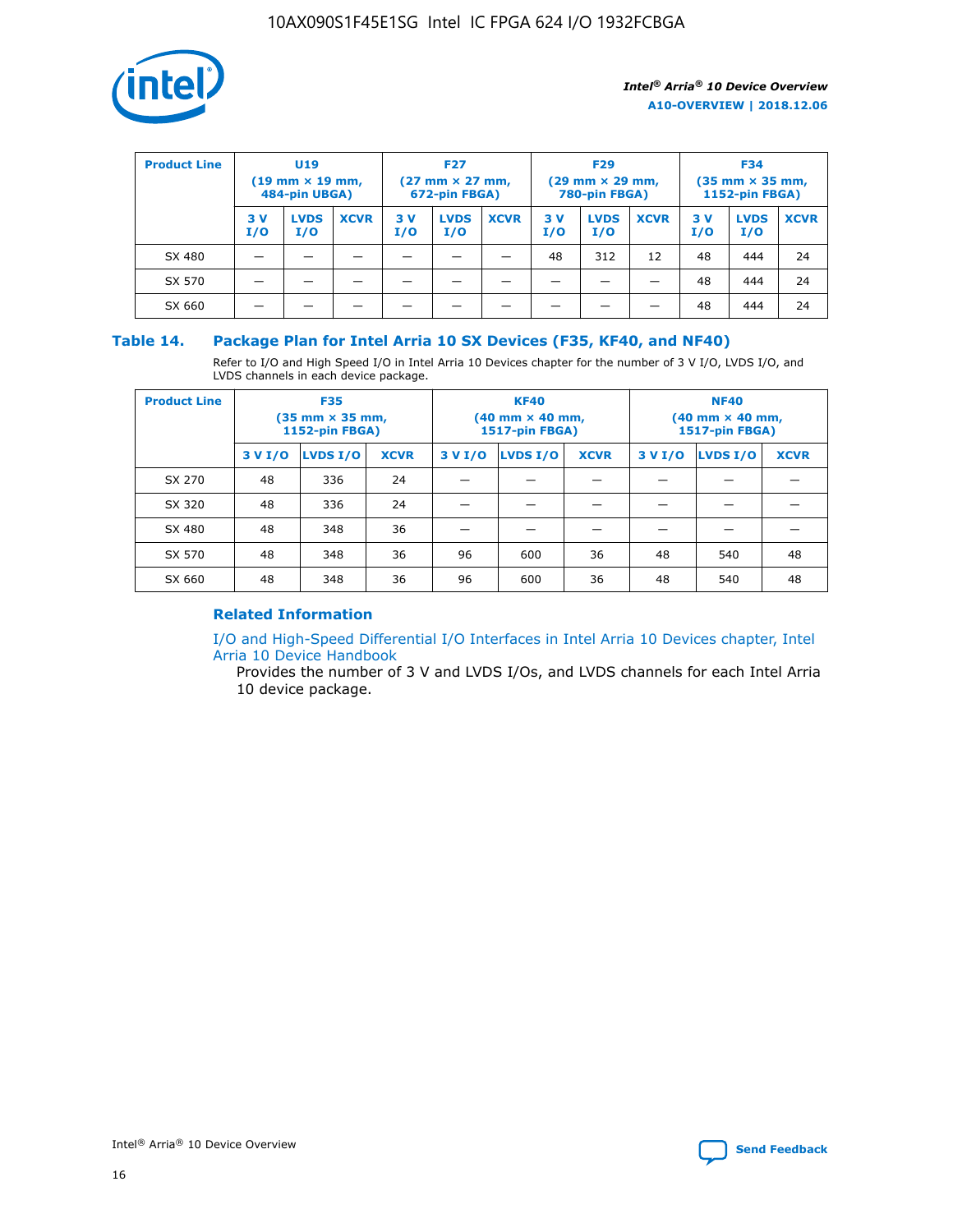| Product Line | U19 (19 mm × 19 mm, 484-pin UBGA) | | | F27 (27 mm × 27 mm, 672-pin FBGA) | | | F29 (29 mm × 29 mm, 780-pin FBGA) | | | F34 (35 mm × 35 mm, 1152-pin FBGA) | | |
|---|---|---|---|---|---|---|---|---|---|---|---|---|
| | 3 V I/O | LVDS I/O | XCVR | 3 V I/O | LVDS I/O | XCVR | 3 V I/O | LVDS I/O | XCVR | 3 V I/O | LVDS I/O | XCVR |
| SX 480 | — | — | — | — | — | — | 48 | 312 | 12 | 48 | 444 | 24 |
| SX 570 | — | — | — | — | — | — | — | — | — | 48 | 444 | 24 |
| SX 660 | — | — | — | — | — | — | — | — | — | 48 | 444 | 24 |

## Table 14. Package Plan for Intel Arria 10 SX Devices (F35, KF40, and NF40)

Refer to I/O and High Speed I/O in Intel Arria 10 Devices chapter for the number of 3 V I/O, LVDS I/O, and LVDS channels in each device package.

| Product Line | F35 (35 mm × 35 mm, 1152-pin FBGA) | | | KF40 (40 mm × 40 mm, 1517-pin FBGA) | | | NF40 (40 mm × 40 mm, 1517-pin FBGA) | | |
|---|---|---|---|---|---|---|---|---|---|
| | 3 V I/O | LVDS I/O | XCVR | 3 V I/O | LVDS I/O | XCVR | 3 V I/O | LVDS I/O | XCVR |
| SX 270 | 48 | 336 | 24 | — | — | — | — | — | — |
| SX 320 | 48 | 336 | 24 | — | — | — | — | — | — |
| SX 480 | 48 | 348 | 36 | — | — | — | — | — | — |
| SX 570 | 48 | 348 | 36 | 96 | 600 | 36 | 48 | 540 | 48 |
| SX 660 | 48 | 348 | 36 | 96 | 600 | 36 | 48 | 540 | 48 |

### Related Information

I/O and High-Speed Differential I/O Interfaces in Intel Arria 10 Devices chapter, Intel Arria 10 Device Handbook

Provides the number of 3 V and LVDS I/Os, and LVDS channels for each Intel Arria 10 device package.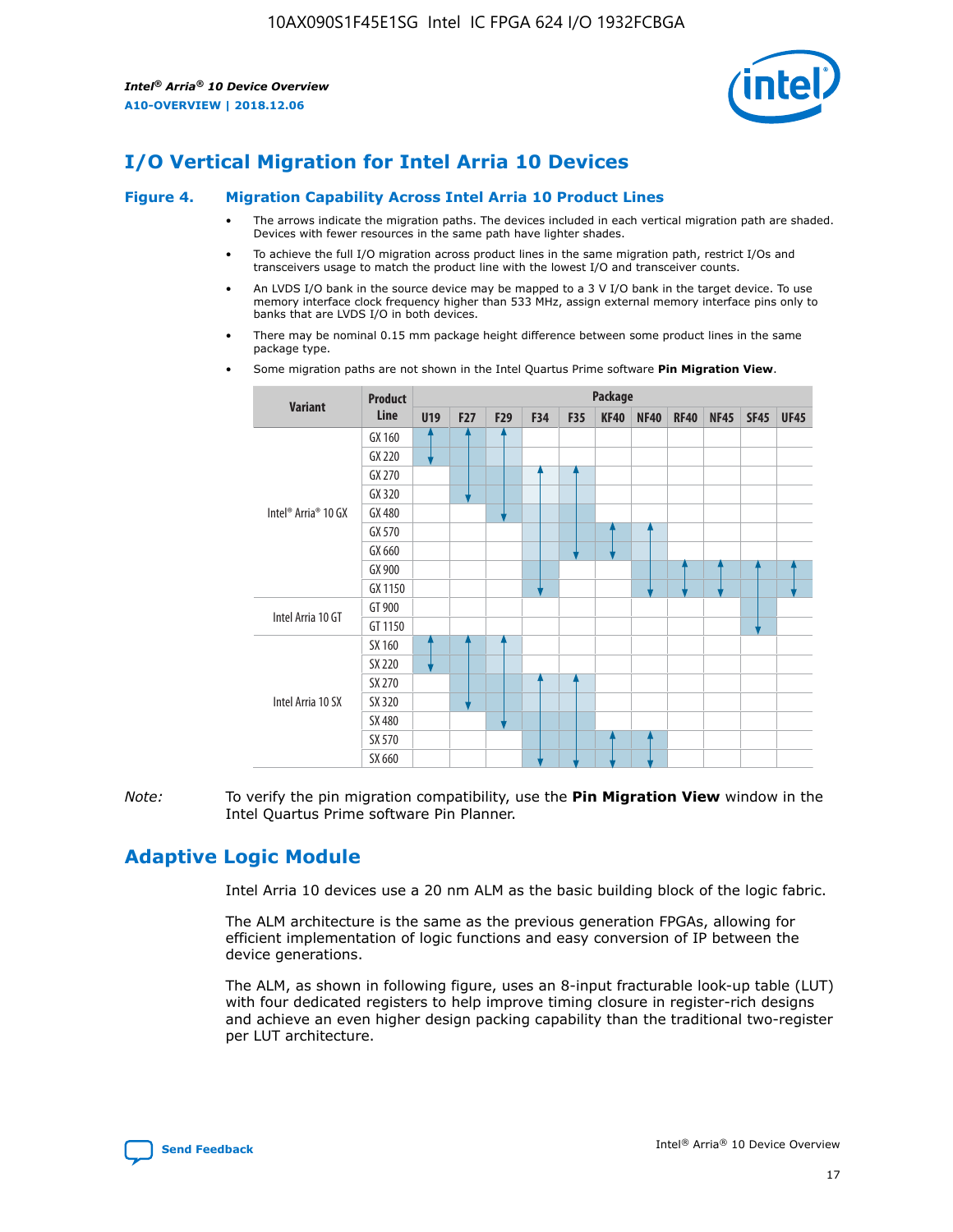# I/O Vertical Migration for Intel Arria 10 Devices

## Figure 4. Migration Capability Across Intel Arria 10 Product Lines

- The arrows indicate the migration paths. The devices included in each vertical migration path are shaded. Devices with fewer resources in the same path have lighter shades.
- To achieve the full I/O migration across product lines in the same migration path, restrict I/Os and transceivers usage to match the product line with the lowest I/O and transceiver counts.
- An LVDS I/O bank in the source device may be mapped to a 3 V I/O bank in the target device. To use memory interface clock frequency higher than 533 MHz, assign external memory interface pins only to banks that are LVDS I/O in both devices.
- There may be nominal 0.15 mm package height difference between some product lines in the same package type.
- Some migration paths are not shown in the Intel Quartus Prime software **Pin Migration View**.

| Variant | Product Line | Package | | | | | | | | | | |
|---|---|---|---|---|---|---|---|---|---|---|---|---|
| | | U19 | F27 | F29 | F34 | F35 | KF40 | NF40 | RF40 | NF45 | SF45 | UF45 |
| Intel® Arria® 10 GX | GX 160 | | | | | | | | | | | |
| | GX 220 | | | | | | | | | | | |
| | GX 270 | | | | | | | | | | | |
| | GX 320 | | | | | | | | | | | |
| | GX 480 | | | | | | | | | | | |
| | GX 570 | | | | | | | | | | | |
| | GX 660 | | | | | | | | | | | |
| | GX 900 | | | | | | | | | | | |
| | GX 1150 | | | | | | | | | | | |
| Intel Arria 10 GT | GT 900 | | | | | | | | | | | |
| | GT 1150 | | | | | | | | | | | |
| Intel Arria 10 SX | SX 160 | | | | | | | | | | | |
| | SX 220 | | | | | | | | | | | |
| | SX 270 | | | | | | | | | | | |
| | SX 320 | | | | | | | | | | | |
| | SX 480 | | | | | | | | | | | |
| | SX 570 | | | | | | | | | | | |
| | SX 660 | | | | | | | | | | | |

*Note:* To verify the pin migration compatibility, use the **Pin Migration View** window in the Intel Quartus Prime software Pin Planner.

# Adaptive Logic Module

Intel Arria 10 devices use a 20 nm ALM as the basic building block of the logic fabric.

The ALM architecture is the same as the previous generation FPGAs, allowing for efficient implementation of logic functions and easy conversion of IP between the device generations.

The ALM, as shown in following figure, uses an 8-input fracturable look-up table (LUT) with four dedicated registers to help improve timing closure in register-rich designs and achieve an even higher design packing capability than the traditional two-register per LUT architecture.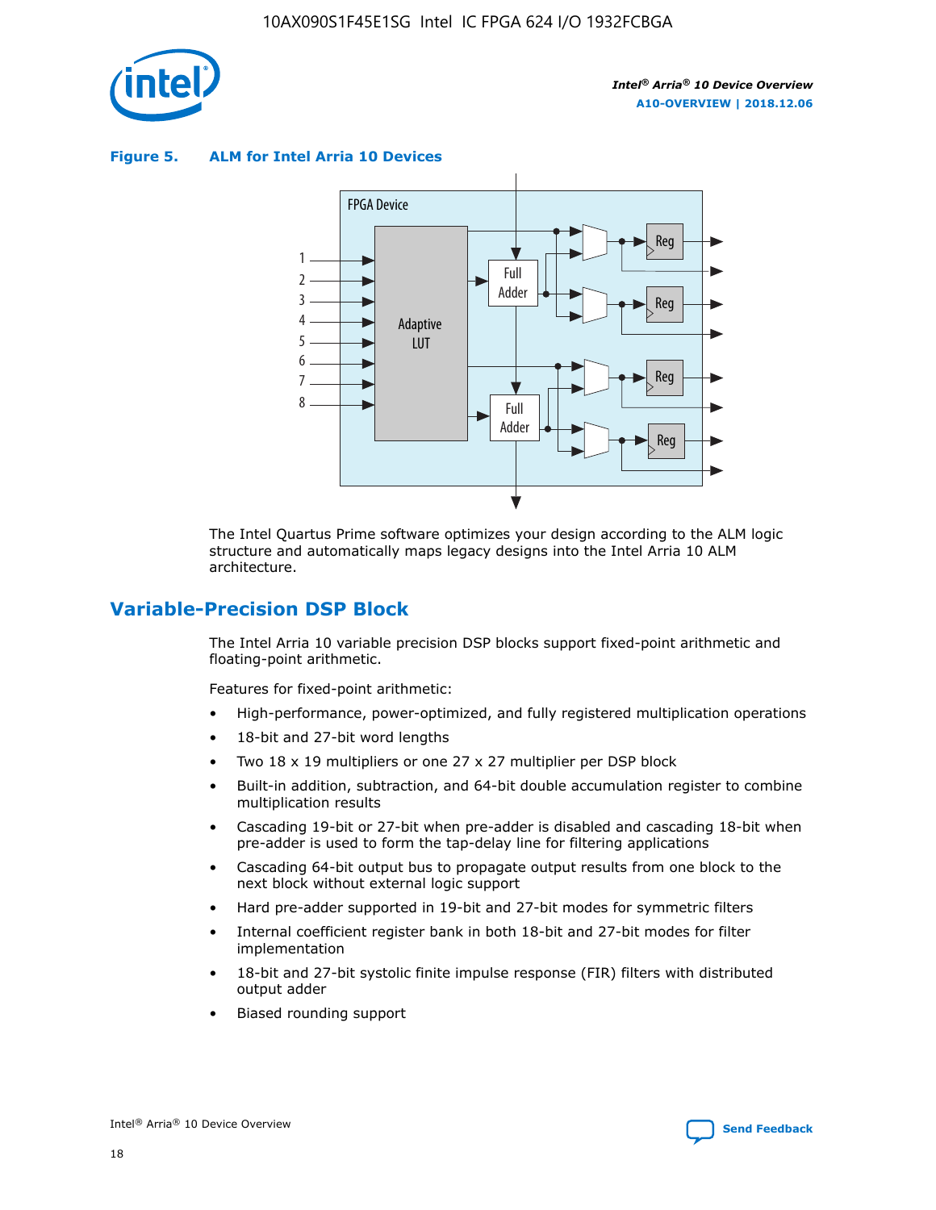**Figure 5. ALM for Intel Arria 10 Devices**

The Intel Quartus Prime software optimizes your design according to the ALM logic structure and automatically maps legacy designs into the Intel Arria 10 ALM architecture.

## Variable-Precision DSP Block

The Intel Arria 10 variable precision DSP blocks support fixed-point arithmetic and floating-point arithmetic.

Features for fixed-point arithmetic:

- High-performance, power-optimized, and fully registered multiplication operations
- 18-bit and 27-bit word lengths
- Two 18 x 19 multipliers or one 27 x 27 multiplier per DSP block
- Built-in addition, subtraction, and 64-bit double accumulation register to combine multiplication results
- Cascading 19-bit or 27-bit when pre-adder is disabled and cascading 18-bit when pre-adder is used to form the tap-delay line for filtering applications
- Cascading 64-bit output bus to propagate output results from one block to the next block without external logic support
- Hard pre-adder supported in 19-bit and 27-bit modes for symmetric filters
- Internal coefficient register bank in both 18-bit and 27-bit modes for filter implementation
- 18-bit and 27-bit systolic finite impulse response (FIR) filters with distributed output adder
- Biased rounding support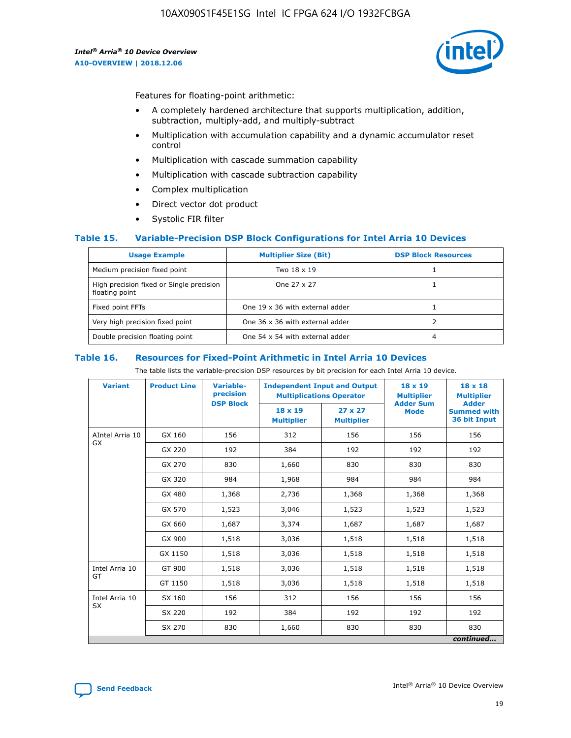Features for floating-point arithmetic:

- A completely hardened architecture that supports multiplication, addition, subtraction, multiply-add, and multiply-subtract
- Multiplication with accumulation capability and a dynamic accumulator reset control
- Multiplication with cascade summation capability
- Multiplication with cascade subtraction capability
- Complex multiplication
- Direct vector dot product
- Systolic FIR filter

### Table 15. Variable-Precision DSP Block Configurations for Intel Arria 10 Devices

| Usage Example | Multiplier Size (Bit) | DSP Block Resources |
|---|---|---|
| Medium precision fixed point | Two 18 x 19 | 1 |
| High precision fixed or Single precision floating point | One 27 x 27 | 1 |
| Fixed point FFTs | One 19 x 36 with external adder | 1 |
| Very high precision fixed point | One 36 x 36 with external adder | 2 |
| Double precision floating point | One 54 x 54 with external adder | 4 |

### Table 16. Resources for Fixed-Point Arithmetic in Intel Arria 10 Devices

The table lists the variable-precision DSP resources by bit precision for each Intel Arria 10 device.

| Variant | Product Line | Variable-precision DSP Block | Independent Input and Output Multiplications Operator | | 18 x 19 Multiplier Adder Sum Mode | 18 x 18 Multiplier Adder Summed with 36 bit Input |
|---|---|---|---|---|---|---|
| | | | 18 x 19 Multiplier | 27 x 27 Multiplier | | |
| AIntel Arria 10 GX | GX 160 | 156 | 312 | 156 | 156 | 156 |
| | GX 220 | 192 | 384 | 192 | 192 | 192 |
| | GX 270 | 830 | 1,660 | 830 | 830 | 830 |
| | GX 320 | 984 | 1,968 | 984 | 984 | 984 |
| | GX 480 | 1,368 | 2,736 | 1,368 | 1,368 | 1,368 |
| | GX 570 | 1,523 | 3,046 | 1,523 | 1,523 | 1,523 |
| | GX 660 | 1,687 | 3,374 | 1,687 | 1,687 | 1,687 |
| | GX 900 | 1,518 | 3,036 | 1,518 | 1,518 | 1,518 |
| | GX 1150 | 1,518 | 3,036 | 1,518 | 1,518 | 1,518 |
| Intel Arria 10 GT | GT 900 | 1,518 | 3,036 | 1,518 | 1,518 | 1,518 |
| | GT 1150 | 1,518 | 3,036 | 1,518 | 1,518 | 1,518 |
| Intel Arria 10 SX | SX 160 | 156 | 312 | 156 | 156 | 156 |
| | SX 220 | 192 | 384 | 192 | 192 | 192 |
| | SX 270 | 830 | 1,660 | 830 | 830 | 830 |

*continued...*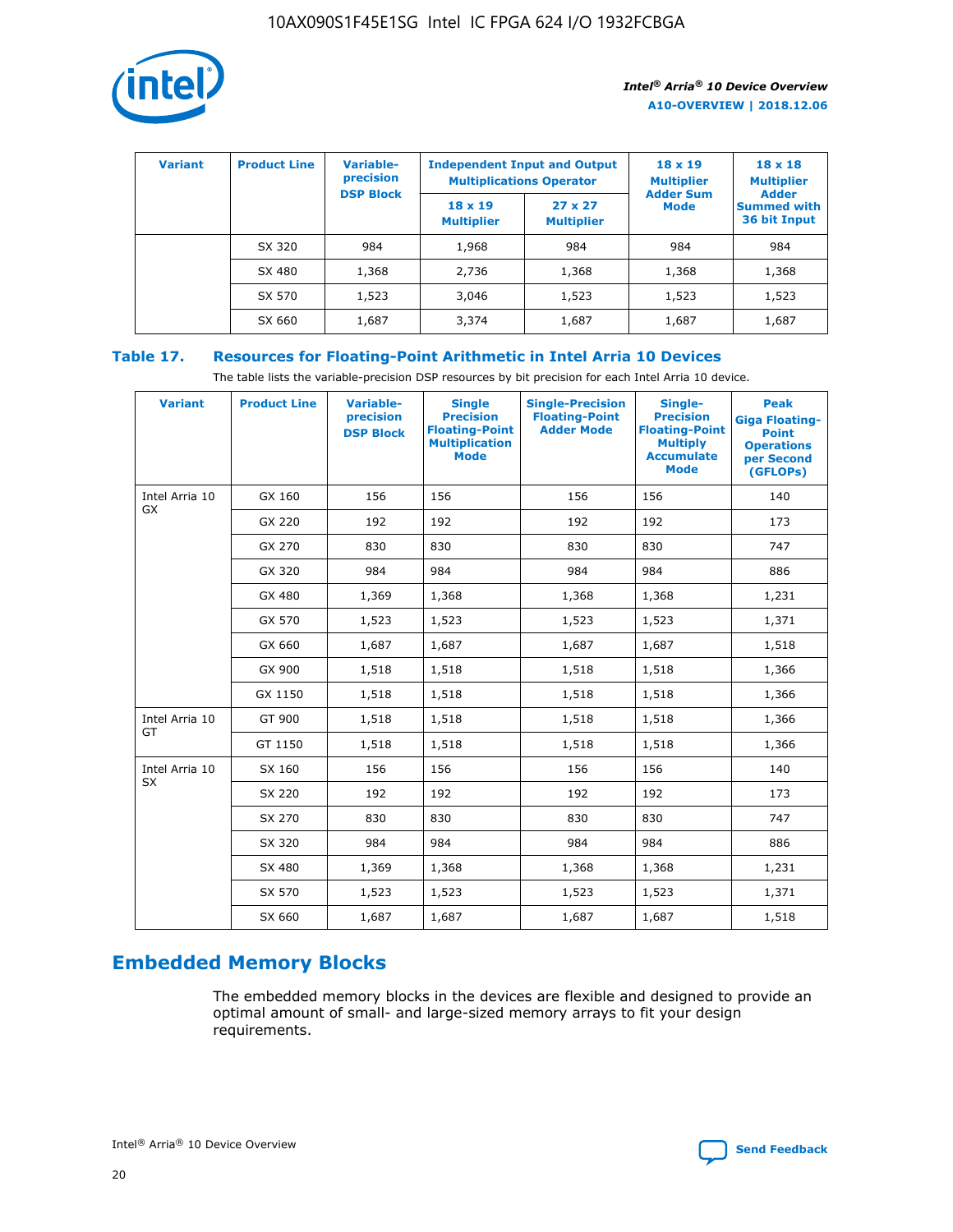| Variant | Product Line | Variable-precision DSP Block | Independent Input and Output Multiplications Operator | | 18 x 19 Multiplier Adder Sum Mode | 18 x 18 Multiplier Adder Summed with 36 bit Input |
|---|---|---|---|---|---|---|
| | | | 18 x 19 Multiplier | 27 x 27 Multiplier | | |
| | SX 320 | 984 | 1,968 | 984 | 984 | 984 |
| | SX 480 | 1,368 | 2,736 | 1,368 | 1,368 | 1,368 |
| | SX 570 | 1,523 | 3,046 | 1,523 | 1,523 | 1,523 |
| | SX 660 | 1,687 | 3,374 | 1,687 | 1,687 | 1,687 |

**Table 17. Resources for Floating-Point Arithmetic in Intel Arria 10 Devices**

The table lists the variable-precision DSP resources by bit precision for each Intel Arria 10 device.

| Variant | Product Line | Variable-precision DSP Block | Single Precision Floating-Point Multiplication Mode | Single-Precision Floating-Point Adder Mode | Single-Precision Floating-Point Multiply Accumulate Mode | Peak Giga Floating-Point Operations per Second (GFLOPs) |
|---|---|---|---|---|---|---|
| Intel Arria 10 GX | GX 160 | 156 | 156 | 156 | 156 | 140 |
| | GX 220 | 192 | 192 | 192 | 192 | 173 |
| | GX 270 | 830 | 830 | 830 | 830 | 747 |
| | GX 320 | 984 | 984 | 984 | 984 | 886 |
| | GX 480 | 1,369 | 1,368 | 1,368 | 1,368 | 1,231 |
| | GX 570 | 1,523 | 1,523 | 1,523 | 1,523 | 1,371 |
| | GX 660 | 1,687 | 1,687 | 1,687 | 1,687 | 1,518 |
| | GX 900 | 1,518 | 1,518 | 1,518 | 1,518 | 1,366 |
| | GX 1150 | 1,518 | 1,518 | 1,518 | 1,518 | 1,366 |
| Intel Arria 10 GT | GT 900 | 1,518 | 1,518 | 1,518 | 1,518 | 1,366 |
| | GT 1150 | 1,518 | 1,518 | 1,518 | 1,518 | 1,366 |
| Intel Arria 10 SX | SX 160 | 156 | 156 | 156 | 156 | 140 |
| | SX 220 | 192 | 192 | 192 | 192 | 173 |
| | SX 270 | 830 | 830 | 830 | 830 | 747 |
| | SX 320 | 984 | 984 | 984 | 984 | 886 |
| | SX 480 | 1,369 | 1,368 | 1,368 | 1,368 | 1,231 |
| | SX 570 | 1,523 | 1,523 | 1,523 | 1,523 | 1,371 |
| | SX 660 | 1,687 | 1,687 | 1,687 | 1,687 | 1,518 |

## Embedded Memory Blocks

The embedded memory blocks in the devices are flexible and designed to provide an optimal amount of small- and large-sized memory arrays to fit your design requirements.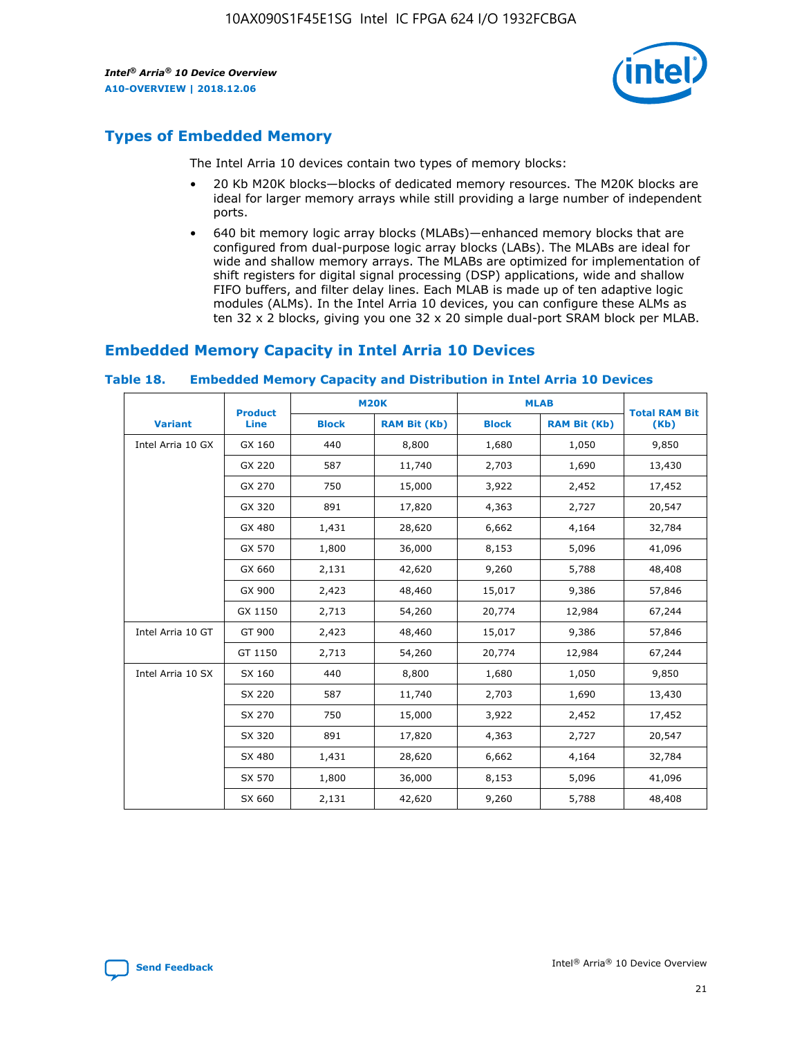## Types of Embedded Memory

The Intel Arria 10 devices contain two types of memory blocks:

- 20 Kb M20K blocks—blocks of dedicated memory resources. The M20K blocks are ideal for larger memory arrays while still providing a large number of independent ports.
- 640 bit memory logic array blocks (MLABs)—enhanced memory blocks that are configured from dual-purpose logic array blocks (LABs). The MLABs are ideal for wide and shallow memory arrays. The MLABs are optimized for implementation of shift registers for digital signal processing (DSP) applications, wide and shallow FIFO buffers, and filter delay lines. Each MLAB is made up of ten adaptive logic modules (ALMs). In the Intel Arria 10 devices, you can configure these ALMs as ten 32 x 2 blocks, giving you one 32 x 20 simple dual-port SRAM block per MLAB.

## Embedded Memory Capacity in Intel Arria 10 Devices

**Table 18. Embedded Memory Capacity and Distribution in Intel Arria 10 Devices**

| Variant | Product Line | M20K | | MLAB | | Total RAM Bit (Kb) |
|---|---|---|---|---|---|---|
| | | Block | RAM Bit (Kb) | Block | RAM Bit (Kb) | |
| Intel Arria 10 GX | GX 160 | 440 | 8,800 | 1,680 | 1,050 | 9,850 |
| | GX 220 | 587 | 11,740 | 2,703 | 1,690 | 13,430 |
| | GX 270 | 750 | 15,000 | 3,922 | 2,452 | 17,452 |
| | GX 320 | 891 | 17,820 | 4,363 | 2,727 | 20,547 |
| | GX 480 | 1,431 | 28,620 | 6,662 | 4,164 | 32,784 |
| | GX 570 | 1,800 | 36,000 | 8,153 | 5,096 | 41,096 |
| | GX 660 | 2,131 | 42,620 | 9,260 | 5,788 | 48,408 |
| | GX 900 | 2,423 | 48,460 | 15,017 | 9,386 | 57,846 |
| | GX 1150 | 2,713 | 54,260 | 20,774 | 12,984 | 67,244 |
| Intel Arria 10 GT | GT 900 | 2,423 | 48,460 | 15,017 | 9,386 | 57,846 |
| | GT 1150 | 2,713 | 54,260 | 20,774 | 12,984 | 67,244 |
| Intel Arria 10 SX | SX 160 | 440 | 8,800 | 1,680 | 1,050 | 9,850 |
| | SX 220 | 587 | 11,740 | 2,703 | 1,690 | 13,430 |
| | SX 270 | 750 | 15,000 | 3,922 | 2,452 | 17,452 |
| | SX 320 | 891 | 17,820 | 4,363 | 2,727 | 20,547 |
| | SX 480 | 1,431 | 28,620 | 6,662 | 4,164 | 32,784 |
| | SX 570 | 1,800 | 36,000 | 8,153 | 5,096 | 41,096 |
| | SX 660 | 2,131 | 42,620 | 9,260 | 5,788 | 48,408 |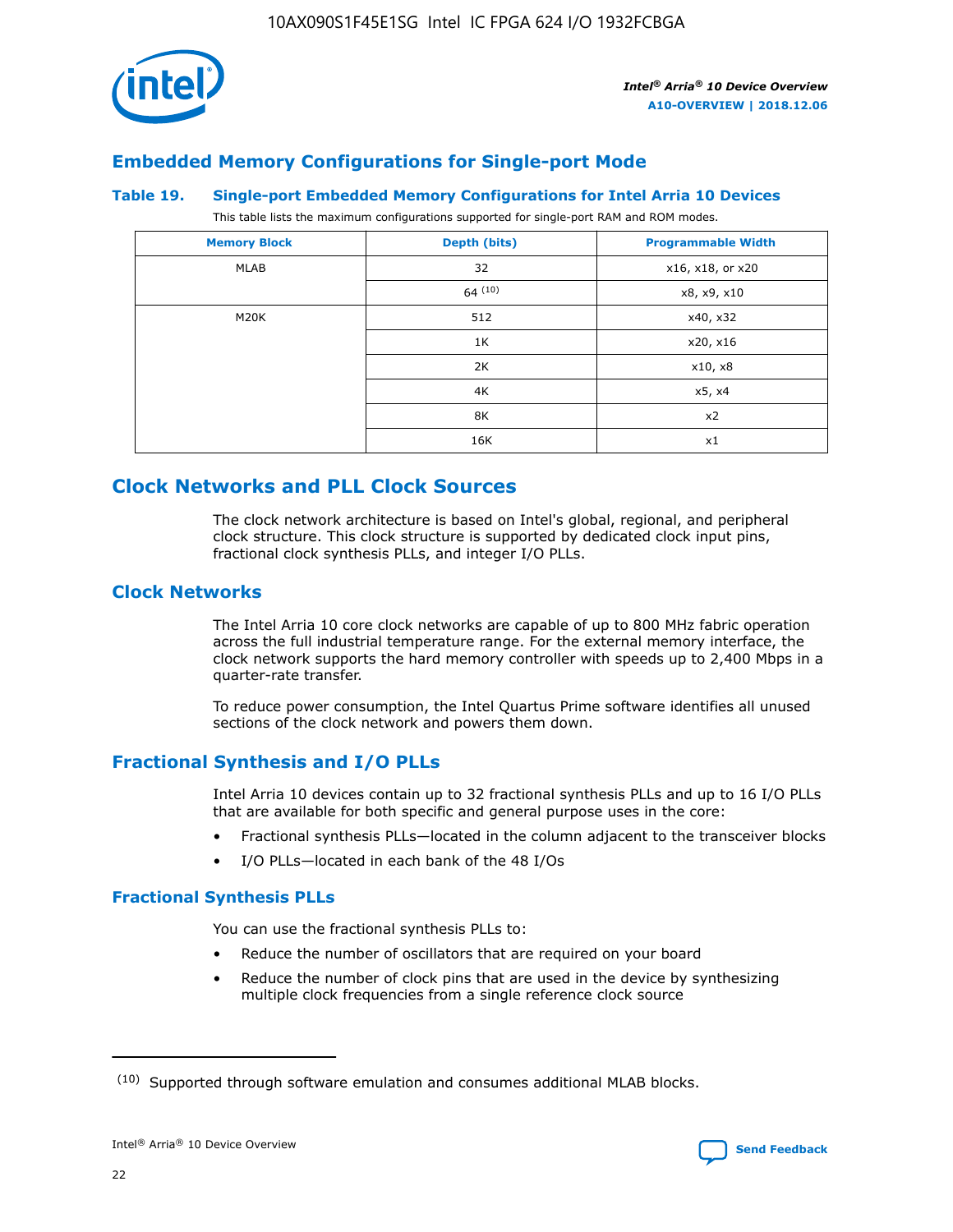## Embedded Memory Configurations for Single-port Mode

### Table 19. Single-port Embedded Memory Configurations for Intel Arria 10 Devices

This table lists the maximum configurations supported for single-port RAM and ROM modes.

| Memory Block | Depth (bits) | Programmable Width |
|---|---|---|
| MLAB | 32 | x16, x18, or x20 |
| | 64 [10] | x8, x9, x10 |
| M20K | 512 | x40, x32 |
| | 1K | x20, x16 |
| | 2K | x10, x8 |
| | 4K | x5, x4 |
| | 8K | x2 |
| | 16K | x1 |

# Clock Networks and PLL Clock Sources

The clock network architecture is based on Intel's global, regional, and peripheral clock structure. This clock structure is supported by dedicated clock input pins, fractional clock synthesis PLLs, and integer I/O PLLs.

## Clock Networks

The Intel Arria 10 core clock networks are capable of up to 800 MHz fabric operation across the full industrial temperature range. For the external memory interface, the clock network supports the hard memory controller with speeds up to 2,400 Mbps in a quarter-rate transfer.

To reduce power consumption, the Intel Quartus Prime software identifies all unused sections of the clock network and powers them down.

## Fractional Synthesis and I/O PLLs

Intel Arria 10 devices contain up to 32 fractional synthesis PLLs and up to 16 I/O PLLs that are available for both specific and general purpose uses in the core:

- Fractional synthesis PLLs—located in the column adjacent to the transceiver blocks
- I/O PLLs—located in each bank of the 48 I/Os

### Fractional Synthesis PLLs

You can use the fractional synthesis PLLs to:

- Reduce the number of oscillators that are required on your board
- Reduce the number of clock pins that are used in the device by synthesizing multiple clock frequencies from a single reference clock source

[10] Supported through software emulation and consumes additional MLAB blocks.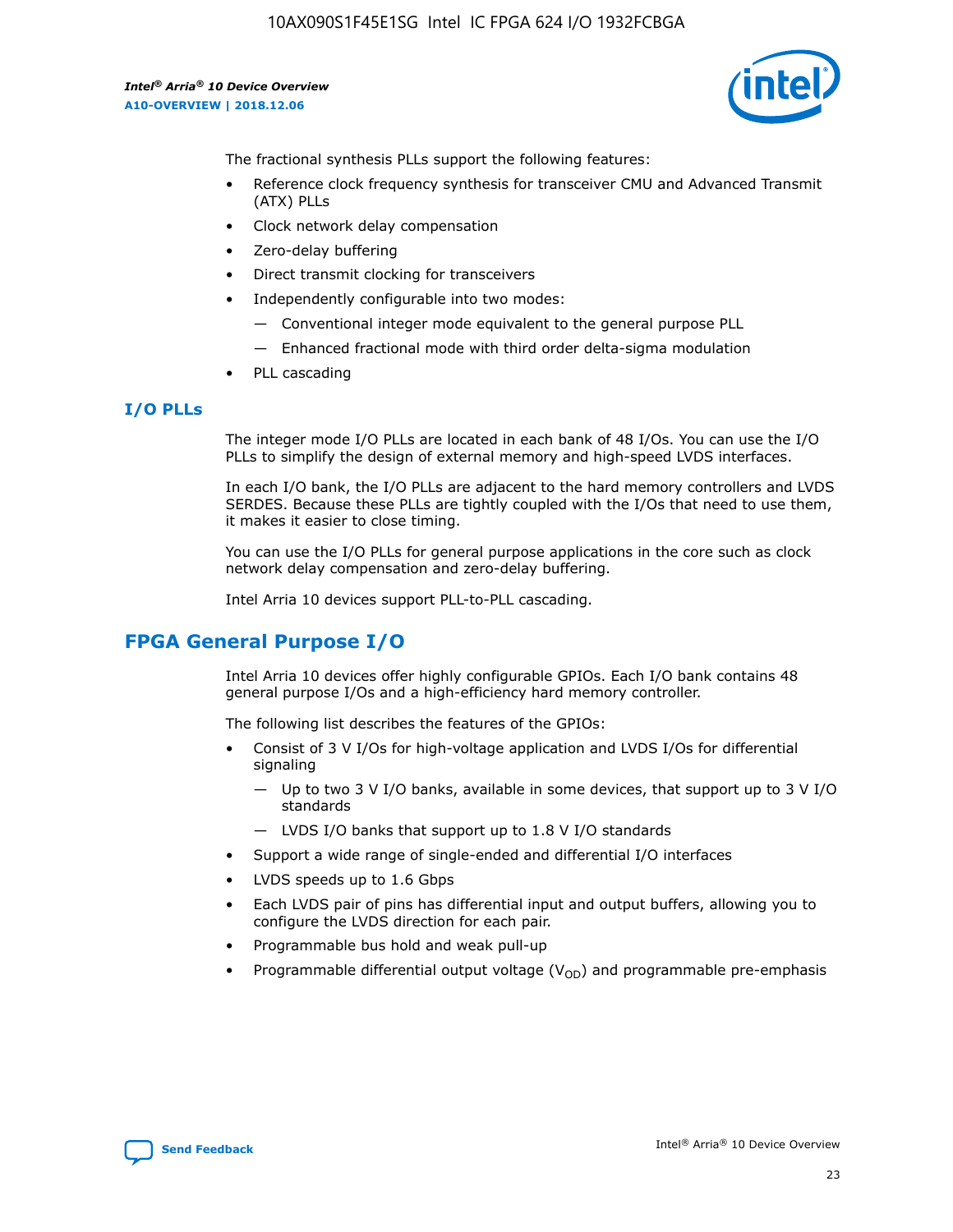The fractional synthesis PLLs support the following features:

- Reference clock frequency synthesis for transceiver CMU and Advanced Transmit (ATX) PLLs
- Clock network delay compensation
- Zero-delay buffering
- Direct transmit clocking for transceivers
- Independently configurable into two modes:
  - — Conventional integer mode equivalent to the general purpose PLL
  - — Enhanced fractional mode with third order delta-sigma modulation
- PLL cascading

### I/O PLLs

The integer mode I/O PLLs are located in each bank of 48 I/Os. You can use the I/O PLLs to simplify the design of external memory and high-speed LVDS interfaces.

In each I/O bank, the I/O PLLs are adjacent to the hard memory controllers and LVDS SERDES. Because these PLLs are tightly coupled with the I/Os that need to use them, it makes it easier to close timing.

You can use the I/O PLLs for general purpose applications in the core such as clock network delay compensation and zero-delay buffering.

Intel Arria 10 devices support PLL-to-PLL cascading.

## FPGA General Purpose I/O

Intel Arria 10 devices offer highly configurable GPIOs. Each I/O bank contains 48 general purpose I/Os and a high-efficiency hard memory controller.

The following list describes the features of the GPIOs:

- Consist of 3 V I/Os for high-voltage application and LVDS I/Os for differential signaling
  - — Up to two 3 V I/O banks, available in some devices, that support up to 3 V I/O standards
  - — LVDS I/O banks that support up to 1.8 V I/O standards
- Support a wide range of single-ended and differential I/O interfaces
- LVDS speeds up to 1.6 Gbps
- Each LVDS pair of pins has differential input and output buffers, allowing you to configure the LVDS direction for each pair.
- Programmable bus hold and weak pull-up
- Programmable differential output voltage ($V_{OD}$) and programmable pre-emphasis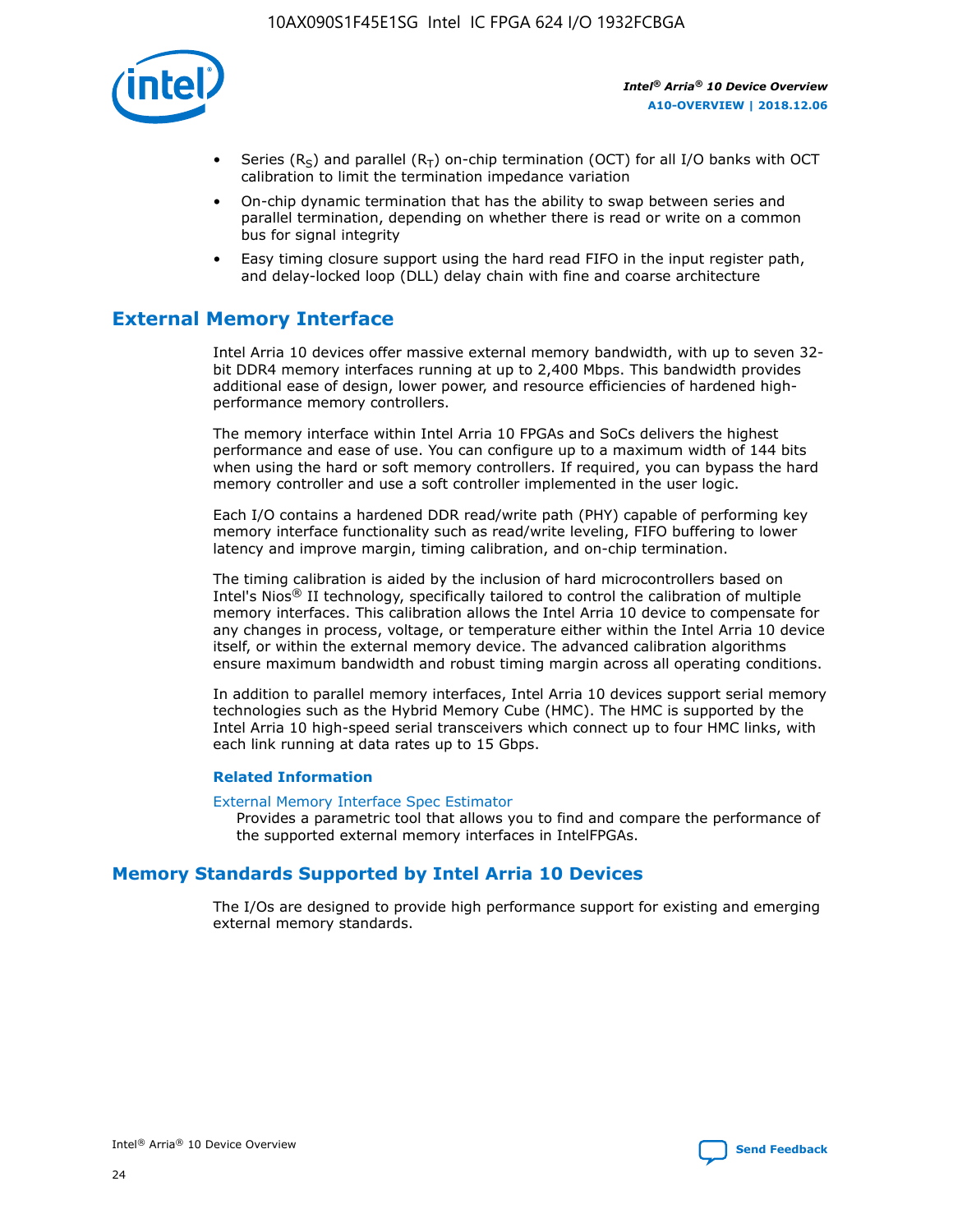- Series ($R_S$) and parallel ($R_T$) on-chip termination (OCT) for all I/O banks with OCT calibration to limit the termination impedance variation
- On-chip dynamic termination that has the ability to swap between series and parallel termination, depending on whether there is read or write on a common bus for signal integrity
- Easy timing closure support using the hard read FIFO in the input register path, and delay-locked loop (DLL) delay chain with fine and coarse architecture

## External Memory Interface

Intel Arria 10 devices offer massive external memory bandwidth, with up to seven 32-bit DDR4 memory interfaces running at up to 2,400 Mbps. This bandwidth provides additional ease of design, lower power, and resource efficiencies of hardened high-performance memory controllers.

The memory interface within Intel Arria 10 FPGAs and SoCs delivers the highest performance and ease of use. You can configure up to a maximum width of 144 bits when using the hard or soft memory controllers. If required, you can bypass the hard memory controller and use a soft controller implemented in the user logic.

Each I/O contains a hardened DDR read/write path (PHY) capable of performing key memory interface functionality such as read/write leveling, FIFO buffering to lower latency and improve margin, timing calibration, and on-chip termination.

The timing calibration is aided by the inclusion of hard microcontrollers based on Intel's Nios® II technology, specifically tailored to control the calibration of multiple memory interfaces. This calibration allows the Intel Arria 10 device to compensate for any changes in process, voltage, or temperature either within the Intel Arria 10 device itself, or within the external memory device. The advanced calibration algorithms ensure maximum bandwidth and robust timing margin across all operating conditions.

In addition to parallel memory interfaces, Intel Arria 10 devices support serial memory technologies such as the Hybrid Memory Cube (HMC). The HMC is supported by the Intel Arria 10 high-speed serial transceivers which connect up to four HMC links, with each link running at data rates up to 15 Gbps.

#### Related Information

External Memory Interface Spec Estimator
Provides a parametric tool that allows you to find and compare the performance of the supported external memory interfaces in IntelFPGAs.

## Memory Standards Supported by Intel Arria 10 Devices

The I/Os are designed to provide high performance support for existing and emerging external memory standards.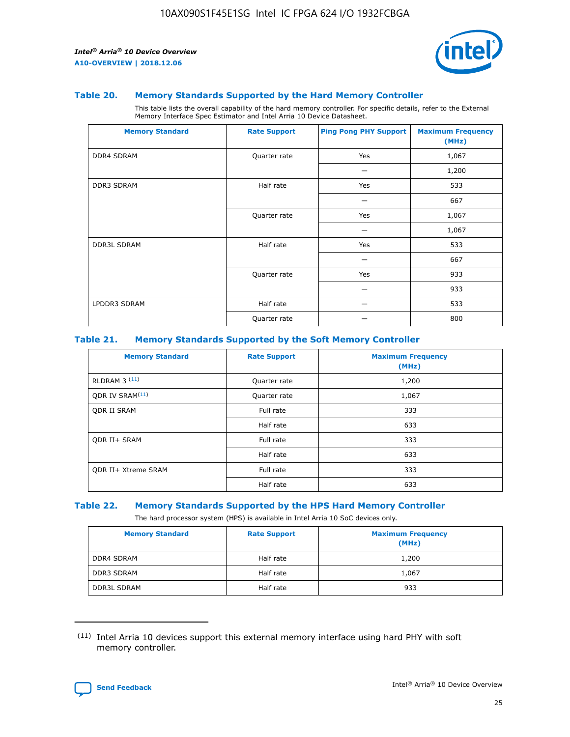### Table 20. Memory Standards Supported by the Hard Memory Controller

This table lists the overall capability of the hard memory controller. For specific details, refer to the External Memory Interface Spec Estimator and Intel Arria 10 Device Datasheet.

| Memory Standard | Rate Support | Ping Pong PHY Support | Maximum Frequency (MHz) |
|---|---|---|---|
| DDR4 SDRAM | Quarter rate | Yes | 1,067 |
| | | — | 1,200 |
| DDR3 SDRAM | Half rate | Yes | 533 |
| | | — | 667 |
| | Quarter rate | Yes | 1,067 |
| | | — | 1,067 |
| DDR3L SDRAM | Half rate | Yes | 533 |
| | | — | 667 |
| | Quarter rate | Yes | 933 |
| | | — | 933 |
| LPDDR3 SDRAM | Half rate | — | 533 |
| | Quarter rate | — | 800 |

### Table 21. Memory Standards Supported by the Soft Memory Controller

| Memory Standard | Rate Support | Maximum Frequency (MHz) |
|---|---|---|
| RLDRAM 3 [11] | Quarter rate | 1,200 |
| QDR IV SRAM[11] | Quarter rate | 1,067 |
| QDR II SRAM | Full rate | 333 |
| | Half rate | 633 |
| QDR II+ SRAM | Full rate | 333 |
| | Half rate | 633 |
| QDR II+ Xtreme SRAM | Full rate | 333 |
| | Half rate | 633 |

### Table 22. Memory Standards Supported by the HPS Hard Memory Controller

The hard processor system (HPS) is available in Intel Arria 10 SoC devices only.

| Memory Standard | Rate Support | Maximum Frequency (MHz) |
|---|---|---|
| DDR4 SDRAM | Half rate | 1,200 |
| DDR3 SDRAM | Half rate | 1,067 |
| DDR3L SDRAM | Half rate | 933 |

(11) Intel Arria 10 devices support this external memory interface using hard PHY with soft memory controller.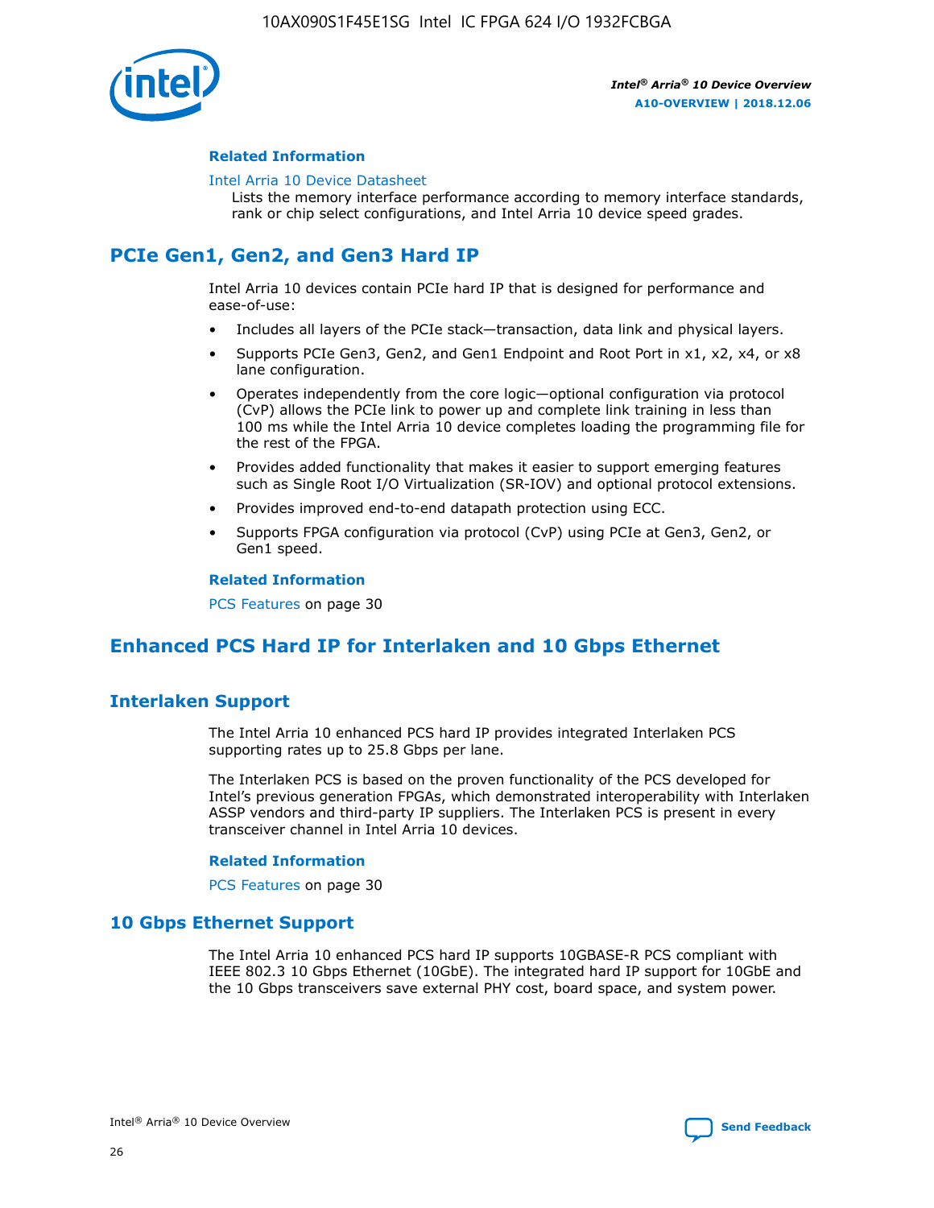### Related Information

Intel Arria 10 Device Datasheet

Lists the memory interface performance according to memory interface standards, rank or chip select configurations, and Intel Arria 10 device speed grades.

## PCIe Gen1, Gen2, and Gen3 Hard IP

Intel Arria 10 devices contain PCIe hard IP that is designed for performance and ease-of-use:

- Includes all layers of the PCIe stack—transaction, data link and physical layers.
- Supports PCIe Gen3, Gen2, and Gen1 Endpoint and Root Port in x1, x2, x4, or x8 lane configuration.
- Operates independently from the core logic—optional configuration via protocol (CvP) allows the PCIe link to power up and complete link training in less than 100 ms while the Intel Arria 10 device completes loading the programming file for the rest of the FPGA.
- Provides added functionality that makes it easier to support emerging features such as Single Root I/O Virtualization (SR-IOV) and optional protocol extensions.
- Provides improved end-to-end datapath protection using ECC.
- Supports FPGA configuration via protocol (CvP) using PCIe at Gen3, Gen2, or Gen1 speed.

### Related Information

PCS Features on page 30

## Enhanced PCS Hard IP for Interlaken and 10 Gbps Ethernet

## Interlaken Support

The Intel Arria 10 enhanced PCS hard IP provides integrated Interlaken PCS supporting rates up to 25.8 Gbps per lane.

The Interlaken PCS is based on the proven functionality of the PCS developed for Intel's previous generation FPGAs, which demonstrated interoperability with Interlaken ASSP vendors and third-party IP suppliers. The Interlaken PCS is present in every transceiver channel in Intel Arria 10 devices.

### Related Information

PCS Features on page 30

## 10 Gbps Ethernet Support

The Intel Arria 10 enhanced PCS hard IP supports 10GBASE-R PCS compliant with IEEE 802.3 10 Gbps Ethernet (10GbE). The integrated hard IP support for 10GbE and the 10 Gbps transceivers save external PHY cost, board space, and system power.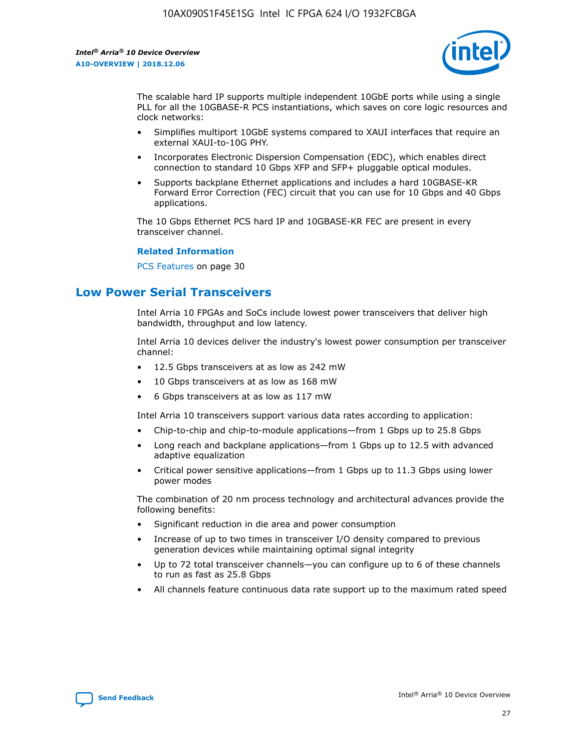The scalable hard IP supports multiple independent 10GbE ports while using a single PLL for all the 10GBASE-R PCS instantiations, which saves on core logic resources and clock networks:

- Simplifies multiport 10GbE systems compared to XAUI interfaces that require an external XAUI-to-10G PHY.
- Incorporates Electronic Dispersion Compensation (EDC), which enables direct connection to standard 10 Gbps XFP and SFP+ pluggable optical modules.
- Supports backplane Ethernet applications and includes a hard 10GBASE-KR Forward Error Correction (FEC) circuit that you can use for 10 Gbps and 40 Gbps applications.

The 10 Gbps Ethernet PCS hard IP and 10GBASE-KR FEC are present in every transceiver channel.

**Related Information**

PCS Features on page 30

## Low Power Serial Transceivers

Intel Arria 10 FPGAs and SoCs include lowest power transceivers that deliver high bandwidth, throughput and low latency.

Intel Arria 10 devices deliver the industry's lowest power consumption per transceiver channel:

- 12.5 Gbps transceivers at as low as 242 mW
- 10 Gbps transceivers at as low as 168 mW
- 6 Gbps transceivers at as low as 117 mW

Intel Arria 10 transceivers support various data rates according to application:

- Chip-to-chip and chip-to-module applications—from 1 Gbps up to 25.8 Gbps
- Long reach and backplane applications—from 1 Gbps up to 12.5 with advanced adaptive equalization
- Critical power sensitive applications—from 1 Gbps up to 11.3 Gbps using lower power modes

The combination of 20 nm process technology and architectural advances provide the following benefits:

- Significant reduction in die area and power consumption
- Increase of up to two times in transceiver I/O density compared to previous generation devices while maintaining optimal signal integrity
- Up to 72 total transceiver channels—you can configure up to 6 of these channels to run as fast as 25.8 Gbps
- All channels feature continuous data rate support up to the maximum rated speed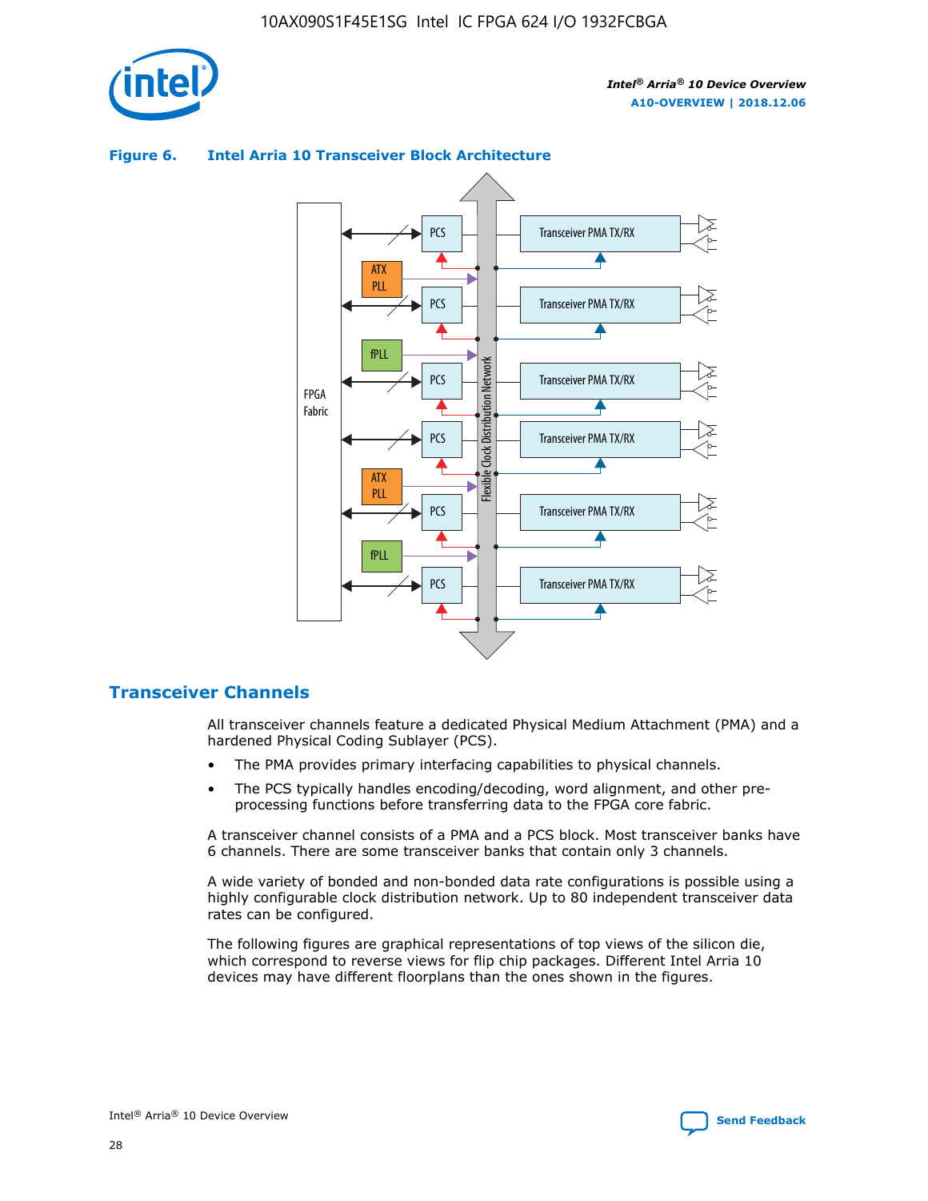**Figure 6. Intel Arria 10 Transceiver Block Architecture**

## Transceiver Channels

All transceiver channels feature a dedicated Physical Medium Attachment (PMA) and a hardened Physical Coding Sublayer (PCS).

- The PMA provides primary interfacing capabilities to physical channels.
- The PCS typically handles encoding/decoding, word alignment, and other pre-processing functions before transferring data to the FPGA core fabric.

A transceiver channel consists of a PMA and a PCS block. Most transceiver banks have 6 channels. There are some transceiver banks that contain only 3 channels.

A wide variety of bonded and non-bonded data rate configurations is possible using a highly configurable clock distribution network. Up to 80 independent transceiver data rates can be configured.

The following figures are graphical representations of top views of the silicon die, which correspond to reverse views for flip chip packages. Different Intel Arria 10 devices may have different floorplans than the ones shown in the figures.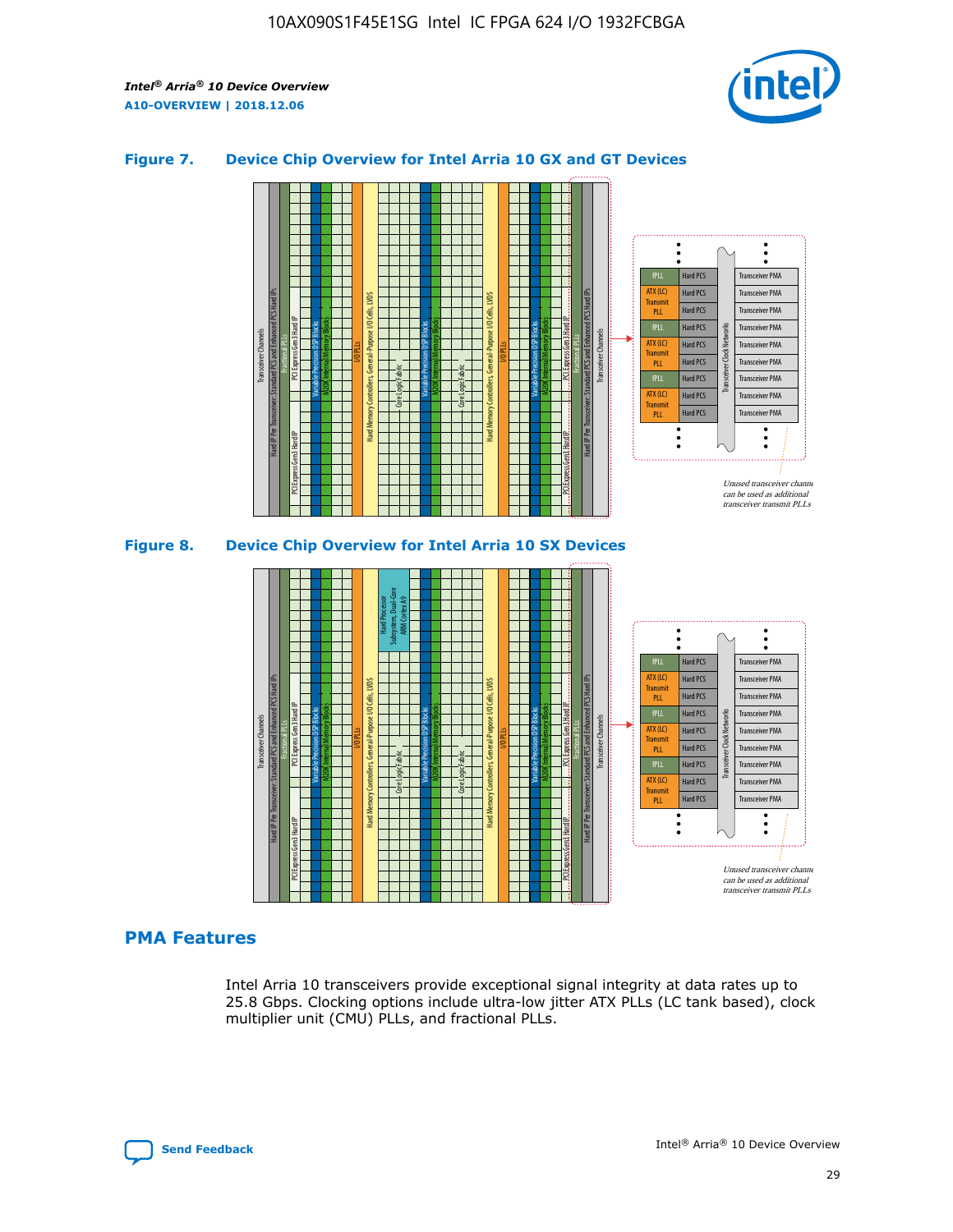## Figure 7. Device Chip Overview for Intel Arria 10 GX and GT Devices

## Figure 8. Device Chip Overview for Intel Arria 10 SX Devices

## PMA Features

Intel Arria 10 transceivers provide exceptional signal integrity at data rates up to 25.8 Gbps. Clocking options include ultra-low jitter ATX PLLs (LC tank based), clock multiplier unit (CMU) PLLs, and fractional PLLs.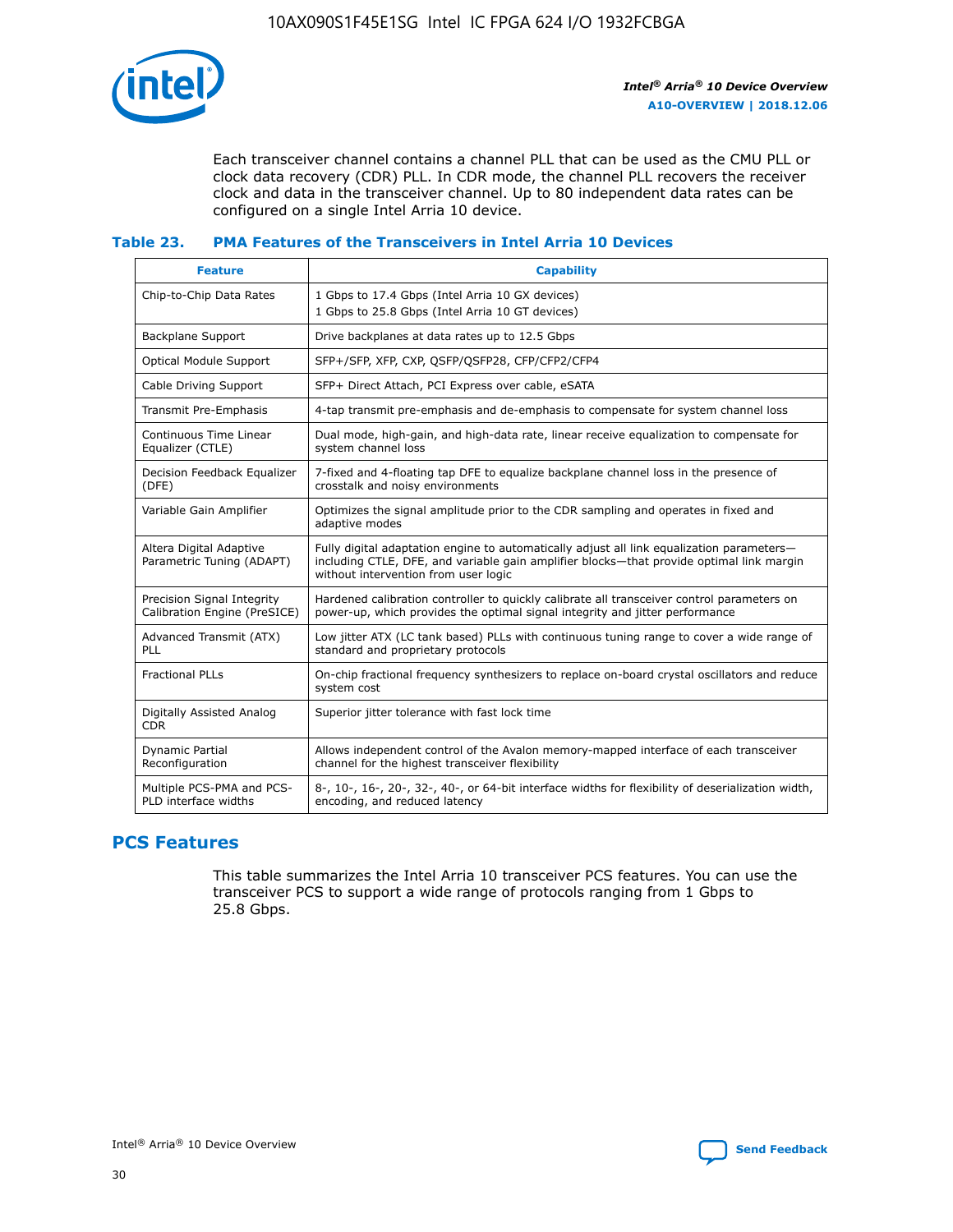Each transceiver channel contains a channel PLL that can be used as the CMU PLL or clock data recovery (CDR) PLL. In CDR mode, the channel PLL recovers the receiver clock and data in the transceiver channel. Up to 80 independent data rates can be configured on a single Intel Arria 10 device.

### Table 23. PMA Features of the Transceivers in Intel Arria 10 Devices

| Feature | Capability |
| --- | --- |
| Chip-to-Chip Data Rates | 1 Gbps to 17.4 Gbps (Intel Arria 10 GX devices)<br>1 Gbps to 25.8 Gbps (Intel Arria 10 GT devices) |
| Backplane Support | Drive backplanes at data rates up to 12.5 Gbps |
| Optical Module Support | SFP+/SFP, XFP, CXP, QSFP/QSFP28, CFP/CFP2/CFP4 |
| Cable Driving Support | SFP+ Direct Attach, PCI Express over cable, eSATA |
| Transmit Pre-Emphasis | 4-tap transmit pre-emphasis and de-emphasis to compensate for system channel loss |
| Continuous Time Linear Equalizer (CTLE) | Dual mode, high-gain, and high-data rate, linear receive equalization to compensate for system channel loss |
| Decision Feedback Equalizer (DFE) | 7-fixed and 4-floating tap DFE to equalize backplane channel loss in the presence of crosstalk and noisy environments |
| Variable Gain Amplifier | Optimizes the signal amplitude prior to the CDR sampling and operates in fixed and adaptive modes |
| Altera Digital Adaptive Parametric Tuning (ADAPT) | Fully digital adaptation engine to automatically adjust all link equalization parameters—including CTLE, DFE, and variable gain amplifier blocks—that provide optimal link margin without intervention from user logic |
| Precision Signal Integrity Calibration Engine (PreSICE) | Hardened calibration controller to quickly calibrate all transceiver control parameters on power-up, which provides the optimal signal integrity and jitter performance |
| Advanced Transmit (ATX) PLL | Low jitter ATX (LC tank based) PLLs with continuous tuning range to cover a wide range of standard and proprietary protocols |
| Fractional PLLs | On-chip fractional frequency synthesizers to replace on-board crystal oscillators and reduce system cost |
| Digitally Assisted Analog CDR | Superior jitter tolerance with fast lock time |
| Dynamic Partial Reconfiguration | Allows independent control of the Avalon memory-mapped interface of each transceiver channel for the highest transceiver flexibility |
| Multiple PCS-PMA and PCS-PLD interface widths | 8-, 10-, 16-, 20-, 32-, 40-, or 64-bit interface widths for flexibility of deserialization width, encoding, and reduced latency |

## PCS Features

This table summarizes the Intel Arria 10 transceiver PCS features. You can use the transceiver PCS to support a wide range of protocols ranging from 1 Gbps to 25.8 Gbps.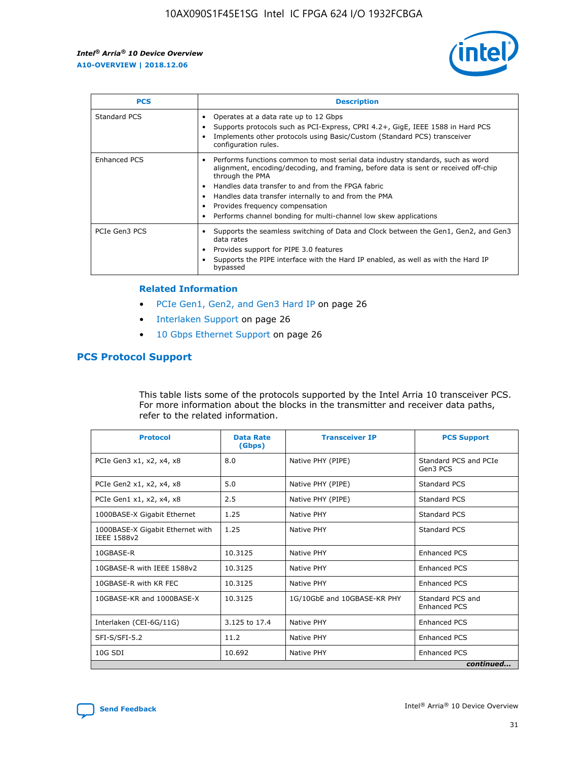| PCS | Description |
| --- | --- |
| Standard PCS | • Operates at a data rate up to 12 Gbps<br>• Supports protocols such as PCI-Express, CPRI 4.2+, GigE, IEEE 1588 in Hard PCS<br>• Implements other protocols using Basic/Custom (Standard PCS) transceiver configuration rules. |
| Enhanced PCS | • Performs functions common to most serial data industry standards, such as word alignment, encoding/decoding, and framing, before data is sent or received off-chip through the PMA<br>• Handles data transfer to and from the FPGA fabric<br>• Handles data transfer internally to and from the PMA<br>• Provides frequency compensation<br>• Performs channel bonding for multi-channel low skew applications |
| PCIe Gen3 PCS | • Supports the seamless switching of Data and Clock between the Gen1, Gen2, and Gen3 data rates<br>• Provides support for PIPE 3.0 features<br>• Supports the PIPE interface with the Hard IP enabled, as well as with the Hard IP bypassed |

#### Related Information

- PCIe Gen1, Gen2, and Gen3 Hard IP on page 26
- Interlaken Support on page 26
- 10 Gbps Ethernet Support on page 26

## PCS Protocol Support

This table lists some of the protocols supported by the Intel Arria 10 transceiver PCS. For more information about the blocks in the transmitter and receiver data paths, refer to the related information.

| Protocol | Data Rate (Gbps) | Transceiver IP | PCS Support |
| --- | --- | --- | --- |
| PCIe Gen3 x1, x2, x4, x8 | 8.0 | Native PHY (PIPE) | Standard PCS and PCIe Gen3 PCS |
| PCIe Gen2 x1, x2, x4, x8 | 5.0 | Native PHY (PIPE) | Standard PCS |
| PCIe Gen1 x1, x2, x4, x8 | 2.5 | Native PHY (PIPE) | Standard PCS |
| 1000BASE-X Gigabit Ethernet | 1.25 | Native PHY | Standard PCS |
| 1000BASE-X Gigabit Ethernet with IEEE 1588v2 | 1.25 | Native PHY | Standard PCS |
| 10GBASE-R | 10.3125 | Native PHY | Enhanced PCS |
| 10GBASE-R with IEEE 1588v2 | 10.3125 | Native PHY | Enhanced PCS |
| 10GBASE-R with KR FEC | 10.3125 | Native PHY | Enhanced PCS |
| 10GBASE-KR and 1000BASE-X | 10.3125 | 1G/10GbE and 10GBASE-KR PHY | Standard PCS and Enhanced PCS |
| Interlaken (CEI-6G/11G) | 3.125 to 17.4 | Native PHY | Enhanced PCS |
| SFI-S/SFI-5.2 | 11.2 | Native PHY | Enhanced PCS |
| 10G SDI | 10.692 | Native PHY | Enhanced PCS |

*continued...*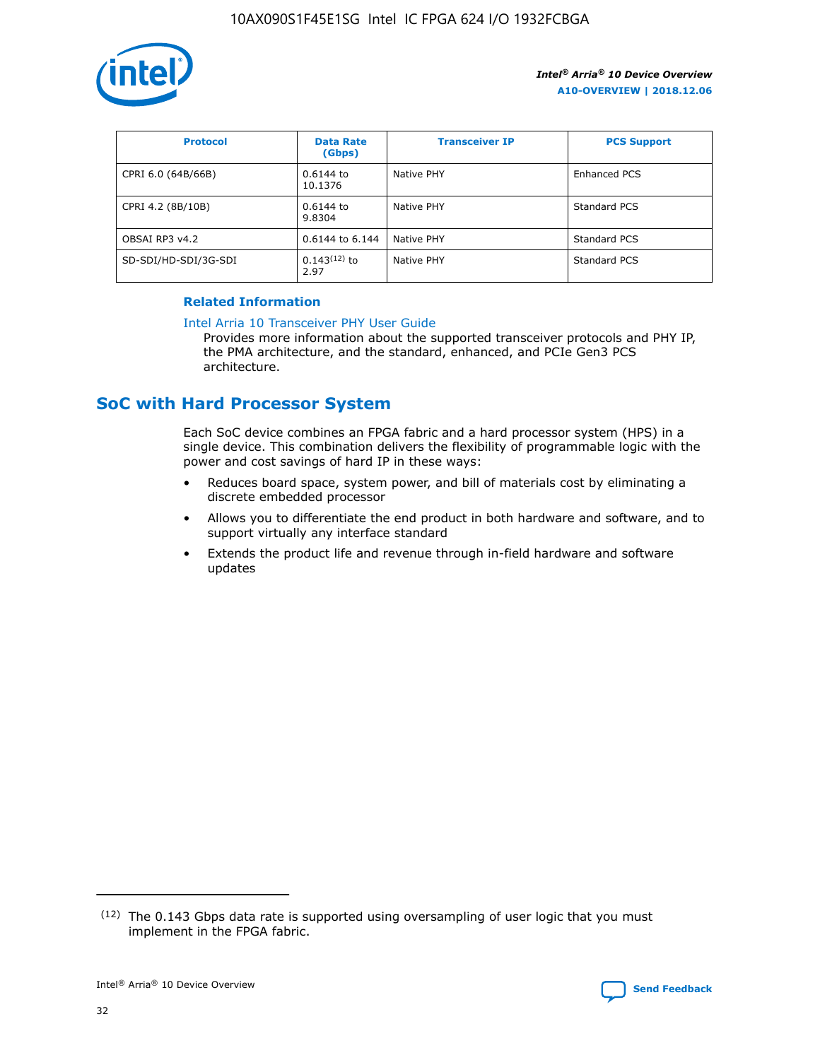| Protocol | Data Rate (Gbps) | Transceiver IP | PCS Support |
|---|---|---|---|
| CPRI 6.0 (64B/66B) | 0.6144 to 10.1376 | Native PHY | Enhanced PCS |
| CPRI 4.2 (8B/10B) | 0.6144 to 9.8304 | Native PHY | Standard PCS |
| OBSAI RP3 v4.2 | 0.6144 to 6.144 | Native PHY | Standard PCS |
| SD-SDI/HD-SDI/3G-SDI | 0.143[(12)] to 2.97 | Native PHY | Standard PCS |

**Related Information**

Intel Arria 10 Transceiver PHY User Guide

Provides more information about the supported transceiver protocols and PHY IP, the PMA architecture, and the standard, enhanced, and PCIe Gen3 PCS architecture.

## SoC with Hard Processor System

Each SoC device combines an FPGA fabric and a hard processor system (HPS) in a single device. This combination delivers the flexibility of programmable logic with the power and cost savings of hard IP in these ways:

- Reduces board space, system power, and bill of materials cost by eliminating a discrete embedded processor
- Allows you to differentiate the end product in both hardware and software, and to support virtually any interface standard
- Extends the product life and revenue through in-field hardware and software updates

(12) The 0.143 Gbps data rate is supported using oversampling of user logic that you must implement in the FPGA fabric.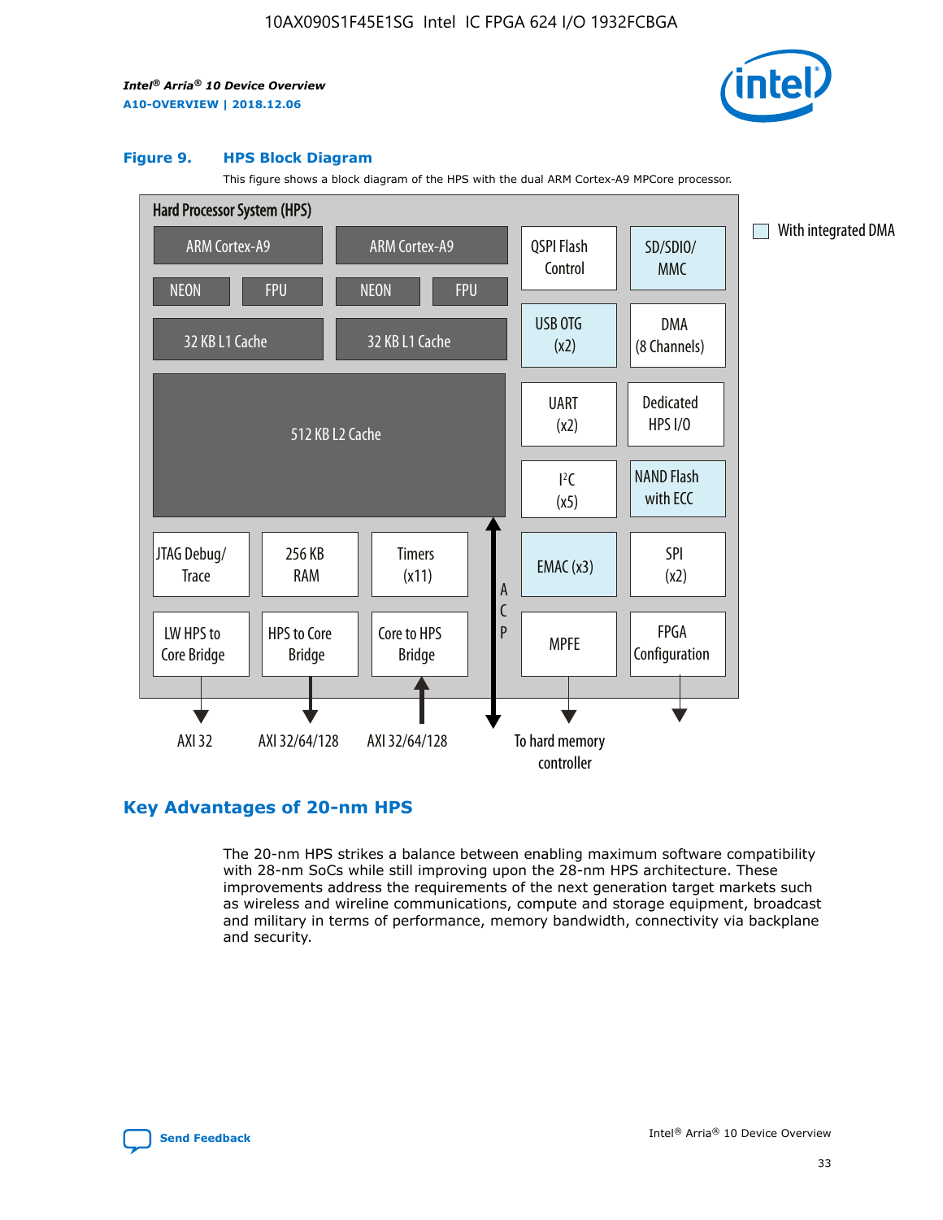**Figure 9. HPS Block Diagram**

This figure shows a block diagram of the HPS with the dual ARM Cortex-A9 MPCore processor.

Hard Processor System (HPS)

ARM Cortex-A9 | ARM Cortex-A9
NEON | FPU | NEON | FPU
32 KB L1 Cache | 32 KB L1 Cache
512 KB L2 Cache
JTAG Debug/Trace | 256 KB RAM | Timers (x11)
LW HPS to Core Bridge | HPS to Core Bridge | Core to HPS Bridge
ACP
QSPI Flash Control | SD/SDIO/MMC
USB OTG (x2) | DMA (8 Channels)
UART (x2) | Dedicated HPS I/O
I²C (x5) | NAND Flash with ECC
EMAC (x3) | SPI (x2)
MPFE | FPGA Configuration

AXI 32 | AXI 32/64/128 | AXI 32/64/128 | To hard memory controller

With integrated DMA

## Key Advantages of 20-nm HPS

The 20-nm HPS strikes a balance between enabling maximum software compatibility with 28-nm SoCs while still improving upon the 28-nm HPS architecture. These improvements address the requirements of the next generation target markets such as wireless and wireline communications, compute and storage equipment, broadcast and military in terms of performance, memory bandwidth, connectivity via backplane and security.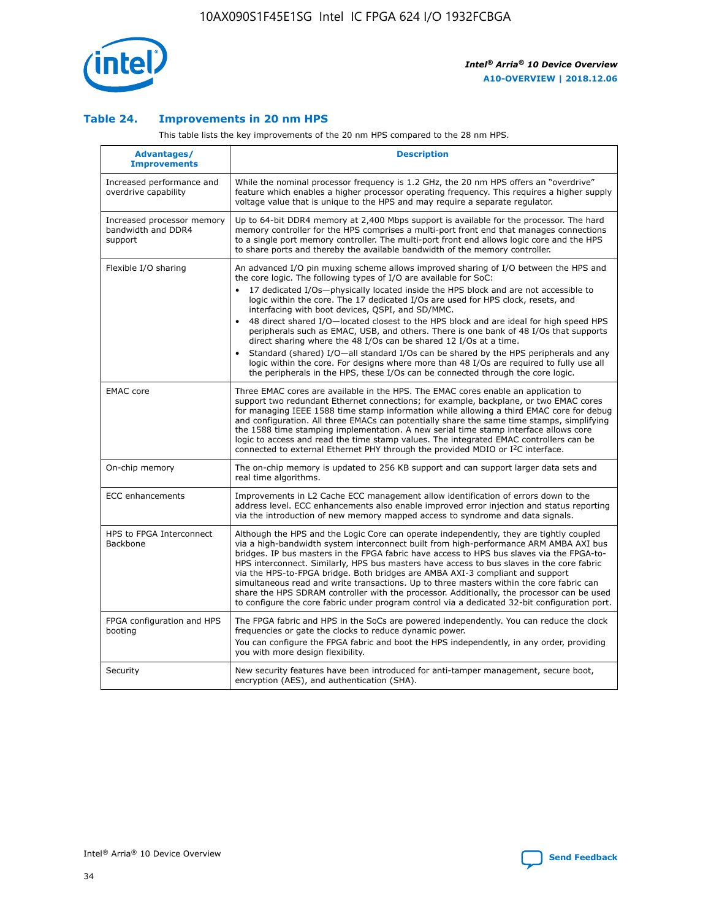### Table 24. Improvements in 20 nm HPS

This table lists the key improvements of the 20 nm HPS compared to the 28 nm HPS.

| Advantages/ Improvements | Description |
| --- | --- |
| Increased performance and overdrive capability | While the nominal processor frequency is 1.2 GHz, the 20 nm HPS offers an "overdrive" feature which enables a higher processor operating frequency. This requires a higher supply voltage value that is unique to the HPS and may require a separate regulator. |
| Increased processor memory bandwidth and DDR4 support | Up to 64-bit DDR4 memory at 2,400 Mbps support is available for the processor. The hard memory controller for the HPS comprises a multi-port front end that manages connections to a single port memory controller. The multi-port front end allows logic core and the HPS to share ports and thereby the available bandwidth of the memory controller. |
| Flexible I/O sharing | An advanced I/O pin muxing scheme allows improved sharing of I/O between the HPS and the core logic. The following types of I/O are available for SoC: • 17 dedicated I/Os—physically located inside the HPS block and are not accessible to logic within the core. The 17 dedicated I/Os are used for HPS clock, resets, and interfacing with boot devices, QSPI, and SD/MMC. • 48 direct shared I/O—located closest to the HPS block and are ideal for high speed HPS peripherals such as EMAC, USB, and others. There is one bank of 48 I/Os that supports direct sharing where the 48 I/Os can be shared 12 I/Os at a time. • Standard (shared) I/O—all standard I/Os can be shared by the HPS peripherals and any logic within the core. For designs where more than 48 I/Os are required to fully use all the peripherals in the HPS, these I/Os can be connected through the core logic. |
| EMAC core | Three EMAC cores are available in the HPS. The EMAC cores enable an application to support two redundant Ethernet connections; for example, backplane, or two EMAC cores for managing IEEE 1588 time stamp information while allowing a third EMAC core for debug and configuration. All three EMACs can potentially share the same time stamps, simplifying the 1588 time stamping implementation. A new serial time stamp interface allows core logic to access and read the time stamp values. The integrated EMAC controllers can be connected to external Ethernet PHY through the provided MDIO or I$^2$C interface. |
| On-chip memory | The on-chip memory is updated to 256 KB support and can support larger data sets and real time algorithms. |
| ECC enhancements | Improvements in L2 Cache ECC management allow identification of errors down to the address level. ECC enhancements also enable improved error injection and status reporting via the introduction of new memory mapped access to syndrome and data signals. |
| HPS to FPGA Interconnect Backbone | Although the HPS and the Logic Core can operate independently, they are tightly coupled via a high-bandwidth system interconnect built from high-performance ARM AMBA AXI bus bridges. IP bus masters in the FPGA fabric have access to HPS bus slaves via the FPGA-to-HPS interconnect. Similarly, HPS bus masters have access to bus slaves in the core fabric via the HPS-to-FPGA bridge. Both bridges are AMBA AXI-3 compliant and support simultaneous read and write transactions. Up to three masters within the core fabric can share the HPS SDRAM controller with the processor. Additionally, the processor can be used to configure the core fabric under program control via a dedicated 32-bit configuration port. |
| FPGA configuration and HPS booting | The FPGA fabric and HPS in the SoCs are powered independently. You can reduce the clock frequencies or gate the clocks to reduce dynamic power. You can configure the FPGA fabric and boot the HPS independently, in any order, providing you with more design flexibility. |
| Security | New security features have been introduced for anti-tamper management, secure boot, encryption (AES), and authentication (SHA). |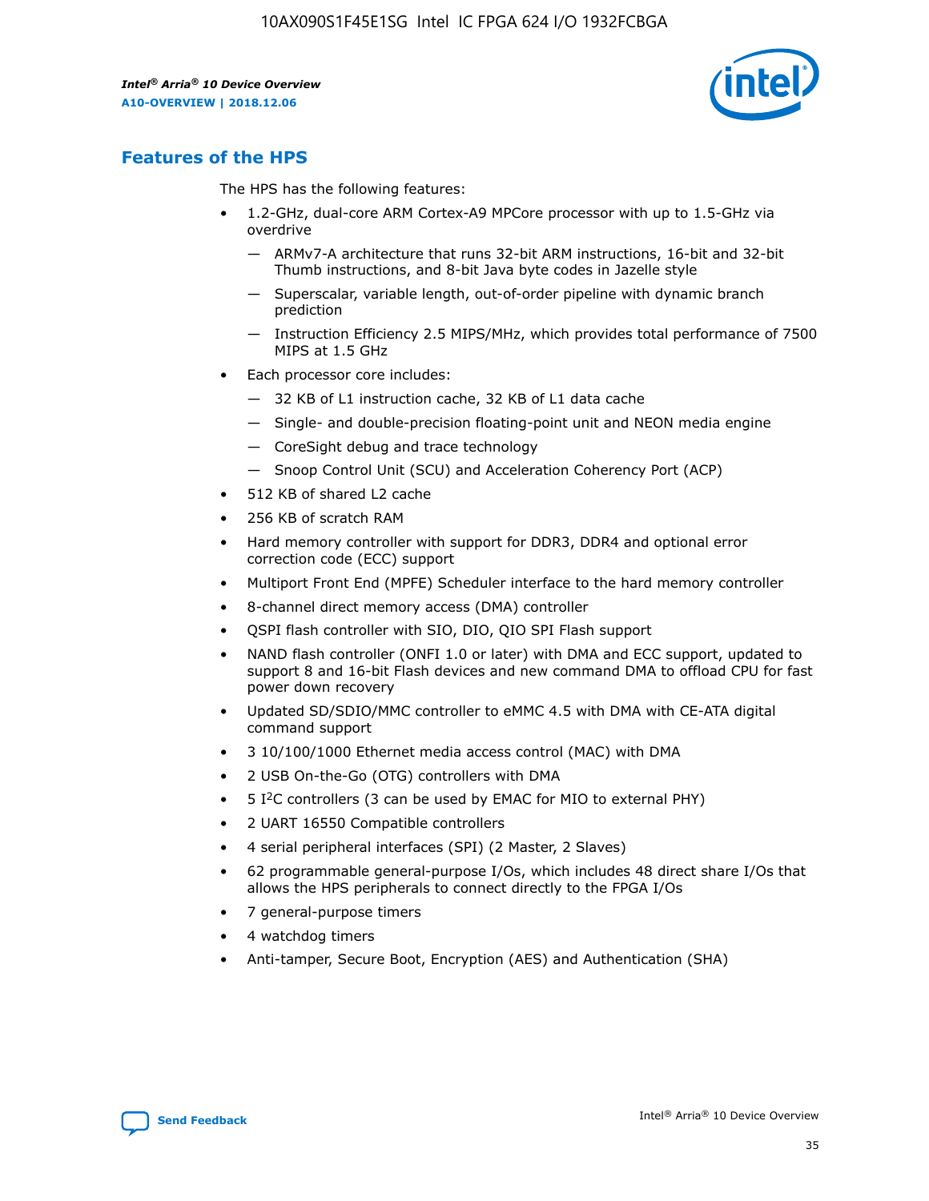## Features of the HPS

The HPS has the following features:

- 1.2-GHz, dual-core ARM Cortex-A9 MPCore processor with up to 1.5-GHz via overdrive
  - — ARMv7-A architecture that runs 32-bit ARM instructions, 16-bit and 32-bit Thumb instructions, and 8-bit Java byte codes in Jazelle style
  - — Superscalar, variable length, out-of-order pipeline with dynamic branch prediction
  - — Instruction Efficiency 2.5 MIPS/MHz, which provides total performance of 7500 MIPS at 1.5 GHz
- Each processor core includes:
  - — 32 KB of L1 instruction cache, 32 KB of L1 data cache
  - — Single- and double-precision floating-point unit and NEON media engine
  - — CoreSight debug and trace technology
  - — Snoop Control Unit (SCU) and Acceleration Coherency Port (ACP)
- 512 KB of shared L2 cache
- 256 KB of scratch RAM
- Hard memory controller with support for DDR3, DDR4 and optional error correction code (ECC) support
- Multiport Front End (MPFE) Scheduler interface to the hard memory controller
- 8-channel direct memory access (DMA) controller
- QSPI flash controller with SIO, DIO, QIO SPI Flash support
- NAND flash controller (ONFI 1.0 or later) with DMA and ECC support, updated to support 8 and 16-bit Flash devices and new command DMA to offload CPU for fast power down recovery
- Updated SD/SDIO/MMC controller to eMMC 4.5 with DMA with CE-ATA digital command support
- 3 10/100/1000 Ethernet media access control (MAC) with DMA
- 2 USB On-the-Go (OTG) controllers with DMA
- 5 I²C controllers (3 can be used by EMAC for MIO to external PHY)
- 2 UART 16550 Compatible controllers
- 4 serial peripheral interfaces (SPI) (2 Master, 2 Slaves)
- 62 programmable general-purpose I/Os, which includes 48 direct share I/Os that allows the HPS peripherals to connect directly to the FPGA I/Os
- 7 general-purpose timers
- 4 watchdog timers
- Anti-tamper, Secure Boot, Encryption (AES) and Authentication (SHA)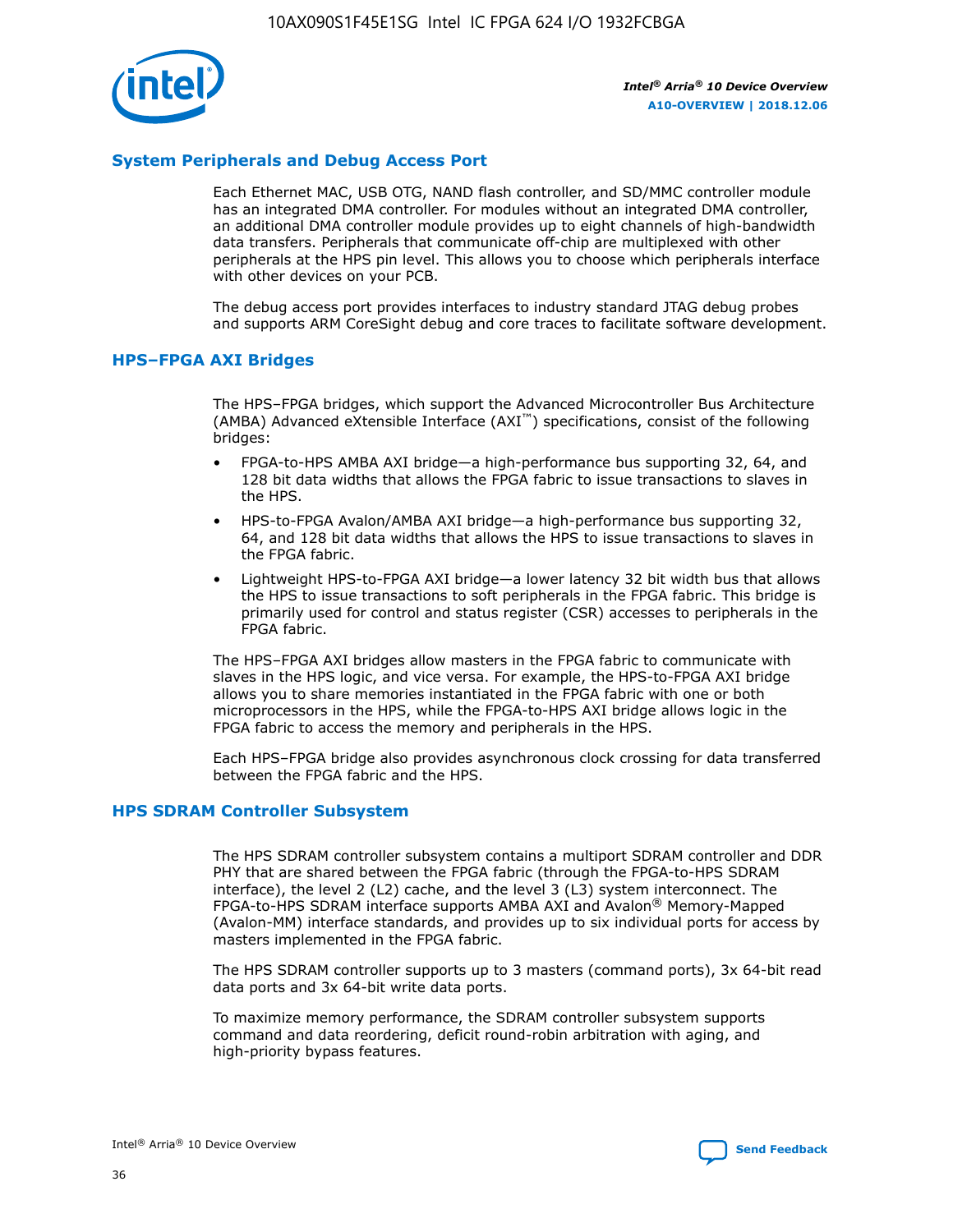## System Peripherals and Debug Access Port

Each Ethernet MAC, USB OTG, NAND flash controller, and SD/MMC controller module has an integrated DMA controller. For modules without an integrated DMA controller, an additional DMA controller module provides up to eight channels of high-bandwidth data transfers. Peripherals that communicate off-chip are multiplexed with other peripherals at the HPS pin level. This allows you to choose which peripherals interface with other devices on your PCB.

The debug access port provides interfaces to industry standard JTAG debug probes and supports ARM CoreSight debug and core traces to facilitate software development.

## HPS–FPGA AXI Bridges

The HPS–FPGA bridges, which support the Advanced Microcontroller Bus Architecture (AMBA) Advanced eXtensible Interface (AXI™) specifications, consist of the following bridges:

- FPGA-to-HPS AMBA AXI bridge—a high-performance bus supporting 32, 64, and 128 bit data widths that allows the FPGA fabric to issue transactions to slaves in the HPS.
- HPS-to-FPGA Avalon/AMBA AXI bridge—a high-performance bus supporting 32, 64, and 128 bit data widths that allows the HPS to issue transactions to slaves in the FPGA fabric.
- Lightweight HPS-to-FPGA AXI bridge—a lower latency 32 bit width bus that allows the HPS to issue transactions to soft peripherals in the FPGA fabric. This bridge is primarily used for control and status register (CSR) accesses to peripherals in the FPGA fabric.

The HPS–FPGA AXI bridges allow masters in the FPGA fabric to communicate with slaves in the HPS logic, and vice versa. For example, the HPS-to-FPGA AXI bridge allows you to share memories instantiated in the FPGA fabric with one or both microprocessors in the HPS, while the FPGA-to-HPS AXI bridge allows logic in the FPGA fabric to access the memory and peripherals in the HPS.

Each HPS–FPGA bridge also provides asynchronous clock crossing for data transferred between the FPGA fabric and the HPS.

## HPS SDRAM Controller Subsystem

The HPS SDRAM controller subsystem contains a multiport SDRAM controller and DDR PHY that are shared between the FPGA fabric (through the FPGA-to-HPS SDRAM interface), the level 2 (L2) cache, and the level 3 (L3) system interconnect. The FPGA-to-HPS SDRAM interface supports AMBA AXI and Avalon® Memory-Mapped (Avalon-MM) interface standards, and provides up to six individual ports for access by masters implemented in the FPGA fabric.

The HPS SDRAM controller supports up to 3 masters (command ports), 3x 64-bit read data ports and 3x 64-bit write data ports.

To maximize memory performance, the SDRAM controller subsystem supports command and data reordering, deficit round-robin arbitration with aging, and high-priority bypass features.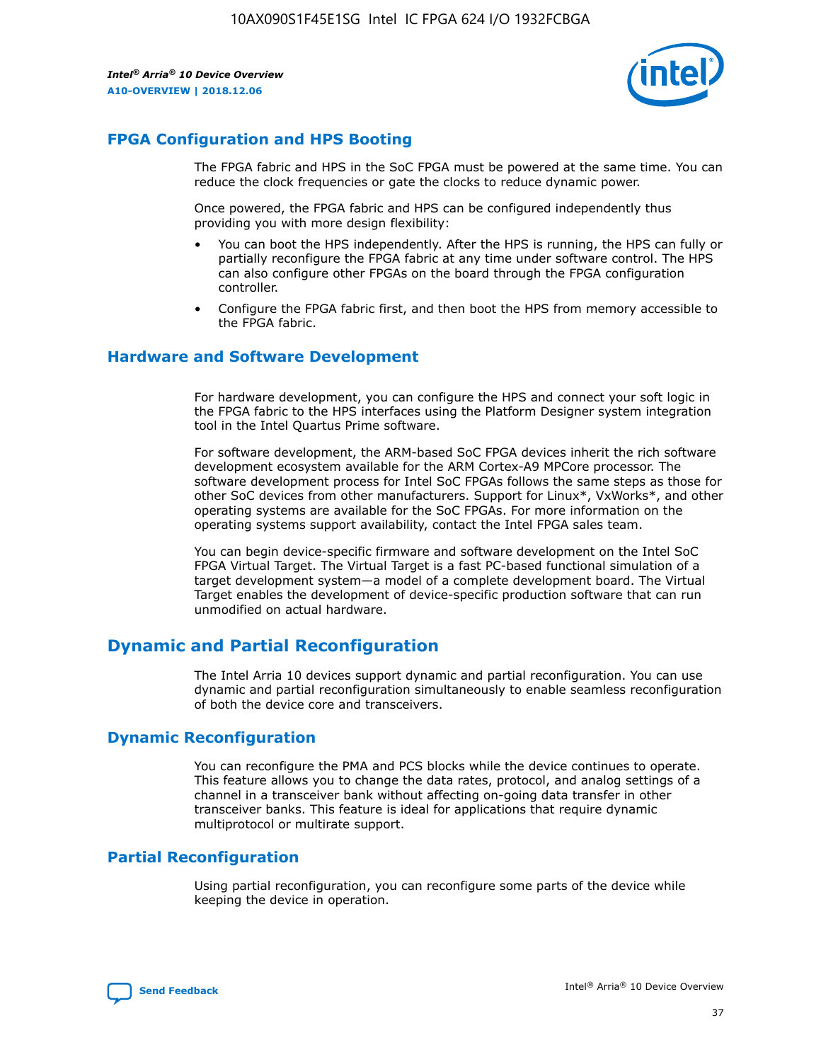## FPGA Configuration and HPS Booting

The FPGA fabric and HPS in the SoC FPGA must be powered at the same time. You can reduce the clock frequencies or gate the clocks to reduce dynamic power.

Once powered, the FPGA fabric and HPS can be configured independently thus providing you with more design flexibility:

- You can boot the HPS independently. After the HPS is running, the HPS can fully or partially reconfigure the FPGA fabric at any time under software control. The HPS can also configure other FPGAs on the board through the FPGA configuration controller.
- Configure the FPGA fabric first, and then boot the HPS from memory accessible to the FPGA fabric.

## Hardware and Software Development

For hardware development, you can configure the HPS and connect your soft logic in the FPGA fabric to the HPS interfaces using the Platform Designer system integration tool in the Intel Quartus Prime software.

For software development, the ARM-based SoC FPGA devices inherit the rich software development ecosystem available for the ARM Cortex-A9 MPCore processor. The software development process for Intel SoC FPGAs follows the same steps as those for other SoC devices from other manufacturers. Support for Linux*, VxWorks*, and other operating systems are available for the SoC FPGAs. For more information on the operating systems support availability, contact the Intel FPGA sales team.

You can begin device-specific firmware and software development on the Intel SoC FPGA Virtual Target. The Virtual Target is a fast PC-based functional simulation of a target development system—a model of a complete development board. The Virtual Target enables the development of device-specific production software that can run unmodified on actual hardware.

# Dynamic and Partial Reconfiguration

The Intel Arria 10 devices support dynamic and partial reconfiguration. You can use dynamic and partial reconfiguration simultaneously to enable seamless reconfiguration of both the device core and transceivers.

## Dynamic Reconfiguration

You can reconfigure the PMA and PCS blocks while the device continues to operate. This feature allows you to change the data rates, protocol, and analog settings of a channel in a transceiver bank without affecting on-going data transfer in other transceiver banks. This feature is ideal for applications that require dynamic multiprotocol or multirate support.

## Partial Reconfiguration

Using partial reconfiguration, you can reconfigure some parts of the device while keeping the device in operation.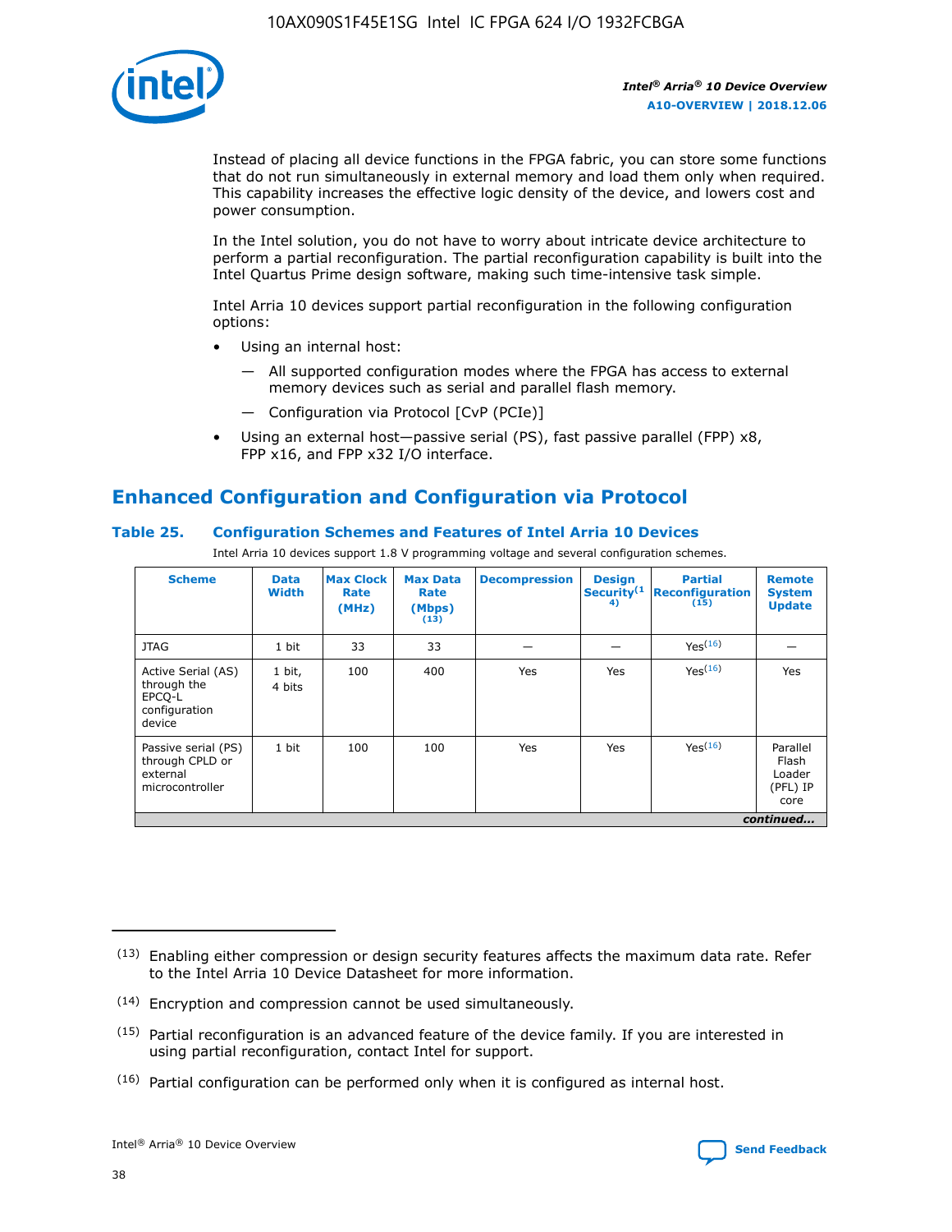Instead of placing all device functions in the FPGA fabric, you can store some functions that do not run simultaneously in external memory and load them only when required. This capability increases the effective logic density of the device, and lowers cost and power consumption.

In the Intel solution, you do not have to worry about intricate device architecture to perform a partial reconfiguration. The partial reconfiguration capability is built into the Intel Quartus Prime design software, making such time-intensive task simple.

Intel Arria 10 devices support partial reconfiguration in the following configuration options:

- Using an internal host:
  - All supported configuration modes where the FPGA has access to external memory devices such as serial and parallel flash memory.
  - Configuration via Protocol [CvP (PCIe)]
- Using an external host—passive serial (PS), fast passive parallel (FPP) x8, FPP x16, and FPP x32 I/O interface.

## Enhanced Configuration and Configuration via Protocol

### Table 25. Configuration Schemes and Features of Intel Arria 10 Devices

Intel Arria 10 devices support 1.8 V programming voltage and several configuration schemes.

| Scheme | Data Width | Max Clock Rate (MHz) | Max Data Rate (Mbps) (13) | Decompression | Design Security (14) | Partial Reconfiguration (15) | Remote System Update |
|---|---|---|---|---|---|---|---|
| JTAG | 1 bit | 33 | 33 | — | — | Yes(16) | — |
| Active Serial (AS) through the EPCQ-L configuration device | 1 bit, 4 bits | 100 | 400 | Yes | Yes | Yes(16) | Yes |
| Passive serial (PS) through CPLD or external microcontroller | 1 bit | 100 | 100 | Yes | Yes | Yes(16) | Parallel Flash Loader (PFL) IP core |

*continued...*

(13) Enabling either compression or design security features affects the maximum data rate. Refer to the Intel Arria 10 Device Datasheet for more information.

(14) Encryption and compression cannot be used simultaneously.

(15) Partial reconfiguration is an advanced feature of the device family. If you are interested in using partial reconfiguration, contact Intel for support.

(16) Partial configuration can be performed only when it is configured as internal host.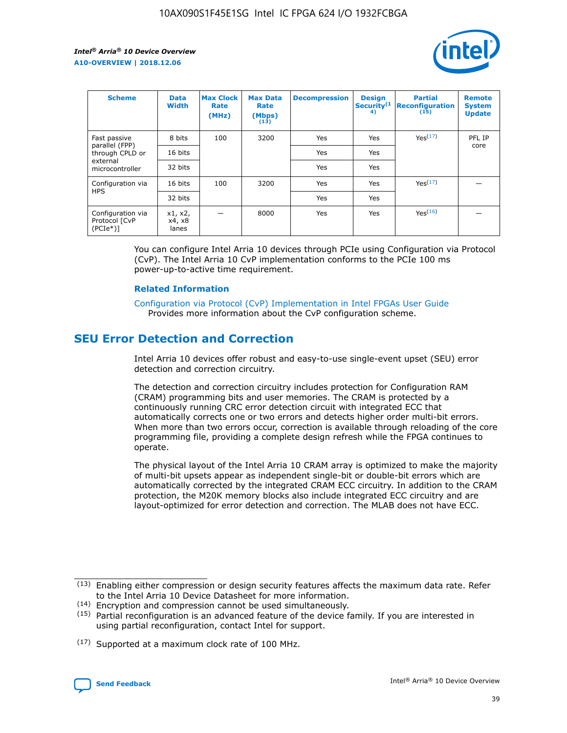| Scheme | Data Width | Max Clock Rate (MHz) | Max Data Rate (Mbps) (13) | Decompression | Design Security(14) | Partial Reconfiguration (15) | Remote System Update |
|---|---|---|---|---|---|---|---|
| Fast passive parallel (FPP) through CPLD or external microcontroller | 8 bits | 100 | 3200 | Yes | Yes | Yes(17) | PFL IP core |
| | 16 bits | | | Yes | Yes | | |
| | 32 bits | | | Yes | Yes | | |
| Configuration via HPS | 16 bits | 100 | 3200 | Yes | Yes | Yes(17) | — |
| | 32 bits | | | Yes | Yes | | |
| Configuration via Protocol [CvP (PCIe*)] | x1, x2, x4, x8 lanes | — | 8000 | Yes | Yes | Yes(16) | — |

You can configure Intel Arria 10 devices through PCIe using Configuration via Protocol (CvP). The Intel Arria 10 CvP implementation conforms to the PCIe 100 ms power-up-to-active time requirement.

**Related Information**

Configuration via Protocol (CvP) Implementation in Intel FPGAs User Guide
Provides more information about the CvP configuration scheme.

## SEU Error Detection and Correction

Intel Arria 10 devices offer robust and easy-to-use single-event upset (SEU) error detection and correction circuitry.

The detection and correction circuitry includes protection for Configuration RAM (CRAM) programming bits and user memories. The CRAM is protected by a continuously running CRC error detection circuit with integrated ECC that automatically corrects one or two errors and detects higher order multi-bit errors. When more than two errors occur, correction is available through reloading of the core programming file, providing a complete design refresh while the FPGA continues to operate.

The physical layout of the Intel Arria 10 CRAM array is optimized to make the majority of multi-bit upsets appear as independent single-bit or double-bit errors which are automatically corrected by the integrated CRAM ECC circuitry. In addition to the CRAM protection, the M20K memory blocks also include integrated ECC circuitry and are layout-optimized for error detection and correction. The MLAB does not have ECC.

(13) Enabling either compression or design security features affects the maximum data rate. Refer to the Intel Arria 10 Device Datasheet for more information.

(14) Encryption and compression cannot be used simultaneously.

(15) Partial reconfiguration is an advanced feature of the device family. If you are interested in using partial reconfiguration, contact Intel for support.

(17) Supported at a maximum clock rate of 100 MHz.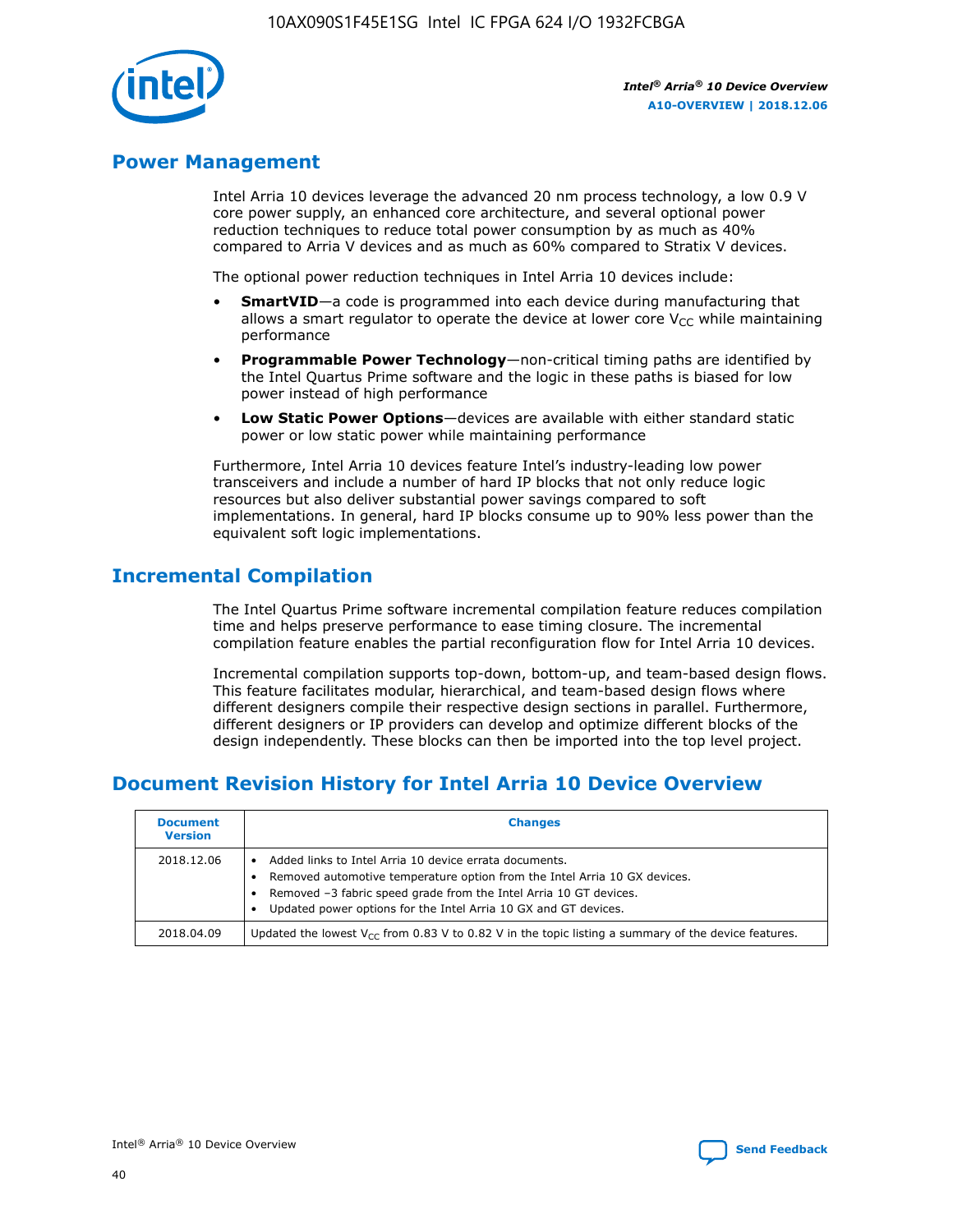## Power Management

Intel Arria 10 devices leverage the advanced 20 nm process technology, a low 0.9 V core power supply, an enhanced core architecture, and several optional power reduction techniques to reduce total power consumption by as much as 40% compared to Arria V devices and as much as 60% compared to Stratix V devices.

The optional power reduction techniques in Intel Arria 10 devices include:

- **SmartVID**—a code is programmed into each device during manufacturing that allows a smart regulator to operate the device at lower core $V_{CC}$ while maintaining performance
- **Programmable Power Technology**—non-critical timing paths are identified by the Intel Quartus Prime software and the logic in these paths is biased for low power instead of high performance
- **Low Static Power Options**—devices are available with either standard static power or low static power while maintaining performance

Furthermore, Intel Arria 10 devices feature Intel's industry-leading low power transceivers and include a number of hard IP blocks that not only reduce logic resources but also deliver substantial power savings compared to soft implementations. In general, hard IP blocks consume up to 90% less power than the equivalent soft logic implementations.

## Incremental Compilation

The Intel Quartus Prime software incremental compilation feature reduces compilation time and helps preserve performance to ease timing closure. The incremental compilation feature enables the partial reconfiguration flow for Intel Arria 10 devices.

Incremental compilation supports top-down, bottom-up, and team-based design flows. This feature facilitates modular, hierarchical, and team-based design flows where different designers compile their respective design sections in parallel. Furthermore, different designers or IP providers can develop and optimize different blocks of the design independently. These blocks can then be imported into the top level project.

## Document Revision History for Intel Arria 10 Device Overview

| Document Version | Changes |
|---|---|
| 2018.12.06 | • Added links to Intel Arria 10 device errata documents.<br>• Removed automotive temperature option from the Intel Arria 10 GX devices.<br>• Removed –3 fabric speed grade from the Intel Arria 10 GT devices.<br>• Updated power options for the Intel Arria 10 GX and GT devices. |
| 2018.04.09 | Updated the lowest $V_{CC}$ from 0.83 V to 0.82 V in the topic listing a summary of the device features. |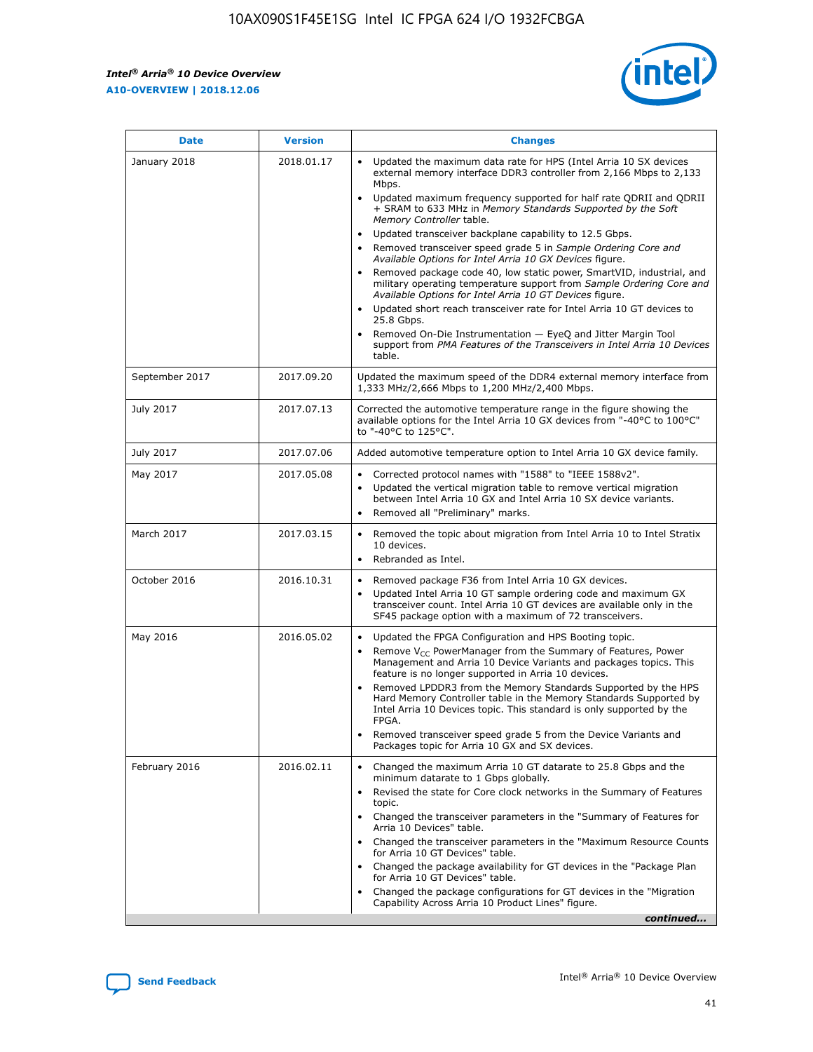| Date | Version | Changes |
| --- | --- | --- |
| January 2018 | 2018.01.17 | • Updated the maximum data rate for HPS (Intel Arria 10 SX devices external memory interface DDR3 controller from 2,166 Mbps to 2,133 Mbps.<br>• Updated maximum frequency supported for half rate QDRII and QDRII + SRAM to 633 MHz in *Memory Standards Supported by the Soft Memory Controller* table.<br>• Updated transceiver backplane capability to 12.5 Gbps.<br>• Removed transceiver speed grade 5 in *Sample Ordering Core and Available Options for Intel Arria 10 GX Devices* figure.<br>• Removed package code 40, low static power, SmartVID, industrial, and military operating temperature support from *Sample Ordering Core and Available Options for Intel Arria 10 GT Devices* figure.<br>• Updated short reach transceiver rate for Intel Arria 10 GT devices to 25.8 Gbps.<br>• Removed On-Die Instrumentation — EyeQ and Jitter Margin Tool support from *PMA Features of the Transceivers in Intel Arria 10 Devices* table. |
| September 2017 | 2017.09.20 | Updated the maximum speed of the DDR4 external memory interface from 1,333 MHz/2,666 Mbps to 1,200 MHz/2,400 Mbps. |
| July 2017 | 2017.07.13 | Corrected the automotive temperature range in the figure showing the available options for the Intel Arria 10 GX devices from "-40°C to 100°C" to "-40°C to 125°C". |
| July 2017 | 2017.07.06 | Added automotive temperature option to Intel Arria 10 GX device family. |
| May 2017 | 2017.05.08 | • Corrected protocol names with "1588" to "IEEE 1588v2".<br>• Updated the vertical migration table to remove vertical migration between Intel Arria 10 GX and Intel Arria 10 SX device variants.<br>• Removed all "Preliminary" marks. |
| March 2017 | 2017.03.15 | • Removed the topic about migration from Intel Arria 10 to Intel Stratix 10 devices.<br>• Rebranded as Intel. |
| October 2016 | 2016.10.31 | • Removed package F36 from Intel Arria 10 GX devices.<br>• Updated Intel Arria 10 GT sample ordering code and maximum GX transceiver count. Intel Arria 10 GT devices are available only in the SF45 package option with a maximum of 72 transceivers. |
| May 2016 | 2016.05.02 | • Updated the FPGA Configuration and HPS Booting topic.<br>• Remove $V_{CC}$ PowerManager from the Summary of Features, Power Management and Arria 10 Device Variants and packages topics. This feature is no longer supported in Arria 10 devices.<br>• Removed LPDDR3 from the Memory Standards Supported by the HPS Hard Memory Controller table in the Memory Standards Supported by Intel Arria 10 Devices topic. This standard is only supported by the FPGA.<br>• Removed transceiver speed grade 5 from the Device Variants and Packages topic for Arria 10 GX and SX devices. |
| February 2016 | 2016.02.11 | • Changed the maximum Arria 10 GT datarate to 25.8 Gbps and the minimum datarate to 1 Gbps globally.<br>• Revised the state for Core clock networks in the Summary of Features topic.<br>• Changed the transceiver parameters in the "Summary of Features for Arria 10 Devices" table.<br>• Changed the transceiver parameters in the "Maximum Resource Counts for Arria 10 GT Devices" table.<br>• Changed the package availability for GT devices in the "Package Plan for Arria 10 GT Devices" table.<br>• Changed the package configurations for GT devices in the "Migration Capability Across Arria 10 Product Lines" figure. |

*continued...*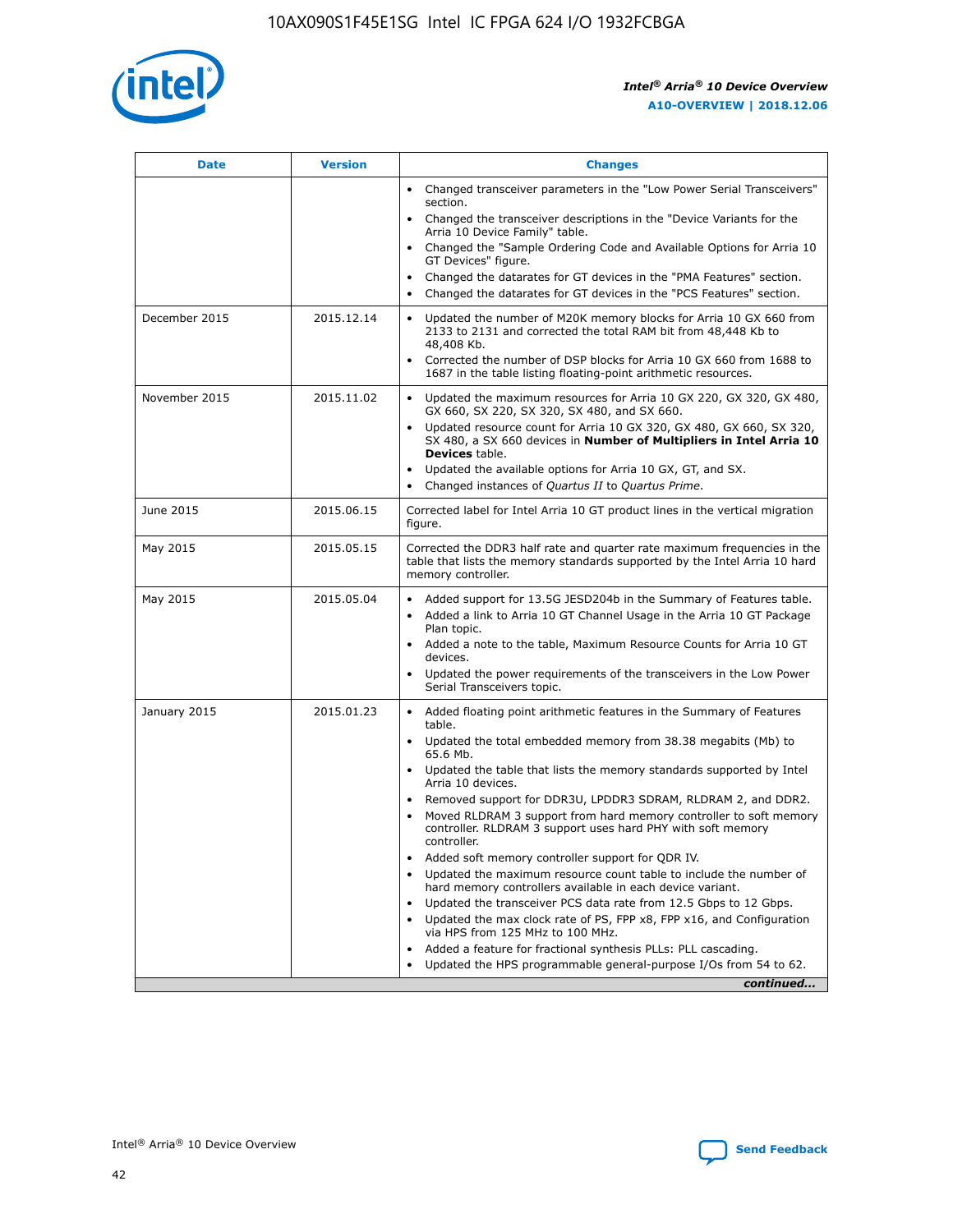| Date | Version | Changes |
| --- | --- | --- |
| | | • Changed transceiver parameters in the "Low Power Serial Transceivers" section.<br>• Changed the transceiver descriptions in the "Device Variants for the Arria 10 Device Family" table.<br>• Changed the "Sample Ordering Code and Available Options for Arria 10 GT Devices" figure.<br>• Changed the datarates for GT devices in the "PMA Features" section.<br>• Changed the datarates for GT devices in the "PCS Features" section. |
| December 2015 | 2015.12.14 | • Updated the number of M20K memory blocks for Arria 10 GX 660 from 2133 to 2131 and corrected the total RAM bit from 48,448 Kb to 48,408 Kb.<br>• Corrected the number of DSP blocks for Arria 10 GX 660 from 1688 to 1687 in the table listing floating-point arithmetic resources. |
| November 2015 | 2015.11.02 | • Updated the maximum resources for Arria 10 GX 220, GX 320, GX 480, GX 660, SX 220, SX 320, SX 480, and SX 660.<br>• Updated resource count for Arria 10 GX 320, GX 480, GX 660, SX 320, SX 480, a SX 660 devices in **Number of Multipliers in Intel Arria 10 Devices** table.<br>• Updated the available options for Arria 10 GX, GT, and SX.<br>• Changed instances of *Quartus II* to *Quartus Prime*. |
| June 2015 | 2015.06.15 | Corrected label for Intel Arria 10 GT product lines in the vertical migration figure. |
| May 2015 | 2015.05.15 | Corrected the DDR3 half rate and quarter rate maximum frequencies in the table that lists the memory standards supported by the Intel Arria 10 hard memory controller. |
| May 2015 | 2015.05.04 | • Added support for 13.5G JESD204b in the Summary of Features table.<br>• Added a link to Arria 10 GT Channel Usage in the Arria 10 GT Package Plan topic.<br>• Added a note to the table, Maximum Resource Counts for Arria 10 GT devices.<br>• Updated the power requirements of the transceivers in the Low Power Serial Transceivers topic. |
| January 2015 | 2015.01.23 | • Added floating point arithmetic features in the Summary of Features table.<br>• Updated the total embedded memory from 38.38 megabits (Mb) to 65.6 Mb.<br>• Updated the table that lists the memory standards supported by Intel Arria 10 devices.<br>• Removed support for DDR3U, LPDDR3 SDRAM, RLDRAM 2, and DDR2.<br>• Moved RLDRAM 3 support from hard memory controller to soft memory controller. RLDRAM 3 support uses hard PHY with soft memory controller.<br>• Added soft memory controller support for QDR IV.<br>• Updated the maximum resource count table to include the number of hard memory controllers available in each device variant.<br>• Updated the transceiver PCS data rate from 12.5 Gbps to 12 Gbps.<br>• Updated the max clock rate of PS, FPP x8, FPP x16, and Configuration via HPS from 125 MHz to 100 MHz.<br>• Added a feature for fractional synthesis PLLs: PLL cascading.<br>• Updated the HPS programmable general-purpose I/Os from 54 to 62. |

*continued...*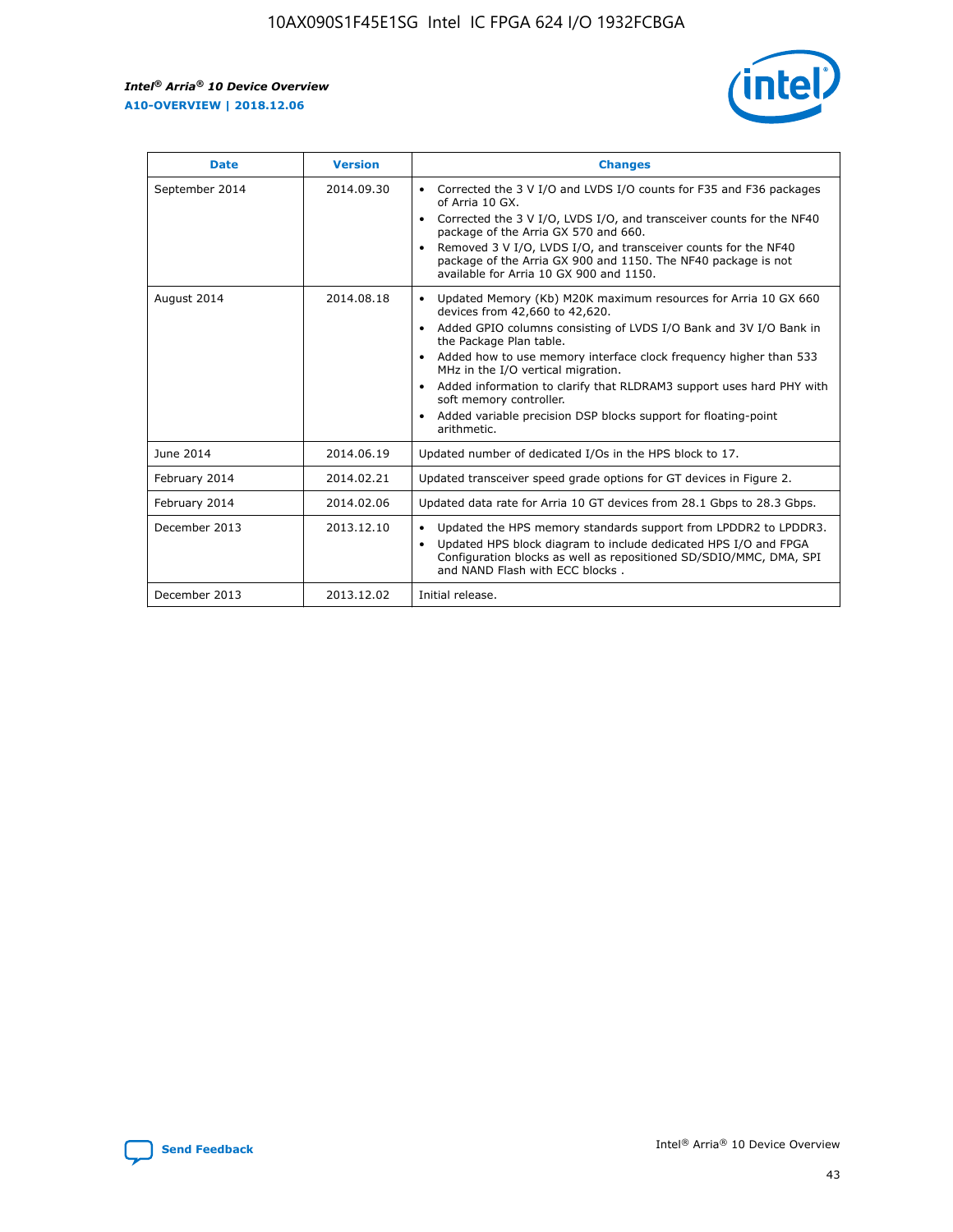| Date | Version | Changes |
| --- | --- | --- |
| September 2014 | 2014.09.30 | • Corrected the 3 V I/O and LVDS I/O counts for F35 and F36 packages of Arria 10 GX.<br>• Corrected the 3 V I/O, LVDS I/O, and transceiver counts for the NF40 package of the Arria GX 570 and 660.<br>• Removed 3 V I/O, LVDS I/O, and transceiver counts for the NF40 package of the Arria GX 900 and 1150. The NF40 package is not available for Arria 10 GX 900 and 1150. |
| August 2014 | 2014.08.18 | • Updated Memory (Kb) M20K maximum resources for Arria 10 GX 660 devices from 42,660 to 42,620.<br>• Added GPIO columns consisting of LVDS I/O Bank and 3V I/O Bank in the Package Plan table.<br>• Added how to use memory interface clock frequency higher than 533 MHz in the I/O vertical migration.<br>• Added information to clarify that RLDRAM3 support uses hard PHY with soft memory controller.<br>• Added variable precision DSP blocks support for floating-point arithmetic. |
| June 2014 | 2014.06.19 | Updated number of dedicated I/Os in the HPS block to 17. |
| February 2014 | 2014.02.21 | Updated transceiver speed grade options for GT devices in Figure 2. |
| February 2014 | 2014.02.06 | Updated data rate for Arria 10 GT devices from 28.1 Gbps to 28.3 Gbps. |
| December 2013 | 2013.12.10 | • Updated the HPS memory standards support from LPDDR2 to LPDDR3.<br>• Updated HPS block diagram to include dedicated HPS I/O and FPGA Configuration blocks as well as repositioned SD/SDIO/MMC, DMA, SPI and NAND Flash with ECC blocks . |
| December 2013 | 2013.12.02 | Initial release. |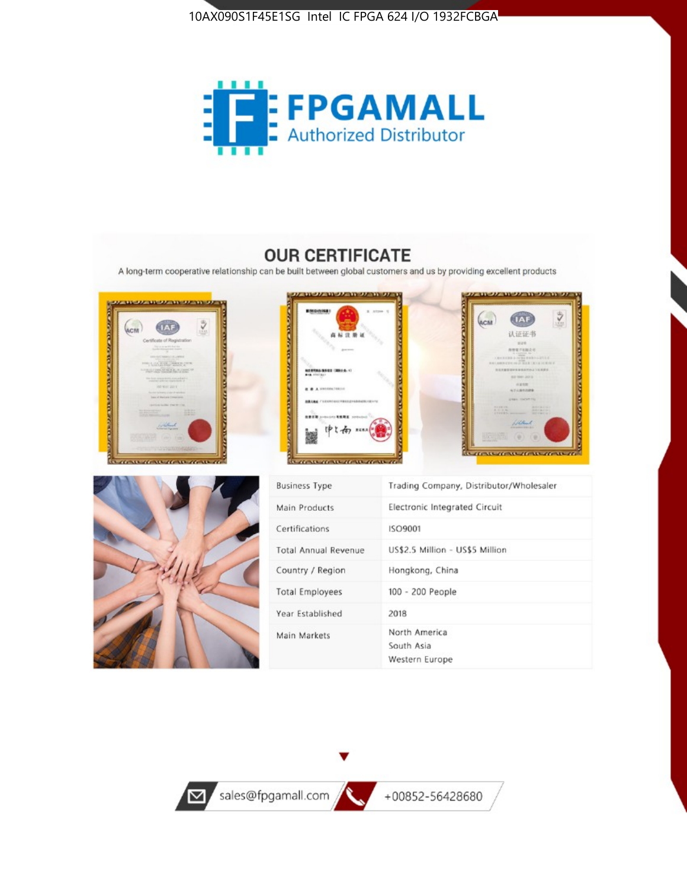FPGAMALL
Authorized Distributor

## OUR CERTIFICATE

A long-term cooperative relationship can be built between global customers and us by providing excellent products

| | |
|---|---|
| Business Type | Trading Company, Distributor/Wholesaler |
| Main Products | Electronic Integrated Circuit |
| Certifications | ISO9001 |
| Total Annual Revenue | US$2.5 Million - US$5 Million |
| Country / Region | Hongkong, China |
| Total Employees | 100 - 200 People |
| Year Established | 2018 |
| Main Markets | North America<br>South Asia<br>Western Europe |

sales@fpgamall.com

+00852-56428680